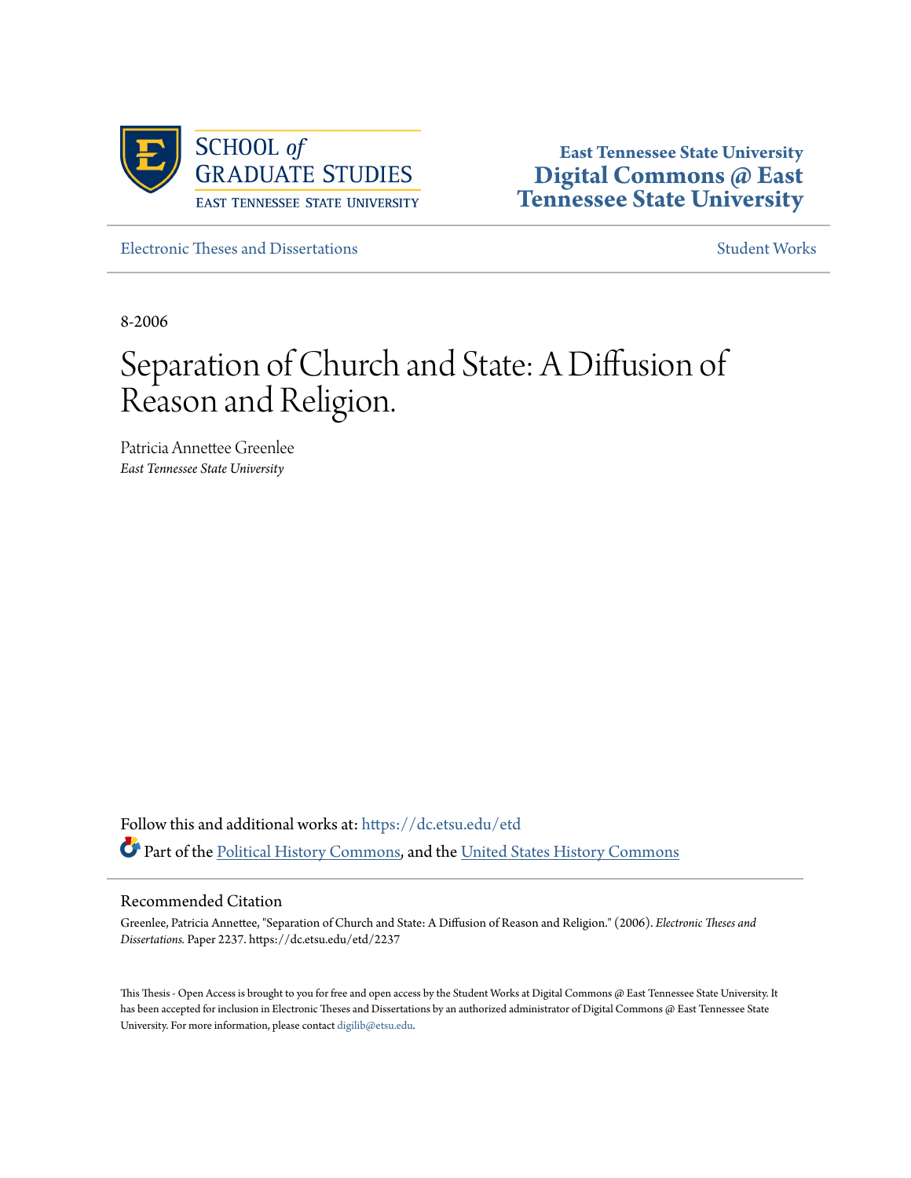SCHOOL *of* GRADUATE STUDIES
EAST TENNESSEE STATE UNIVERSITY

**East Tennessee State University**
**Digital Commons @ East Tennessee State University**

Electronic Theses and Dissertations | Student Works

8-2006

# Separation of Church and State: A Diffusion of Reason and Religion.

Patricia Annettee Greenlee
*East Tennessee State University*

Follow this and additional works at: https://dc.etsu.edu/etd

Part of the Political History Commons, and the United States History Commons

## Recommended Citation

Greenlee, Patricia Annettee, "Separation of Church and State: A Diffusion of Reason and Religion." (2006). *Electronic Theses and Dissertations.* Paper 2237. https://dc.etsu.edu/etd/2237

This Thesis - Open Access is brought to you for free and open access by the Student Works at Digital Commons @ East Tennessee State University. It has been accepted for inclusion in Electronic Theses and Dissertations by an authorized administrator of Digital Commons @ East Tennessee State University. For more information, please contact digilib@etsu.edu.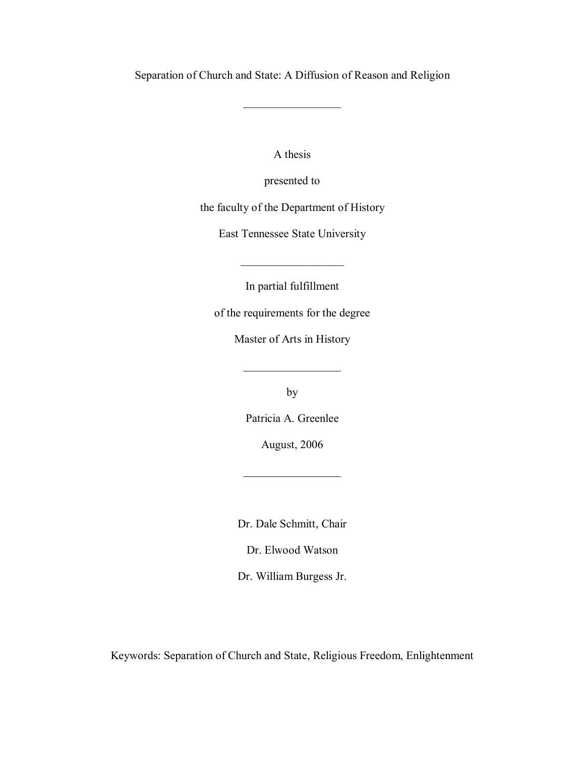Separation of Church and State: A Diffusion of Reason and Religion

---

A thesis

presented to

the faculty of the Department of History

East Tennessee State University

---

In partial fulfillment

of the requirements for the degree

Master of Arts in History

---

by

Patricia A. Greenlee

August, 2006

---

Dr. Dale Schmitt, Chair

Dr. Elwood Watson

Dr. William Burgess Jr.

Keywords: Separation of Church and State, Religious Freedom, Enlightenment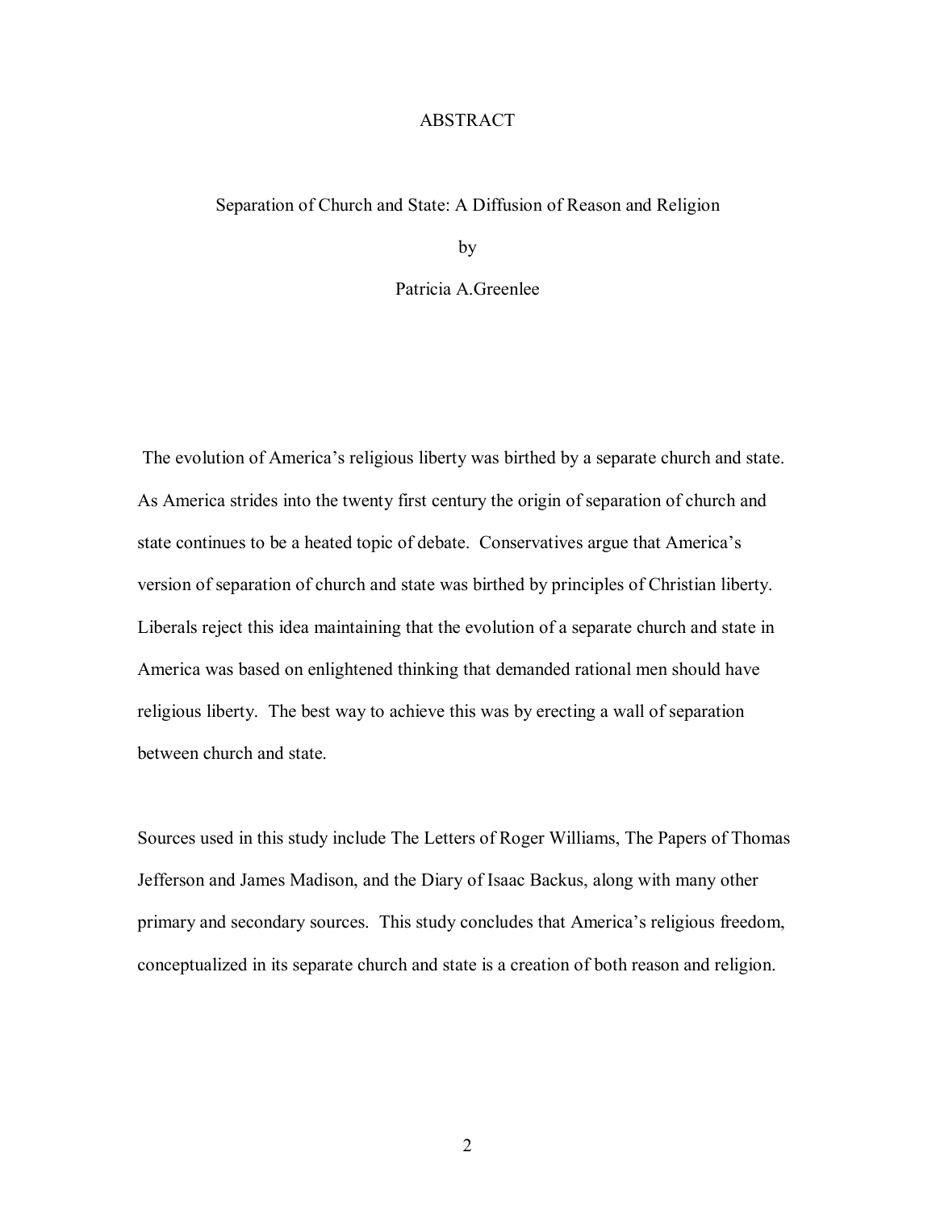# ABSTRACT

Separation of Church and State: A Diffusion of Reason and Religion

by

Patricia A.Greenlee

The evolution of America's religious liberty was birthed by a separate church and state. As America strides into the twenty first century the origin of separation of church and state continues to be a heated topic of debate. Conservatives argue that America's version of separation of church and state was birthed by principles of Christian liberty. Liberals reject this idea maintaining that the evolution of a separate church and state in America was based on enlightened thinking that demanded rational men should have religious liberty. The best way to achieve this was by erecting a wall of separation between church and state.

Sources used in this study include The Letters of Roger Williams, The Papers of Thomas Jefferson and James Madison, and the Diary of Isaac Backus, along with many other primary and secondary sources. This study concludes that America's religious freedom, conceptualized in its separate church and state is a creation of both reason and religion.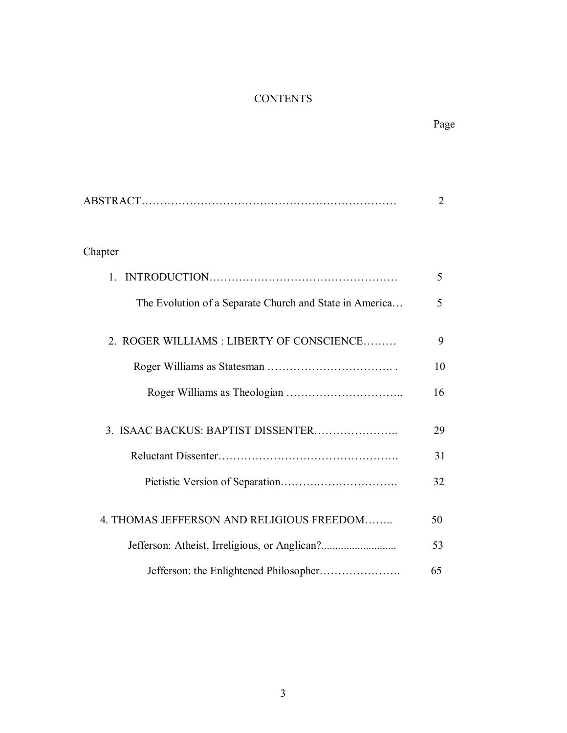# CONTENTS

| | Page |
|---|---|
| ABSTRACT | 2 |
| **Chapter** | |
| 1. INTRODUCTION | 5 |
| The Evolution of a Separate Church and State in America | 5 |
| 2. ROGER WILLIAMS : LIBERTY OF CONSCIENCE | 9 |
| Roger Williams as Statesman | 10 |
| Roger Williams as Theologian | 16 |
| 3. ISAAC BACKUS: BAPTIST DISSENTER | 29 |
| Reluctant Dissenter | 31 |
| Pietistic Version of Separation | 32 |
| 4. THOMAS JEFFERSON AND RELIGIOUS FREEDOM | 50 |
| Jefferson: Atheist, Irreligious, or Anglican? | 53 |
| Jefferson: the Enlightened Philosopher | 65 |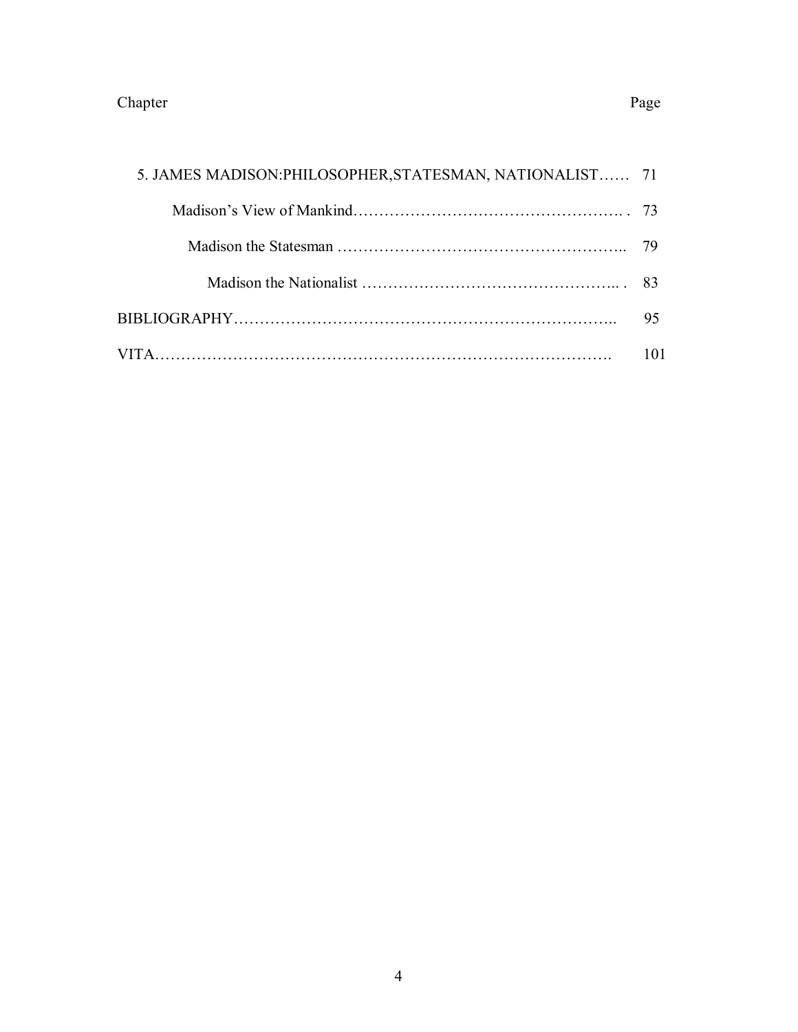| Chapter | Page |
|---|---|
| 5. JAMES MADISON:PHILOSOPHER,STATESMAN, NATIONALIST…… | 71 |
| Madison's View of Mankind……………………………………………. . | 73 |
| Madison the Statesman …………………………………………….. | 79 |
| Madison the Nationalist ………………………………………….. . | 83 |
| BIBLIOGRAPHY……………………………………………………………….. | 95 |
| VITA……………………………………………………………………………. | 101 |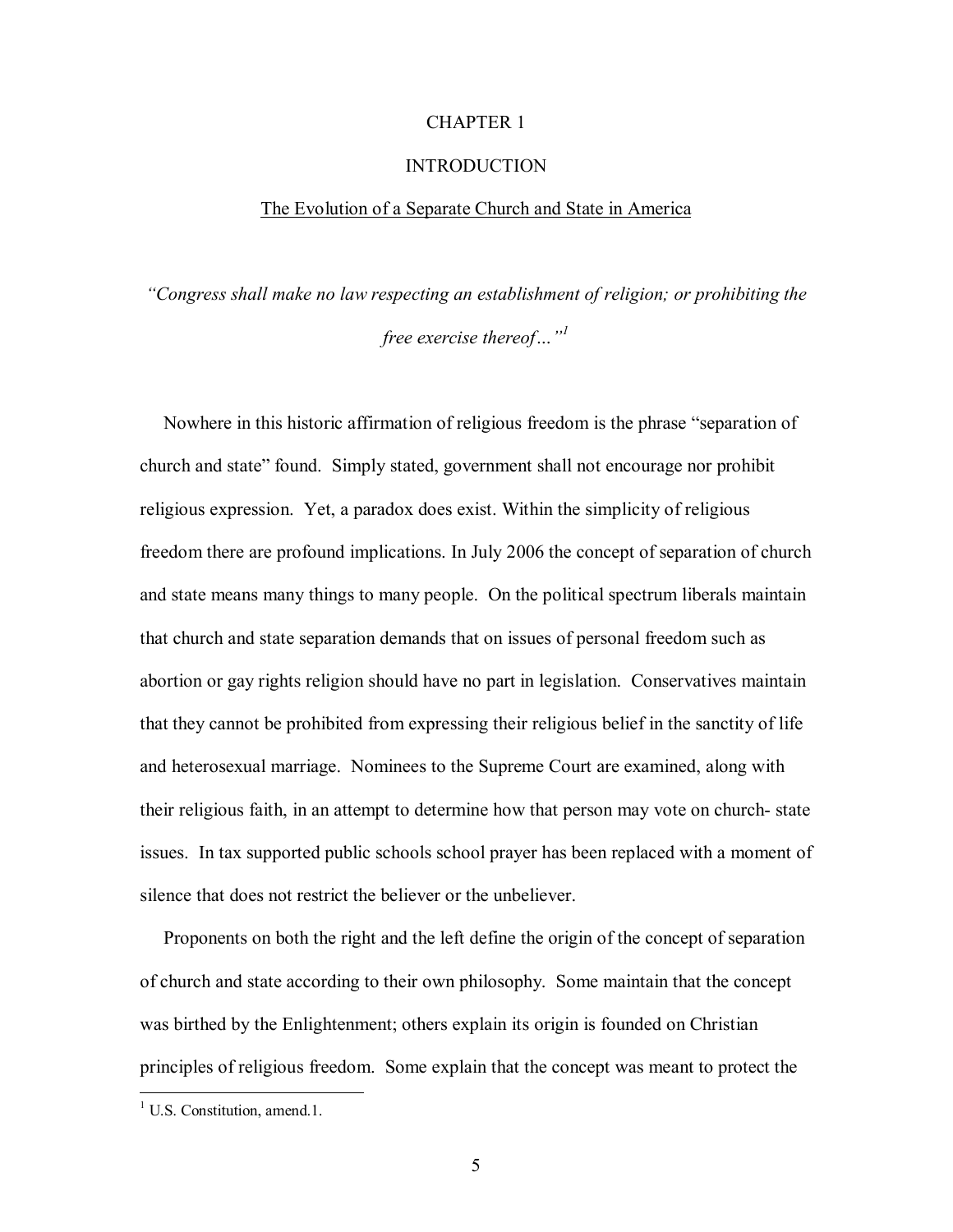# CHAPTER 1

# INTRODUCTION

## The Evolution of a Separate Church and State in America

*"Congress shall make no law respecting an establishment of religion; or prohibiting the free exercise thereof…"*[1]

Nowhere in this historic affirmation of religious freedom is the phrase "separation of church and state" found. Simply stated, government shall not encourage nor prohibit religious expression. Yet, a paradox does exist. Within the simplicity of religious freedom there are profound implications. In July 2006 the concept of separation of church and state means many things to many people. On the political spectrum liberals maintain that church and state separation demands that on issues of personal freedom such as abortion or gay rights religion should have no part in legislation. Conservatives maintain that they cannot be prohibited from expressing their religious belief in the sanctity of life and heterosexual marriage. Nominees to the Supreme Court are examined, along with their religious faith, in an attempt to determine how that person may vote on church- state issues. In tax supported public schools school prayer has been replaced with a moment of silence that does not restrict the believer or the unbeliever.

Proponents on both the right and the left define the origin of the concept of separation of church and state according to their own philosophy. Some maintain that the concept was birthed by the Enlightenment; others explain its origin is founded on Christian principles of religious freedom. Some explain that the concept was meant to protect the

---

[1] U.S. Constitution, amend.1.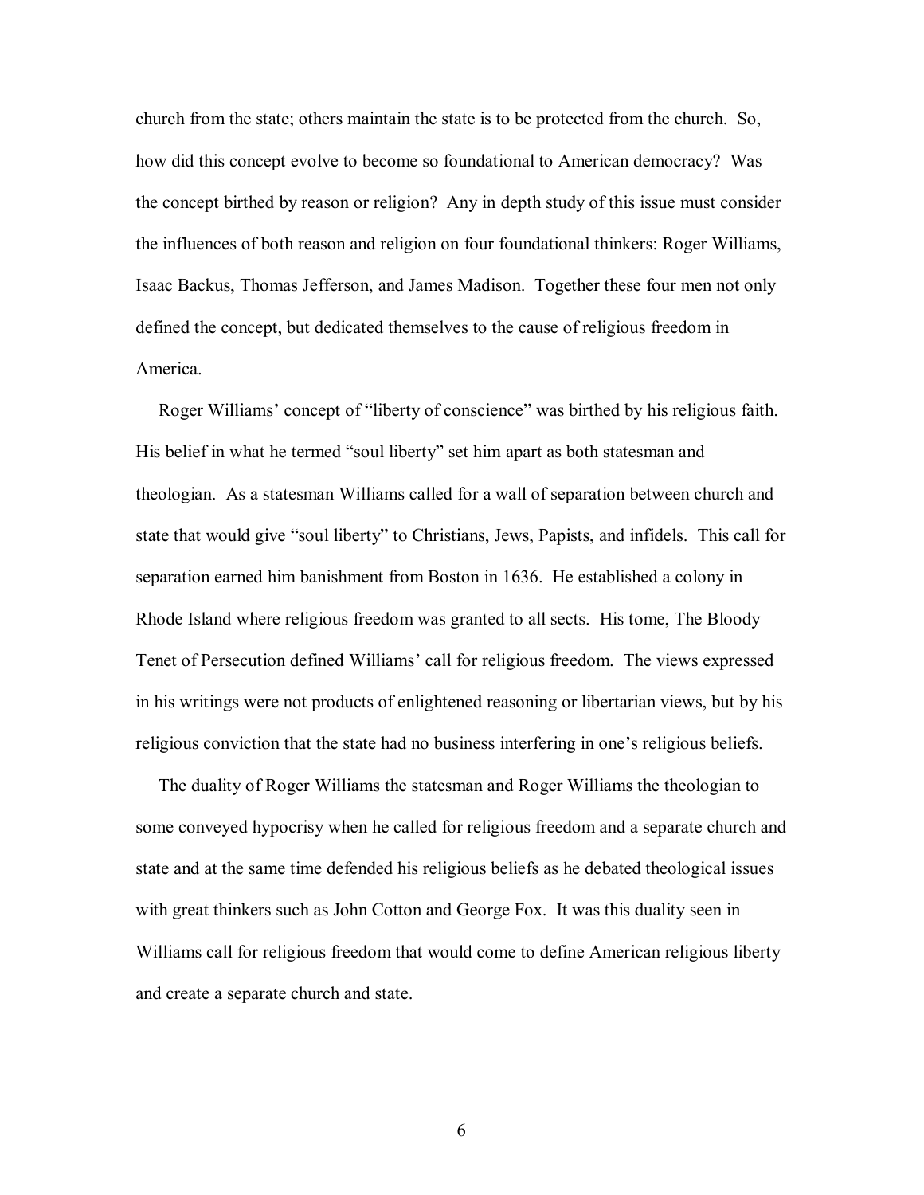church from the state; others maintain the state is to be protected from the church. So, how did this concept evolve to become so foundational to American democracy? Was the concept birthed by reason or religion? Any in depth study of this issue must consider the influences of both reason and religion on four foundational thinkers: Roger Williams, Isaac Backus, Thomas Jefferson, and James Madison. Together these four men not only defined the concept, but dedicated themselves to the cause of religious freedom in America.

Roger Williams' concept of "liberty of conscience" was birthed by his religious faith. His belief in what he termed "soul liberty" set him apart as both statesman and theologian. As a statesman Williams called for a wall of separation between church and state that would give "soul liberty" to Christians, Jews, Papists, and infidels. This call for separation earned him banishment from Boston in 1636. He established a colony in Rhode Island where religious freedom was granted to all sects. His tome, The Bloody Tenet of Persecution defined Williams' call for religious freedom. The views expressed in his writings were not products of enlightened reasoning or libertarian views, but by his religious conviction that the state had no business interfering in one's religious beliefs.

The duality of Roger Williams the statesman and Roger Williams the theologian to some conveyed hypocrisy when he called for religious freedom and a separate church and state and at the same time defended his religious beliefs as he debated theological issues with great thinkers such as John Cotton and George Fox. It was this duality seen in Williams call for religious freedom that would come to define American religious liberty and create a separate church and state.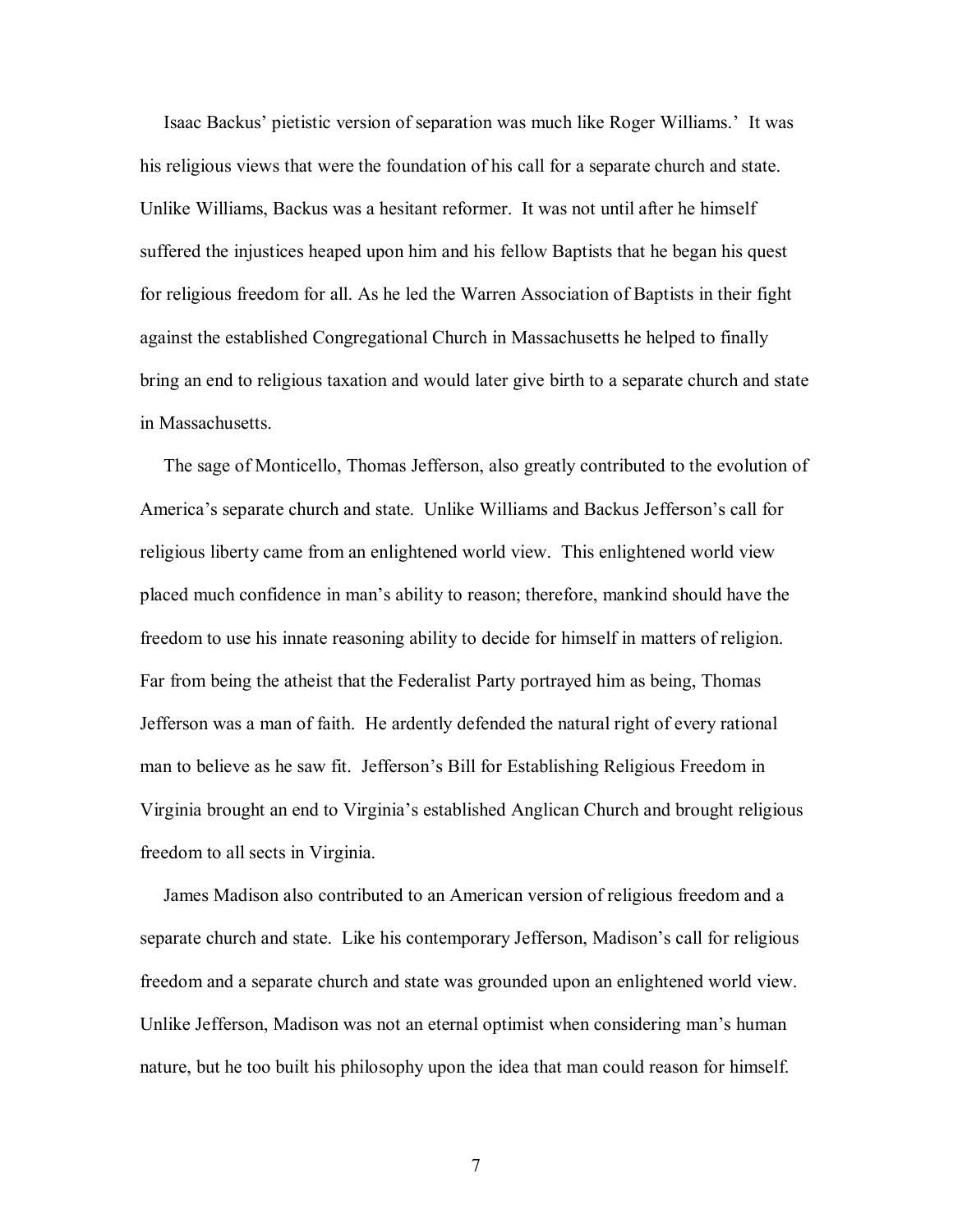Isaac Backus' pietistic version of separation was much like Roger Williams.' It was his religious views that were the foundation of his call for a separate church and state. Unlike Williams, Backus was a hesitant reformer. It was not until after he himself suffered the injustices heaped upon him and his fellow Baptists that he began his quest for religious freedom for all. As he led the Warren Association of Baptists in their fight against the established Congregational Church in Massachusetts he helped to finally bring an end to religious taxation and would later give birth to a separate church and state in Massachusetts.

The sage of Monticello, Thomas Jefferson, also greatly contributed to the evolution of America's separate church and state. Unlike Williams and Backus Jefferson's call for religious liberty came from an enlightened world view. This enlightened world view placed much confidence in man's ability to reason; therefore, mankind should have the freedom to use his innate reasoning ability to decide for himself in matters of religion. Far from being the atheist that the Federalist Party portrayed him as being, Thomas Jefferson was a man of faith. He ardently defended the natural right of every rational man to believe as he saw fit. Jefferson's Bill for Establishing Religious Freedom in Virginia brought an end to Virginia's established Anglican Church and brought religious freedom to all sects in Virginia.

James Madison also contributed to an American version of religious freedom and a separate church and state. Like his contemporary Jefferson, Madison's call for religious freedom and a separate church and state was grounded upon an enlightened world view. Unlike Jefferson, Madison was not an eternal optimist when considering man's human nature, but he too built his philosophy upon the idea that man could reason for himself.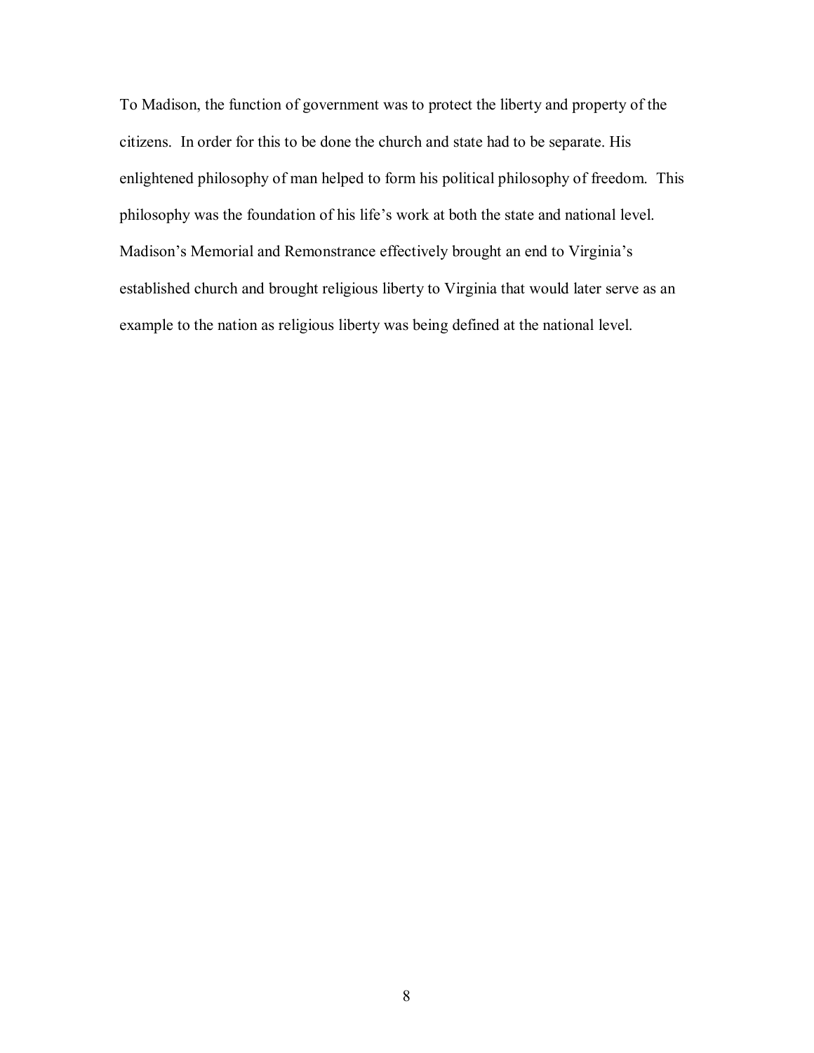To Madison, the function of government was to protect the liberty and property of the citizens. In order for this to be done the church and state had to be separate. His enlightened philosophy of man helped to form his political philosophy of freedom. This philosophy was the foundation of his life's work at both the state and national level. Madison's Memorial and Remonstrance effectively brought an end to Virginia's established church and brought religious liberty to Virginia that would later serve as an example to the nation as religious liberty was being defined at the national level.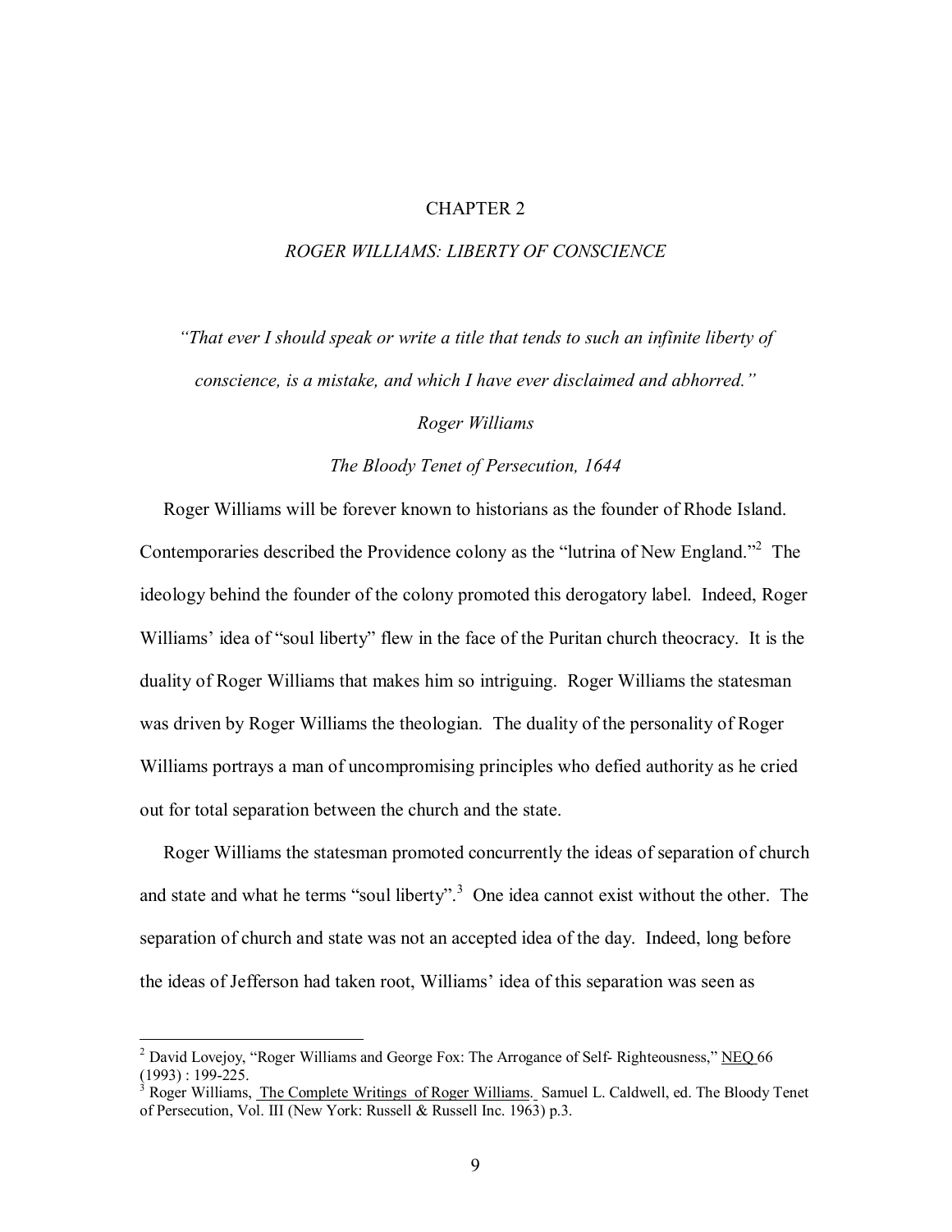# CHAPTER 2

## *ROGER WILLIAMS: LIBERTY OF CONSCIENCE*

*"That ever I should speak or write a title that tends to such an infinite liberty of conscience, is a mistake, and which I have ever disclaimed and abhorred."*

*Roger Williams*

*The Bloody Tenet of Persecution, 1644*

Roger Williams will be forever known to historians as the founder of Rhode Island. Contemporaries described the Providence colony as the "lutrina of New England."[2] The ideology behind the founder of the colony promoted this derogatory label. Indeed, Roger Williams' idea of "soul liberty" flew in the face of the Puritan church theocracy. It is the duality of Roger Williams that makes him so intriguing. Roger Williams the statesman was driven by Roger Williams the theologian. The duality of the personality of Roger Williams portrays a man of uncompromising principles who defied authority as he cried out for total separation between the church and the state.

Roger Williams the statesman promoted concurrently the ideas of separation of church and state and what he terms "soul liberty".[3] One idea cannot exist without the other. The separation of church and state was not an accepted idea of the day. Indeed, long before the ideas of Jefferson had taken root, Williams' idea of this separation was seen as

---

[2] David Lovejoy, "Roger Williams and George Fox: The Arrogance of Self- Righteousness," NEQ 66 (1993) : 199-225.

[3] Roger Williams, The Complete Writings of Roger Williams. Samuel L. Caldwell, ed. The Bloody Tenet of Persecution, Vol. III (New York: Russell & Russell Inc. 1963) p.3.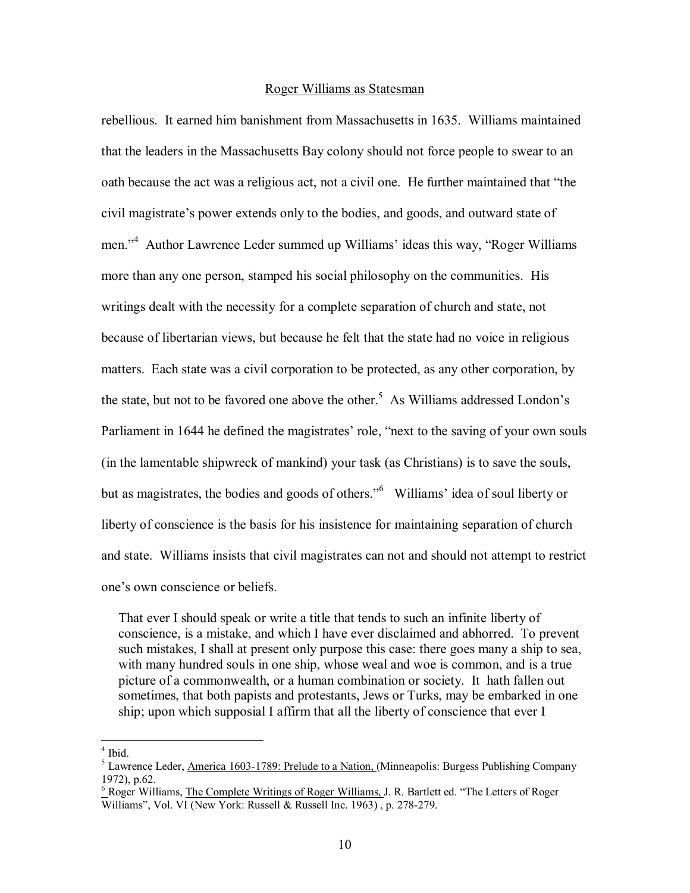rebellious. It earned him banishment from Massachusetts in 1635. Williams maintained that the leaders in the Massachusetts Bay colony should not force people to swear to an oath because the act was a religious act, not a civil one. He further maintained that "the civil magistrate's power extends only to the bodies, and goods, and outward state of men."[4] Author Lawrence Leder summed up Williams' ideas this way, "Roger Williams more than any one person, stamped his social philosophy on the communities. His writings dealt with the necessity for a complete separation of church and state, not because of libertarian views, but because he felt that the state had no voice in religious matters. Each state was a civil corporation to be protected, as any other corporation, by the state, but not to be favored one above the other.[5] As Williams addressed London's Parliament in 1644 he defined the magistrates' role, "next to the saving of your own souls (in the lamentable shipwreck of mankind) your task (as Christians) is to save the souls, but as magistrates, the bodies and goods of others."[6] Williams' idea of soul liberty or liberty of conscience is the basis for his insistence for maintaining separation of church and state. Williams insists that civil magistrates can not and should not attempt to restrict one's own conscience or beliefs.

> That ever I should speak or write a title that tends to such an infinite liberty of conscience, is a mistake, and which I have ever disclaimed and abhorred. To prevent such mistakes, I shall at present only purpose this case: there goes many a ship to sea, with many hundred souls in one ship, whose weal and woe is common, and is a true picture of a commonwealth, or a human combination or society. It hath fallen out sometimes, that both papists and protestants, Jews or Turks, may be embarked in one ship; upon which supposial I affirm that all the liberty of conscience that ever I

---

[4] Ibid.

[5] Lawrence Leder, America 1603-1789: Prelude to a Nation, (Minneapolis: Burgess Publishing Company 1972), p.62.

[6] Roger Williams, The Complete Writings of Roger Williams, J. R. Bartlett ed. "The Letters of Roger Williams", Vol. VI (New York: Russell & Russell Inc. 1963) , p. 278-279.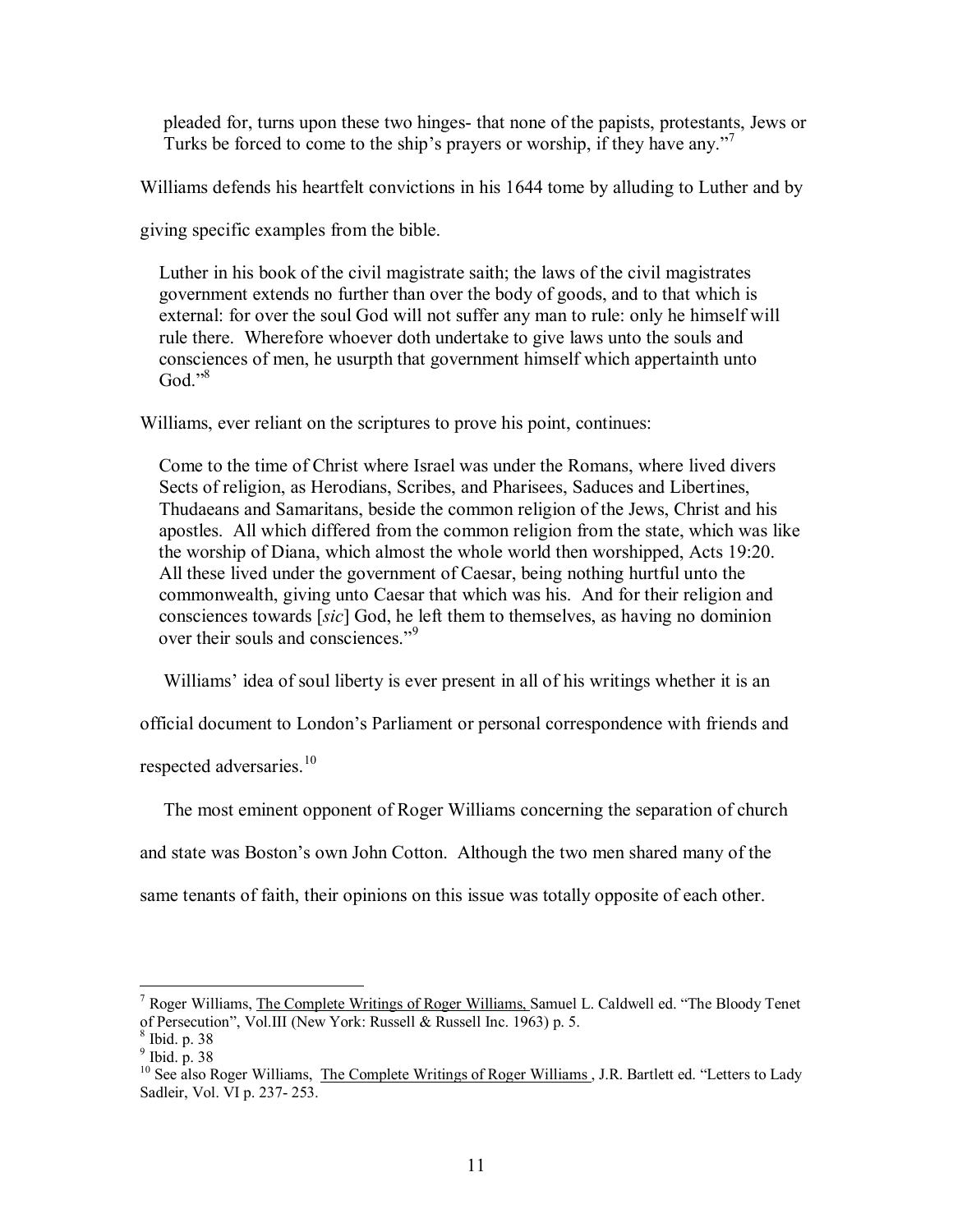> pleaded for, turns upon these two hinges- that none of the papists, protestants, Jews or Turks be forced to come to the ship's prayers or worship, if they have any."[7]

Williams defends his heartfelt convictions in his 1644 tome by alluding to Luther and by giving specific examples from the bible.

> Luther in his book of the civil magistrate saith; the laws of the civil magistrates government extends no further than over the body of goods, and to that which is external: for over the soul God will not suffer any man to rule: only he himself will rule there. Wherefore whoever doth undertake to give laws unto the souls and consciences of men, he usurpth that government himself which appertainth unto God."[8]

Williams, ever reliant on the scriptures to prove his point, continues:

> Come to the time of Christ where Israel was under the Romans, where lived divers Sects of religion, as Herodians, Scribes, and Pharisees, Saduces and Libertines, Thudaeans and Samaritans, beside the common religion of the Jews, Christ and his apostles. All which differed from the common religion from the state, which was like the worship of Diana, which almost the whole world then worshipped, Acts 19:20. All these lived under the government of Caesar, being nothing hurtful unto the commonwealth, giving unto Caesar that which was his. And for their religion and consciences towards [*sic*] God, he left them to themselves, as having no dominion over their souls and consciences."[9]

Williams' idea of soul liberty is ever present in all of his writings whether it is an official document to London's Parliament or personal correspondence with friends and respected adversaries.[10]

The most eminent opponent of Roger Williams concerning the separation of church and state was Boston's own John Cotton. Although the two men shared many of the same tenants of faith, their opinions on this issue was totally opposite of each other.

---

[7] Roger Williams, The Complete Writings of Roger Williams, Samuel L. Caldwell ed. "The Bloody Tenet of Persecution", Vol.III (New York: Russell & Russell Inc. 1963) p. 5.

[8] Ibid. p. 38

[9] Ibid. p. 38

[10] See also Roger Williams, The Complete Writings of Roger Williams , J.R. Bartlett ed. "Letters to Lady Sadleir, Vol. VI p. 237- 253.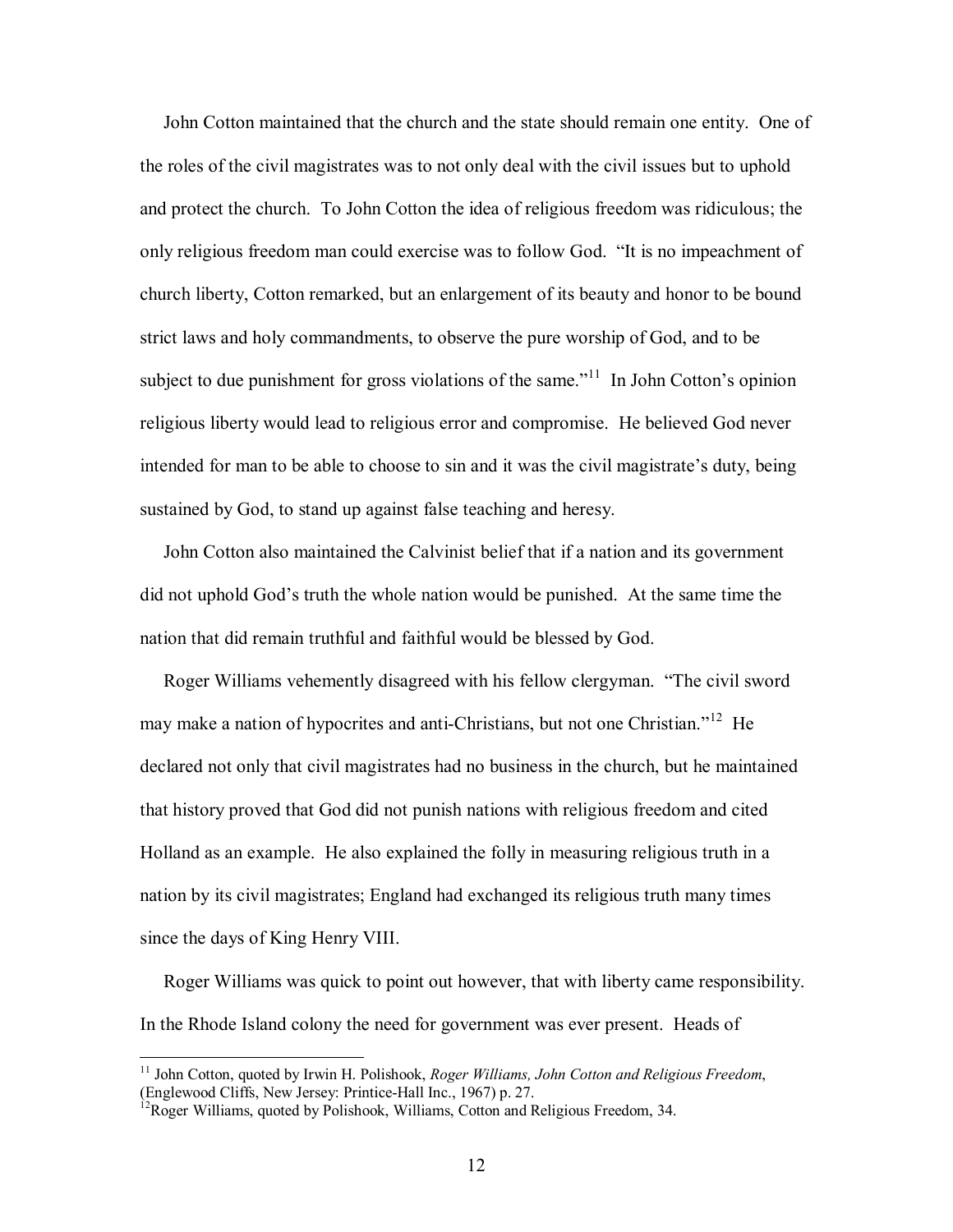John Cotton maintained that the church and the state should remain one entity. One of the roles of the civil magistrates was to not only deal with the civil issues but to uphold and protect the church. To John Cotton the idea of religious freedom was ridiculous; the only religious freedom man could exercise was to follow God. "It is no impeachment of church liberty, Cotton remarked, but an enlargement of its beauty and honor to be bound strict laws and holy commandments, to observe the pure worship of God, and to be subject to due punishment for gross violations of the same."[11] In John Cotton's opinion religious liberty would lead to religious error and compromise. He believed God never intended for man to be able to choose to sin and it was the civil magistrate's duty, being sustained by God, to stand up against false teaching and heresy.

John Cotton also maintained the Calvinist belief that if a nation and its government did not uphold God's truth the whole nation would be punished. At the same time the nation that did remain truthful and faithful would be blessed by God.

Roger Williams vehemently disagreed with his fellow clergyman. "The civil sword may make a nation of hypocrites and anti-Christians, but not one Christian."[12] He declared not only that civil magistrates had no business in the church, but he maintained that history proved that God did not punish nations with religious freedom and cited Holland as an example. He also explained the folly in measuring religious truth in a nation by its civil magistrates; England had exchanged its religious truth many times since the days of King Henry VIII.

Roger Williams was quick to point out however, that with liberty came responsibility. In the Rhode Island colony the need for government was ever present. Heads of

---

[11] John Cotton, quoted by Irwin H. Polishook, *Roger Williams, John Cotton and Religious Freedom*, (Englewood Cliffs, New Jersey: Printice-Hall Inc., 1967) p. 27.

[12] Roger Williams, quoted by Polishook, Williams, Cotton and Religious Freedom, 34.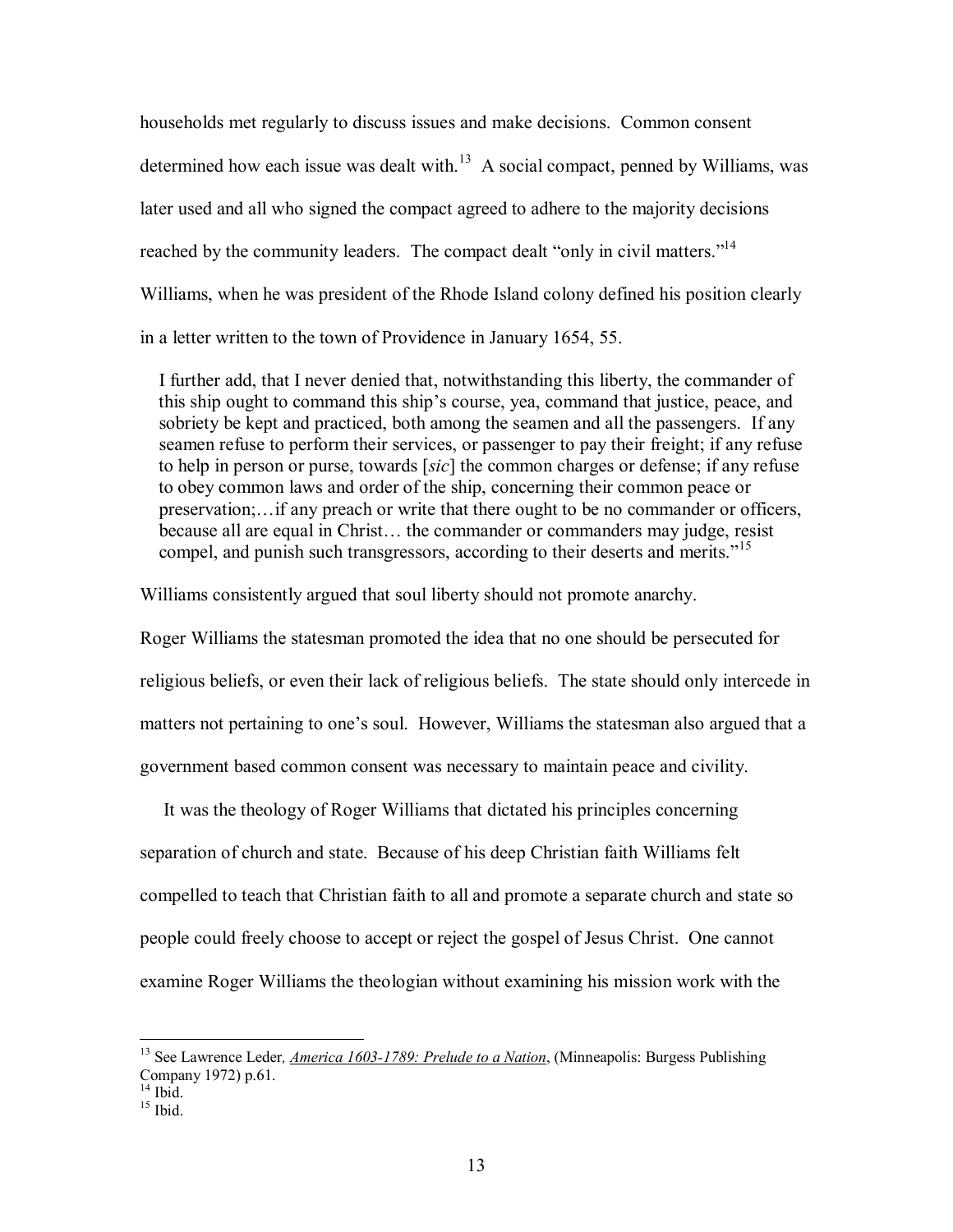households met regularly to discuss issues and make decisions. Common consent determined how each issue was dealt with.[13] A social compact, penned by Williams, was later used and all who signed the compact agreed to adhere to the majority decisions reached by the community leaders. The compact dealt "only in civil matters."[14] Williams, when he was president of the Rhode Island colony defined his position clearly in a letter written to the town of Providence in January 1654, 55.

> I further add, that I never denied that, notwithstanding this liberty, the commander of this ship ought to command this ship's course, yea, command that justice, peace, and sobriety be kept and practiced, both among the seamen and all the passengers. If any seamen refuse to perform their services, or passenger to pay their freight; if any refuse to help in person or purse, towards [*sic*] the common charges or defense; if any refuse to obey common laws and order of the ship, concerning their common peace or preservation;…if any preach or write that there ought to be no commander or officers, because all are equal in Christ… the commander or commanders may judge, resist compel, and punish such transgressors, according to their deserts and merits."[15]

Williams consistently argued that soul liberty should not promote anarchy.

Roger Williams the statesman promoted the idea that no one should be persecuted for religious beliefs, or even their lack of religious beliefs. The state should only intercede in matters not pertaining to one's soul. However, Williams the statesman also argued that a government based common consent was necessary to maintain peace and civility.

It was the theology of Roger Williams that dictated his principles concerning separation of church and state. Because of his deep Christian faith Williams felt compelled to teach that Christian faith to all and promote a separate church and state so people could freely choose to accept or reject the gospel of Jesus Christ. One cannot examine Roger Williams the theologian without examining his mission work with the

---

[13] See Lawrence Leder*, America 1603-1789: Prelude to a Nation*, (Minneapolis: Burgess Publishing Company 1972) p.61.

[14] Ibid.

[15] Ibid.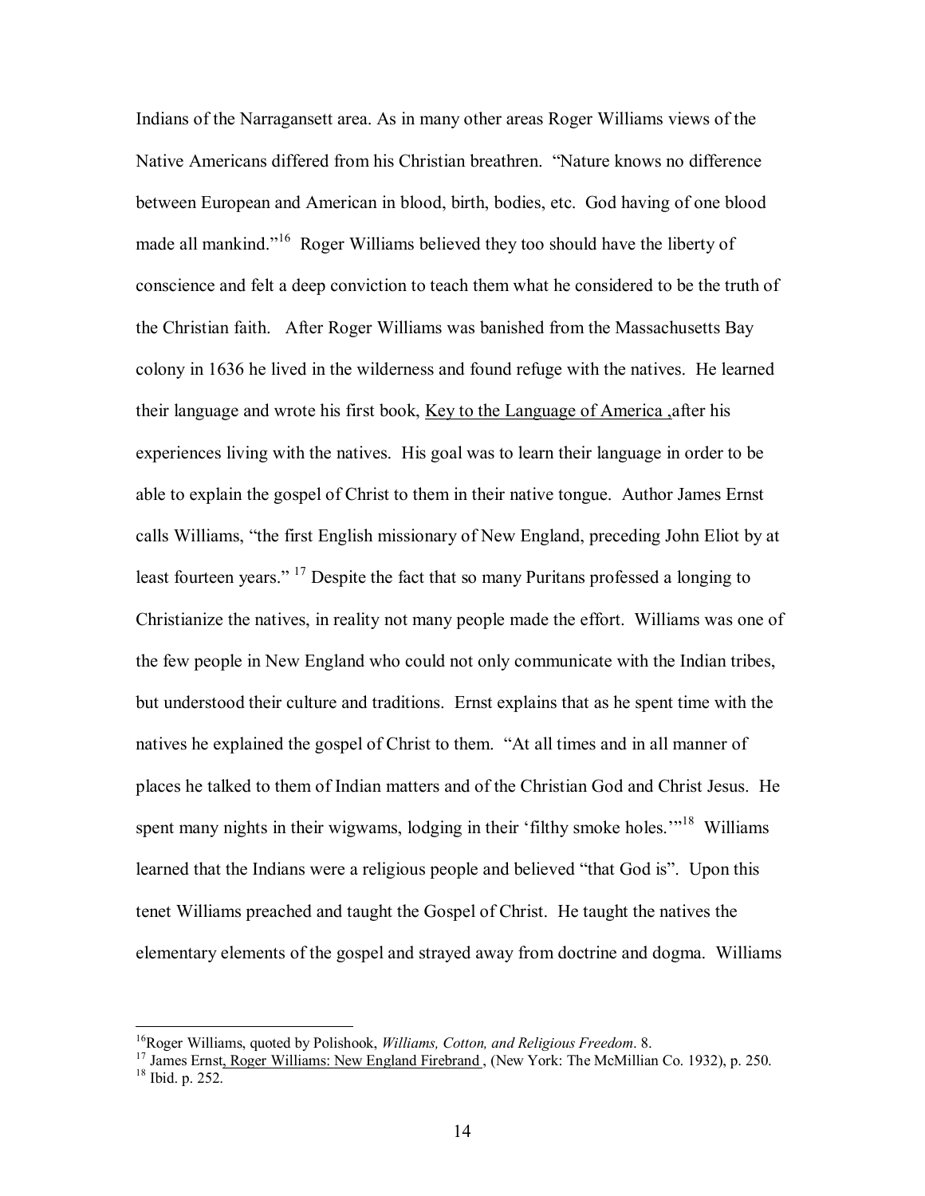Indians of the Narragansett area. As in many other areas Roger Williams views of the Native Americans differed from his Christian breathren. "Nature knows no difference between European and American in blood, birth, bodies, etc. God having of one blood made all mankind."[16] Roger Williams believed they too should have the liberty of conscience and felt a deep conviction to teach them what he considered to be the truth of the Christian faith. After Roger Williams was banished from the Massachusetts Bay colony in 1636 he lived in the wilderness and found refuge with the natives. He learned their language and wrote his first book, Key to the Language of America ,after his experiences living with the natives. His goal was to learn their language in order to be able to explain the gospel of Christ to them in their native tongue. Author James Ernst calls Williams, "the first English missionary of New England, preceding John Eliot by at least fourteen years." [17] Despite the fact that so many Puritans professed a longing to Christianize the natives, in reality not many people made the effort. Williams was one of the few people in New England who could not only communicate with the Indian tribes, but understood their culture and traditions. Ernst explains that as he spent time with the natives he explained the gospel of Christ to them. "At all times and in all manner of places he talked to them of Indian matters and of the Christian God and Christ Jesus. He spent many nights in their wigwams, lodging in their 'filthy smoke holes.'"[18] Williams learned that the Indians were a religious people and believed "that God is". Upon this tenet Williams preached and taught the Gospel of Christ. He taught the natives the elementary elements of the gospel and strayed away from doctrine and dogma. Williams

---

[16]Roger Williams, quoted by Polishook, *Williams, Cotton, and Religious Freedom*. 8.

[17] James Ernst, Roger Williams: New England Firebrand , (New York: The McMillian Co. 1932), p. 250.

[18] Ibid. p. 252.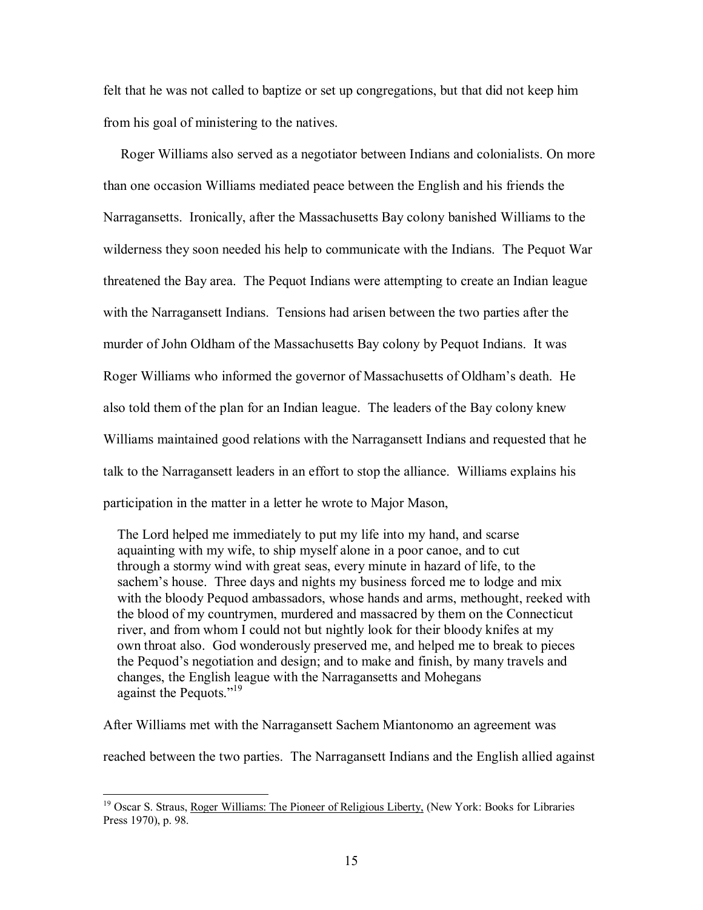felt that he was not called to baptize or set up congregations, but that did not keep him from his goal of ministering to the natives.

Roger Williams also served as a negotiator between Indians and colonialists. On more than one occasion Williams mediated peace between the English and his friends the Narragansetts. Ironically, after the Massachusetts Bay colony banished Williams to the wilderness they soon needed his help to communicate with the Indians. The Pequot War threatened the Bay area. The Pequot Indians were attempting to create an Indian league with the Narragansett Indians. Tensions had arisen between the two parties after the murder of John Oldham of the Massachusetts Bay colony by Pequot Indians. It was Roger Williams who informed the governor of Massachusetts of Oldham's death. He also told them of the plan for an Indian league. The leaders of the Bay colony knew Williams maintained good relations with the Narragansett Indians and requested that he talk to the Narragansett leaders in an effort to stop the alliance. Williams explains his participation in the matter in a letter he wrote to Major Mason,

> The Lord helped me immediately to put my life into my hand, and scarse aquainting with my wife, to ship myself alone in a poor canoe, and to cut through a stormy wind with great seas, every minute in hazard of life, to the sachem's house. Three days and nights my business forced me to lodge and mix with the bloody Pequod ambassadors, whose hands and arms, methought, reeked with the blood of my countrymen, murdered and massacred by them on the Connecticut river, and from whom I could not but nightly look for their bloody knifes at my own throat also. God wonderously preserved me, and helped me to break to pieces the Pequod's negotiation and design; and to make and finish, by many travels and changes, the English league with the Narragansetts and Mohegans against the Pequots."[19]

After Williams met with the Narragansett Sachem Miantonomo an agreement was reached between the two parties. The Narragansett Indians and the English allied against

---

[19] Oscar S. Straus, Roger Williams: The Pioneer of Religious Liberty, (New York: Books for Libraries Press 1970), p. 98.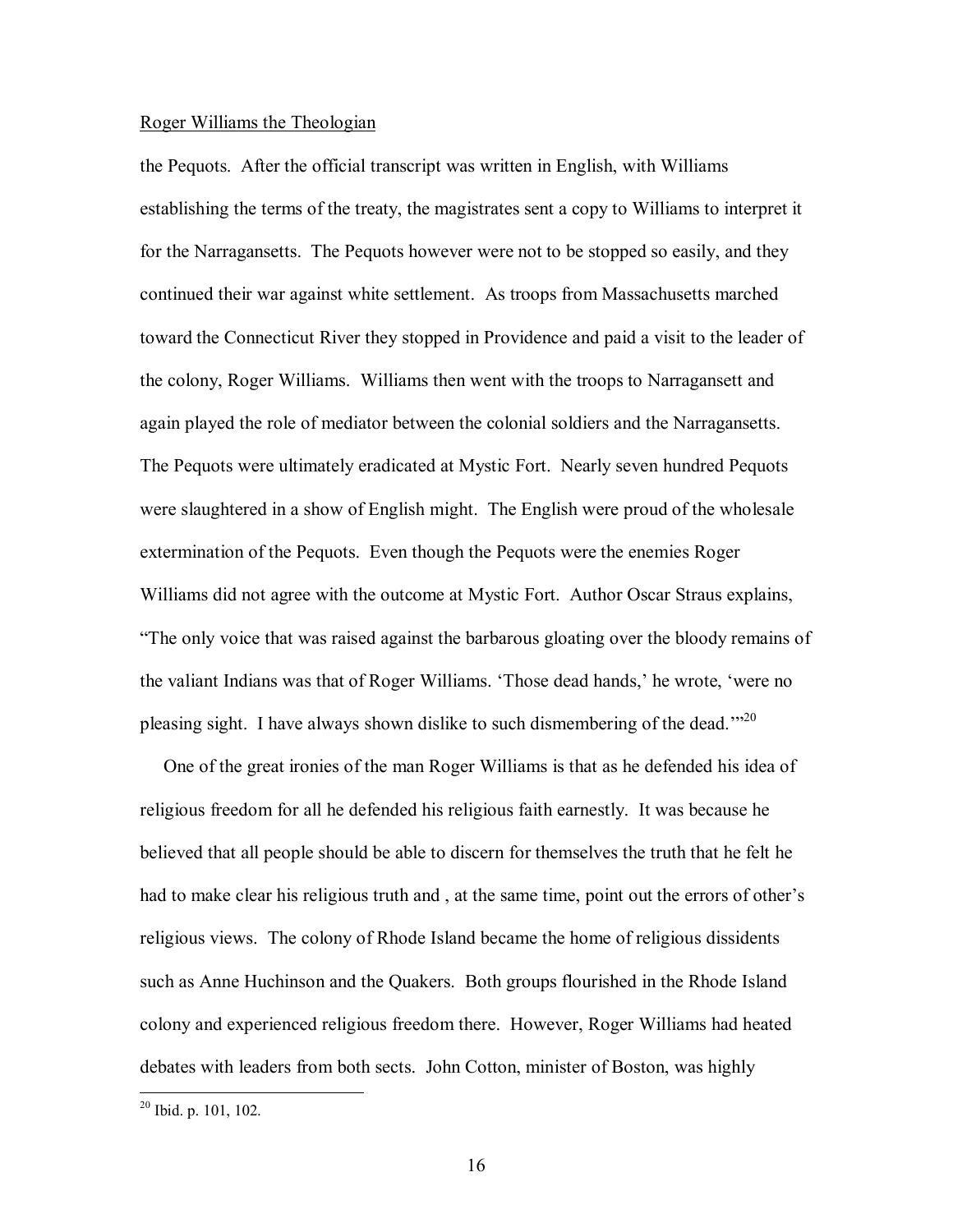the Pequots. After the official transcript was written in English, with Williams establishing the terms of the treaty, the magistrates sent a copy to Williams to interpret it for the Narragansetts. The Pequots however were not to be stopped so easily, and they continued their war against white settlement. As troops from Massachusetts marched toward the Connecticut River they stopped in Providence and paid a visit to the leader of the colony, Roger Williams. Williams then went with the troops to Narragansett and again played the role of mediator between the colonial soldiers and the Narragansetts. The Pequots were ultimately eradicated at Mystic Fort. Nearly seven hundred Pequots were slaughtered in a show of English might. The English were proud of the wholesale extermination of the Pequots. Even though the Pequots were the enemies Roger Williams did not agree with the outcome at Mystic Fort. Author Oscar Straus explains, "The only voice that was raised against the barbarous gloating over the bloody remains of the valiant Indians was that of Roger Williams. 'Those dead hands,' he wrote, 'were no pleasing sight. I have always shown dislike to such dismembering of the dead.'"[20]

One of the great ironies of the man Roger Williams is that as he defended his idea of religious freedom for all he defended his religious faith earnestly. It was because he believed that all people should be able to discern for themselves the truth that he felt he had to make clear his religious truth and , at the same time, point out the errors of other's religious views. The colony of Rhode Island became the home of religious dissidents such as Anne Huchinson and the Quakers. Both groups flourished in the Rhode Island colony and experienced religious freedom there. However, Roger Williams had heated debates with leaders from both sects. John Cotton, minister of Boston, was highly

[20] Ibid. p. 101, 102.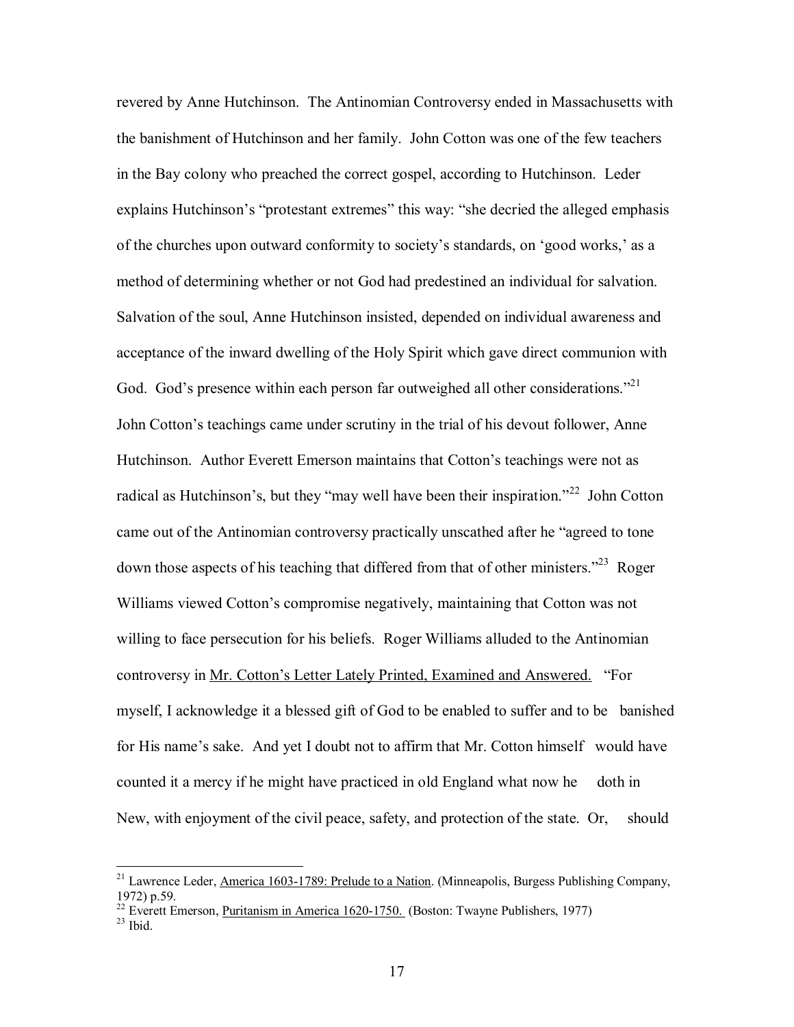revered by Anne Hutchinson. The Antinomian Controversy ended in Massachusetts with the banishment of Hutchinson and her family. John Cotton was one of the few teachers in the Bay colony who preached the correct gospel, according to Hutchinson. Leder explains Hutchinson's "protestant extremes" this way: "she decried the alleged emphasis of the churches upon outward conformity to society's standards, on 'good works,' as a method of determining whether or not God had predestined an individual for salvation. Salvation of the soul, Anne Hutchinson insisted, depended on individual awareness and acceptance of the inward dwelling of the Holy Spirit which gave direct communion with God. God's presence within each person far outweighed all other considerations."[21] John Cotton's teachings came under scrutiny in the trial of his devout follower, Anne Hutchinson. Author Everett Emerson maintains that Cotton's teachings were not as radical as Hutchinson's, but they "may well have been their inspiration."[22] John Cotton came out of the Antinomian controversy practically unscathed after he "agreed to tone down those aspects of his teaching that differed from that of other ministers."[23] Roger Williams viewed Cotton's compromise negatively, maintaining that Cotton was not willing to face persecution for his beliefs. Roger Williams alluded to the Antinomian controversy in <u>Mr. Cotton's Letter Lately Printed, Examined and Answered.</u> "For myself, I acknowledge it a blessed gift of God to be enabled to suffer and to be banished for His name's sake. And yet I doubt not to affirm that Mr. Cotton himself would have counted it a mercy if he might have practiced in old England what now he doth in New, with enjoyment of the civil peace, safety, and protection of the state. Or, should

---

[21] Lawrence Leder, <u>America 1603-1789: Prelude to a Nation</u>. (Minneapolis, Burgess Publishing Company, 1972) p.59.

[22] Everett Emerson, <u>Puritanism in America 1620-1750.</u> (Boston: Twayne Publishers, 1977)

[23] Ibid.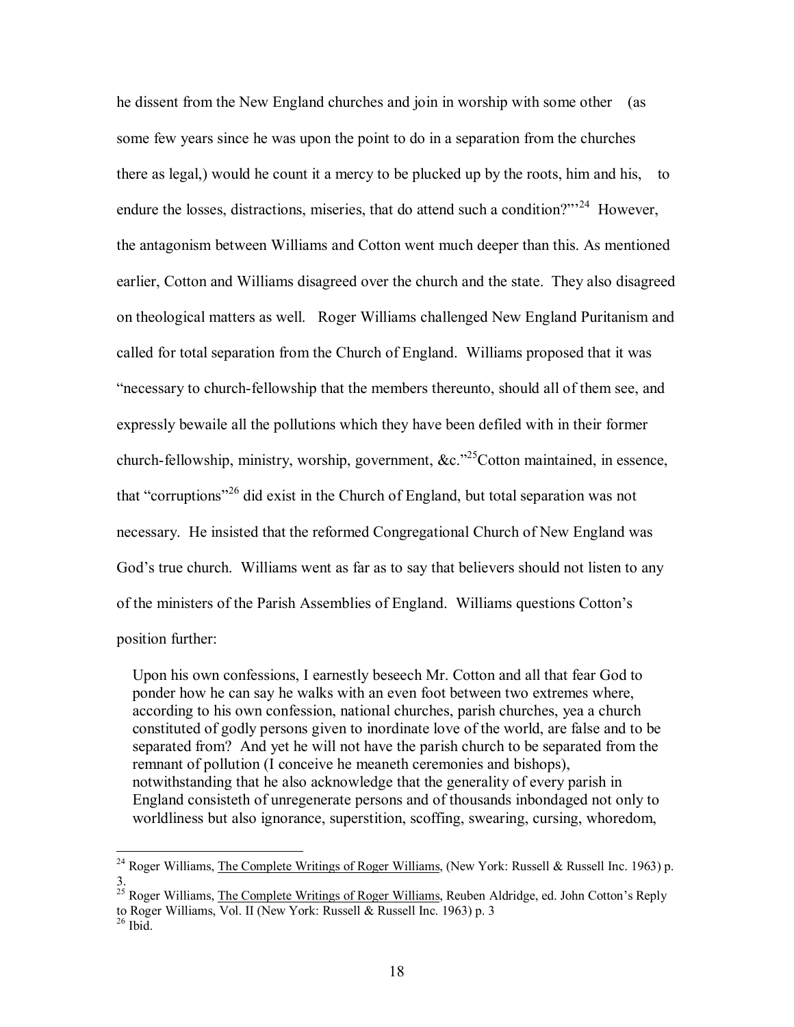he dissent from the New England churches and join in worship with some other (as some few years since he was upon the point to do in a separation from the churches there as legal,) would he count it a mercy to be plucked up by the roots, him and his, to endure the losses, distractions, miseries, that do attend such a condition?"'[24] However, the antagonism between Williams and Cotton went much deeper than this. As mentioned earlier, Cotton and Williams disagreed over the church and the state. They also disagreed on theological matters as well. Roger Williams challenged New England Puritanism and called for total separation from the Church of England. Williams proposed that it was "necessary to church-fellowship that the members thereunto, should all of them see, and expressly bewaile all the pollutions which they have been defiled with in their former church-fellowship, ministry, worship, government, &c."[25]Cotton maintained, in essence, that "corruptions"[26] did exist in the Church of England, but total separation was not necessary. He insisted that the reformed Congregational Church of New England was God's true church. Williams went as far as to say that believers should not listen to any of the ministers of the Parish Assemblies of England. Williams questions Cotton's position further:

> Upon his own confessions, I earnestly beseech Mr. Cotton and all that fear God to ponder how he can say he walks with an even foot between two extremes where, according to his own confession, national churches, parish churches, yea a church constituted of godly persons given to inordinate love of the world, are false and to be separated from? And yet he will not have the parish church to be separated from the remnant of pollution (I conceive he meaneth ceremonies and bishops), notwithstanding that he also acknowledge that the generality of every parish in England consisteth of unregenerate persons and of thousands inbondaged not only to worldliness but also ignorance, superstition, scoffing, swearing, cursing, whoredom,

---

[24] Roger Williams, The Complete Writings of Roger Williams, (New York: Russell & Russell Inc. 1963) p. 3.

[25] Roger Williams, The Complete Writings of Roger Williams, Reuben Aldridge, ed. John Cotton's Reply to Roger Williams, Vol. II (New York: Russell & Russell Inc. 1963) p. 3

[26] Ibid.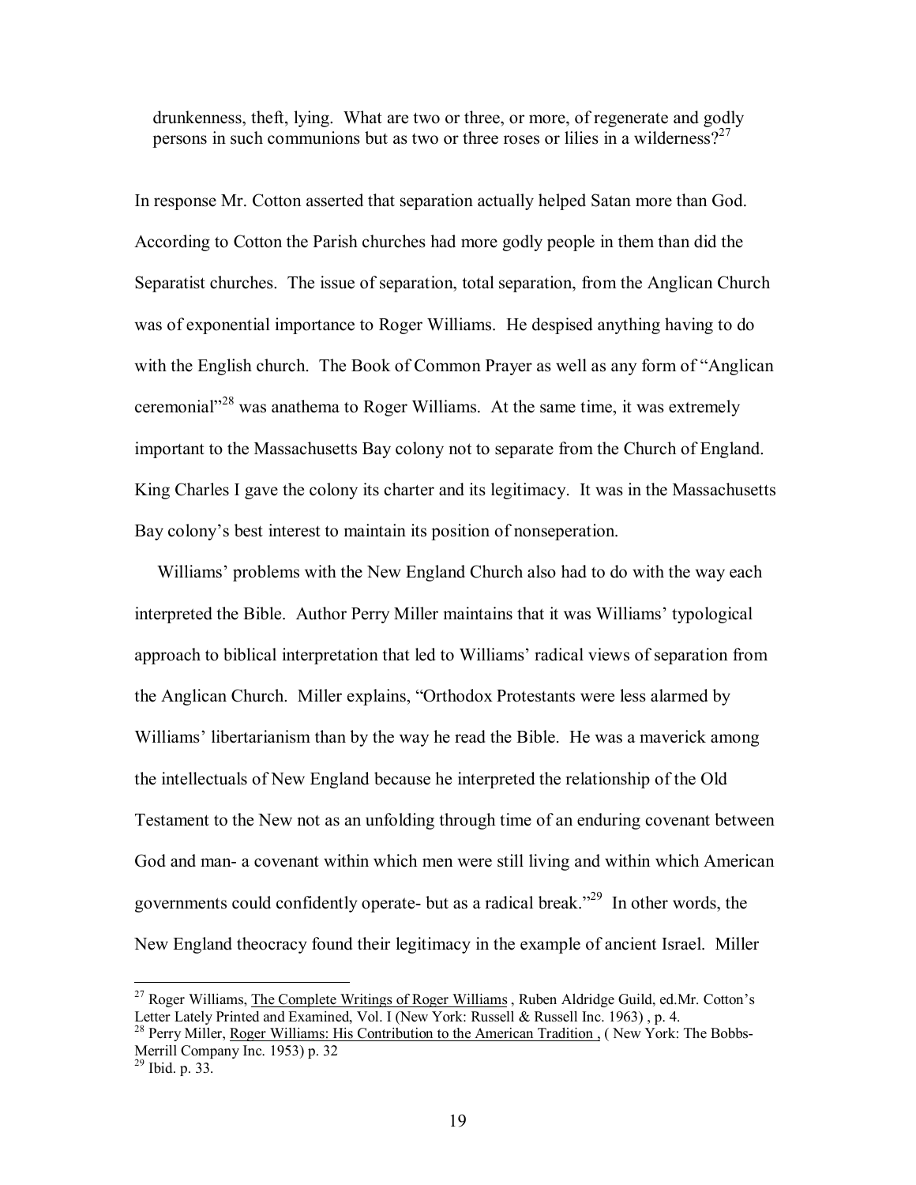> drunkenness, theft, lying. What are two or three, or more, of regenerate and godly persons in such communions but as two or three roses or lilies in a wilderness?[27]

In response Mr. Cotton asserted that separation actually helped Satan more than God. According to Cotton the Parish churches had more godly people in them than did the Separatist churches. The issue of separation, total separation, from the Anglican Church was of exponential importance to Roger Williams. He despised anything having to do with the English church. The Book of Common Prayer as well as any form of "Anglican ceremonial"[28] was anathema to Roger Williams. At the same time, it was extremely important to the Massachusetts Bay colony not to separate from the Church of England. King Charles I gave the colony its charter and its legitimacy. It was in the Massachusetts Bay colony's best interest to maintain its position of nonseperation.

Williams' problems with the New England Church also had to do with the way each interpreted the Bible. Author Perry Miller maintains that it was Williams' typological approach to biblical interpretation that led to Williams' radical views of separation from the Anglican Church. Miller explains, "Orthodox Protestants were less alarmed by Williams' libertarianism than by the way he read the Bible. He was a maverick among the intellectuals of New England because he interpreted the relationship of the Old Testament to the New not as an unfolding through time of an enduring covenant between God and man- a covenant within which men were still living and within which American governments could confidently operate- but as a radical break."[29] In other words, the New England theocracy found their legitimacy in the example of ancient Israel. Miller

---

[27] Roger Williams, The Complete Writings of Roger Williams , Ruben Aldridge Guild, ed.Mr. Cotton's Letter Lately Printed and Examined, Vol. I (New York: Russell & Russell Inc. 1963) , p. 4.

[28] Perry Miller, Roger Williams: His Contribution to the American Tradition , ( New York: The Bobbs-Merrill Company Inc. 1953) p. 32

[29] Ibid. p. 33.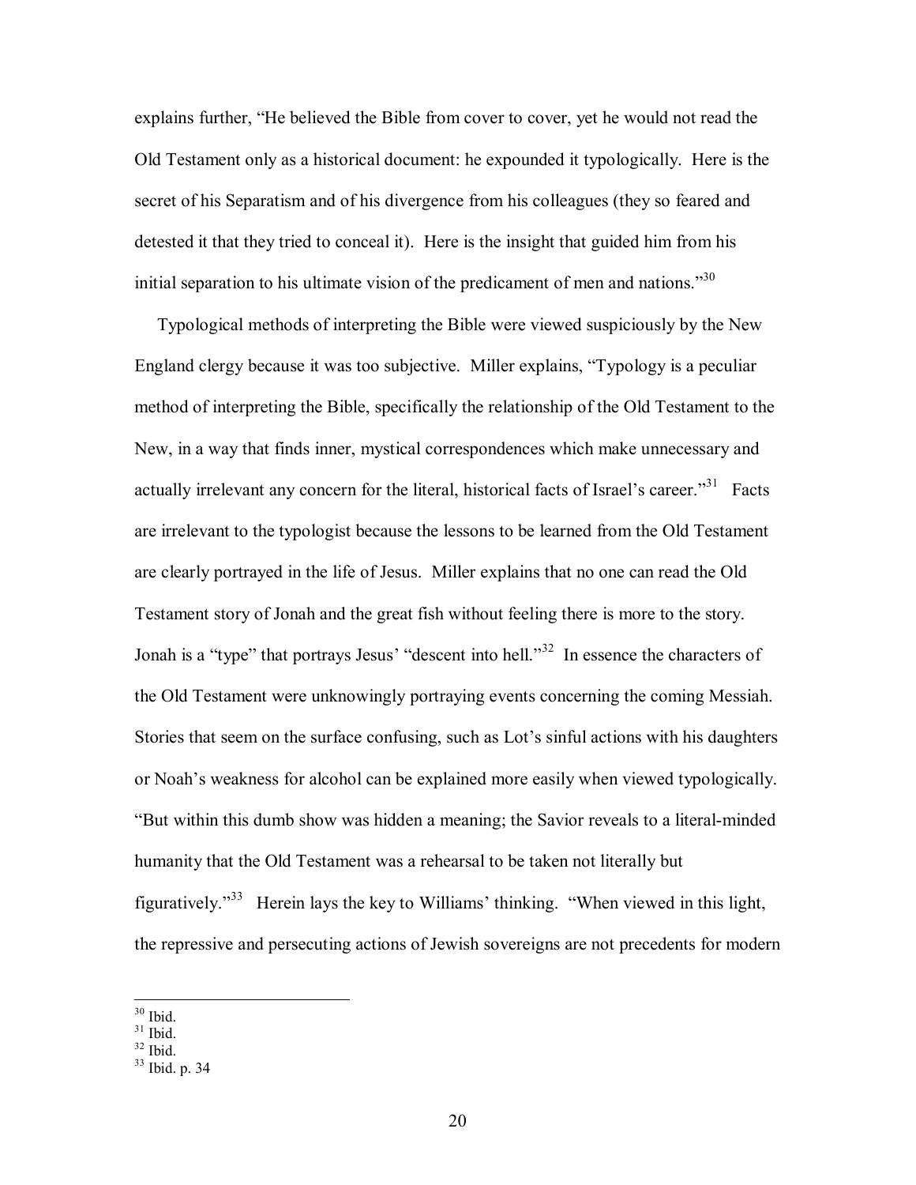explains further, "He believed the Bible from cover to cover, yet he would not read the Old Testament only as a historical document: he expounded it typologically. Here is the secret of his Separatism and of his divergence from his colleagues (they so feared and detested it that they tried to conceal it). Here is the insight that guided him from his initial separation to his ultimate vision of the predicament of men and nations."[30]

Typological methods of interpreting the Bible were viewed suspiciously by the New England clergy because it was too subjective. Miller explains, "Typology is a peculiar method of interpreting the Bible, specifically the relationship of the Old Testament to the New, in a way that finds inner, mystical correspondences which make unnecessary and actually irrelevant any concern for the literal, historical facts of Israel's career."[31] Facts are irrelevant to the typologist because the lessons to be learned from the Old Testament are clearly portrayed in the life of Jesus. Miller explains that no one can read the Old Testament story of Jonah and the great fish without feeling there is more to the story. Jonah is a "type" that portrays Jesus' "descent into hell."[32] In essence the characters of the Old Testament were unknowingly portraying events concerning the coming Messiah. Stories that seem on the surface confusing, such as Lot's sinful actions with his daughters or Noah's weakness for alcohol can be explained more easily when viewed typologically. "But within this dumb show was hidden a meaning; the Savior reveals to a literal-minded humanity that the Old Testament was a rehearsal to be taken not literally but figuratively."[33] Herein lays the key to Williams' thinking. "When viewed in this light, the repressive and persecuting actions of Jewish sovereigns are not precedents for modern

---

[30] Ibid.
[31] Ibid.
[32] Ibid.
[33] Ibid. p. 34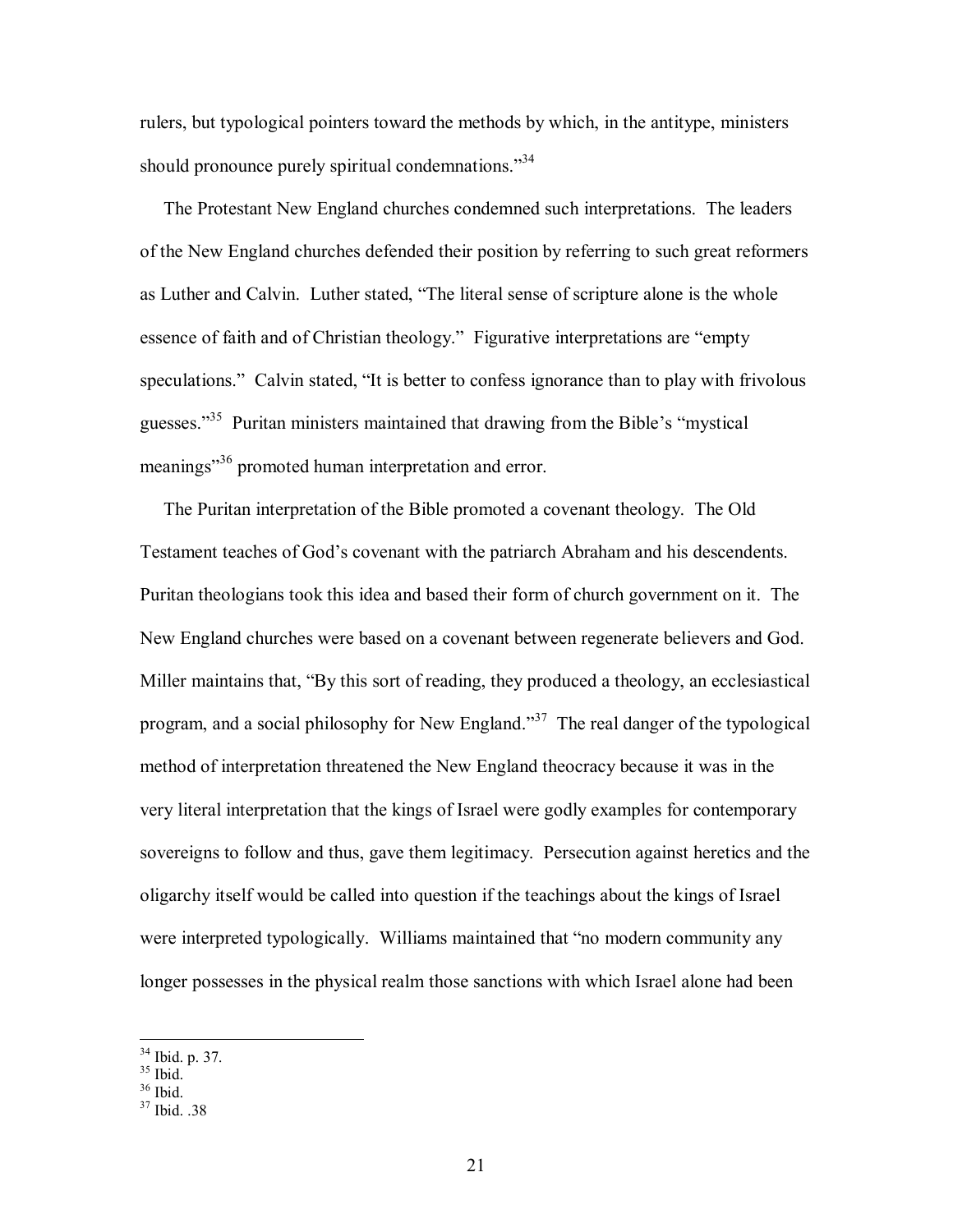rulers, but typological pointers toward the methods by which, in the antitype, ministers should pronounce purely spiritual condemnations."[34]

The Protestant New England churches condemned such interpretations. The leaders of the New England churches defended their position by referring to such great reformers as Luther and Calvin. Luther stated, "The literal sense of scripture alone is the whole essence of faith and of Christian theology." Figurative interpretations are "empty speculations." Calvin stated, "It is better to confess ignorance than to play with frivolous guesses."[35] Puritan ministers maintained that drawing from the Bible's "mystical meanings"[36] promoted human interpretation and error.

The Puritan interpretation of the Bible promoted a covenant theology. The Old Testament teaches of God's covenant with the patriarch Abraham and his descendents. Puritan theologians took this idea and based their form of church government on it. The New England churches were based on a covenant between regenerate believers and God. Miller maintains that, "By this sort of reading, they produced a theology, an ecclesiastical program, and a social philosophy for New England."[37] The real danger of the typological method of interpretation threatened the New England theocracy because it was in the very literal interpretation that the kings of Israel were godly examples for contemporary sovereigns to follow and thus, gave them legitimacy. Persecution against heretics and the oligarchy itself would be called into question if the teachings about the kings of Israel were interpreted typologically. Williams maintained that "no modern community any longer possesses in the physical realm those sanctions with which Israel alone had been

---

[34] Ibid. p. 37.
[35] Ibid.
[36] Ibid.
[37] Ibid. .38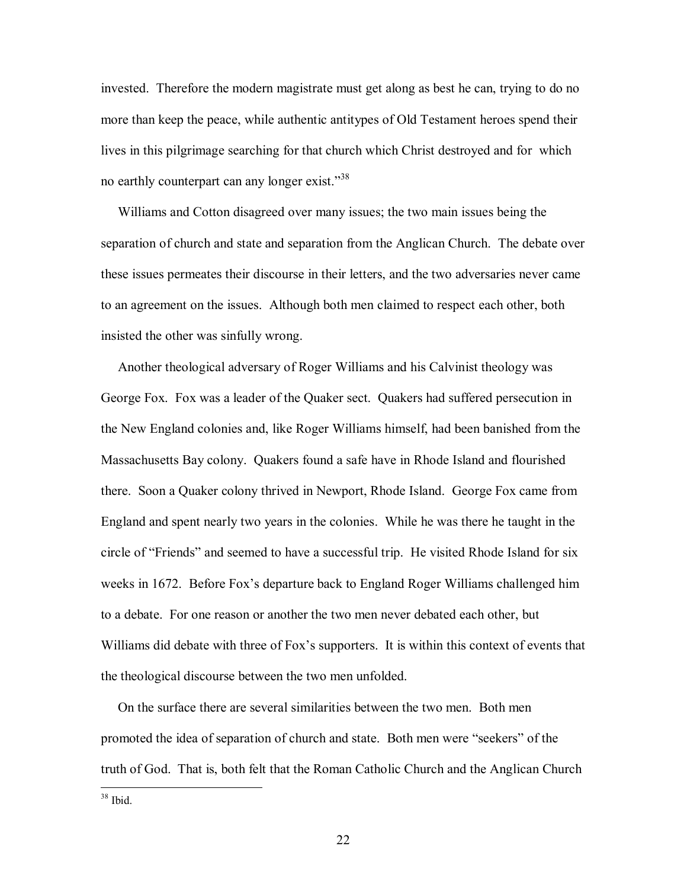invested. Therefore the modern magistrate must get along as best he can, trying to do no more than keep the peace, while authentic antitypes of Old Testament heroes spend their lives in this pilgrimage searching for that church which Christ destroyed and for which no earthly counterpart can any longer exist."[38]

Williams and Cotton disagreed over many issues; the two main issues being the separation of church and state and separation from the Anglican Church. The debate over these issues permeates their discourse in their letters, and the two adversaries never came to an agreement on the issues. Although both men claimed to respect each other, both insisted the other was sinfully wrong.

Another theological adversary of Roger Williams and his Calvinist theology was George Fox. Fox was a leader of the Quaker sect. Quakers had suffered persecution in the New England colonies and, like Roger Williams himself, had been banished from the Massachusetts Bay colony. Quakers found a safe have in Rhode Island and flourished there. Soon a Quaker colony thrived in Newport, Rhode Island. George Fox came from England and spent nearly two years in the colonies. While he was there he taught in the circle of "Friends" and seemed to have a successful trip. He visited Rhode Island for six weeks in 1672. Before Fox's departure back to England Roger Williams challenged him to a debate. For one reason or another the two men never debated each other, but Williams did debate with three of Fox's supporters. It is within this context of events that the theological discourse between the two men unfolded.

On the surface there are several similarities between the two men. Both men promoted the idea of separation of church and state. Both men were "seekers" of the truth of God. That is, both felt that the Roman Catholic Church and the Anglican Church

[38] Ibid.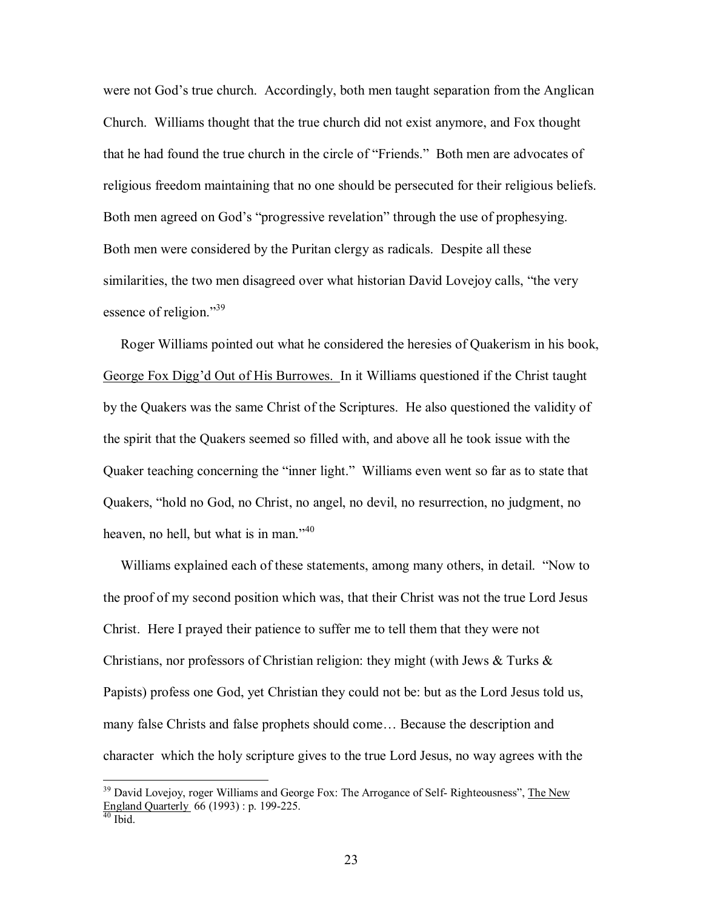were not God's true church. Accordingly, both men taught separation from the Anglican Church. Williams thought that the true church did not exist anymore, and Fox thought that he had found the true church in the circle of "Friends." Both men are advocates of religious freedom maintaining that no one should be persecuted for their religious beliefs. Both men agreed on God's "progressive revelation" through the use of prophesying. Both men were considered by the Puritan clergy as radicals. Despite all these similarities, the two men disagreed over what historian David Lovejoy calls, "the very essence of religion."[39]

Roger Williams pointed out what he considered the heresies of Quakerism in his book, George Fox Digg'd Out of His Burrowes. In it Williams questioned if the Christ taught by the Quakers was the same Christ of the Scriptures. He also questioned the validity of the spirit that the Quakers seemed so filled with, and above all he took issue with the Quaker teaching concerning the "inner light." Williams even went so far as to state that Quakers, "hold no God, no Christ, no angel, no devil, no resurrection, no judgment, no heaven, no hell, but what is in man."[40]

Williams explained each of these statements, among many others, in detail. "Now to the proof of my second position which was, that their Christ was not the true Lord Jesus Christ. Here I prayed their patience to suffer me to tell them that they were not Christians, nor professors of Christian religion: they might (with Jews & Turks & Papists) profess one God, yet Christian they could not be: but as the Lord Jesus told us, many false Christs and false prophets should come… Because the description and character which the holy scripture gives to the true Lord Jesus, no way agrees with the

---

[39] David Lovejoy, roger Williams and George Fox: The Arrogance of Self- Righteousness", The New England Quarterly 66 (1993) : p. 199-225.

[40] Ibid.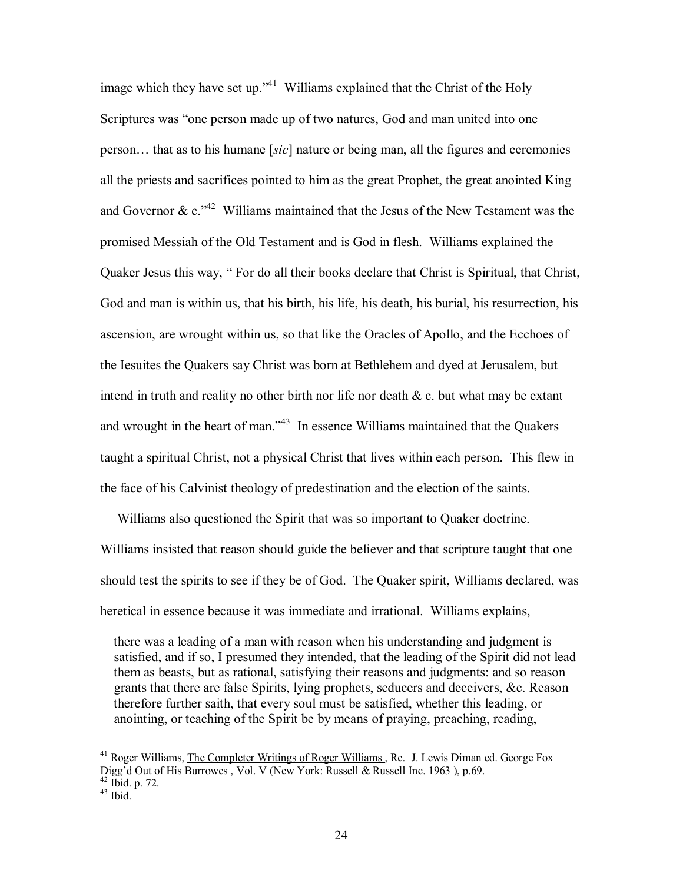image which they have set up."[41] Williams explained that the Christ of the Holy Scriptures was "one person made up of two natures, God and man united into one person… that as to his humane [*sic*] nature or being man, all the figures and ceremonies all the priests and sacrifices pointed to him as the great Prophet, the great anointed King and Governor & c."[42] Williams maintained that the Jesus of the New Testament was the promised Messiah of the Old Testament and is God in flesh. Williams explained the Quaker Jesus this way, " For do all their books declare that Christ is Spiritual, that Christ, God and man is within us, that his birth, his life, his death, his burial, his resurrection, his ascension, are wrought within us, so that like the Oracles of Apollo, and the Ecchoes of the Iesuites the Quakers say Christ was born at Bethlehem and dyed at Jerusalem, but intend in truth and reality no other birth nor life nor death & c. but what may be extant and wrought in the heart of man."[43] In essence Williams maintained that the Quakers taught a spiritual Christ, not a physical Christ that lives within each person. This flew in the face of his Calvinist theology of predestination and the election of the saints.

Williams also questioned the Spirit that was so important to Quaker doctrine. Williams insisted that reason should guide the believer and that scripture taught that one should test the spirits to see if they be of God. The Quaker spirit, Williams declared, was heretical in essence because it was immediate and irrational. Williams explains,

> there was a leading of a man with reason when his understanding and judgment is satisfied, and if so, I presumed they intended, that the leading of the Spirit did not lead them as beasts, but as rational, satisfying their reasons and judgments: and so reason grants that there are false Spirits, lying prophets, seducers and deceivers, &c. Reason therefore further saith, that every soul must be satisfied, whether this leading, or anointing, or teaching of the Spirit be by means of praying, preaching, reading,

---

[41] Roger Williams, The Completer Writings of Roger Williams , Re. J. Lewis Diman ed. George Fox Digg'd Out of His Burrowes , Vol. V (New York: Russell & Russell Inc. 1963 ), p.69.

[42] Ibid. p. 72.

[43] Ibid.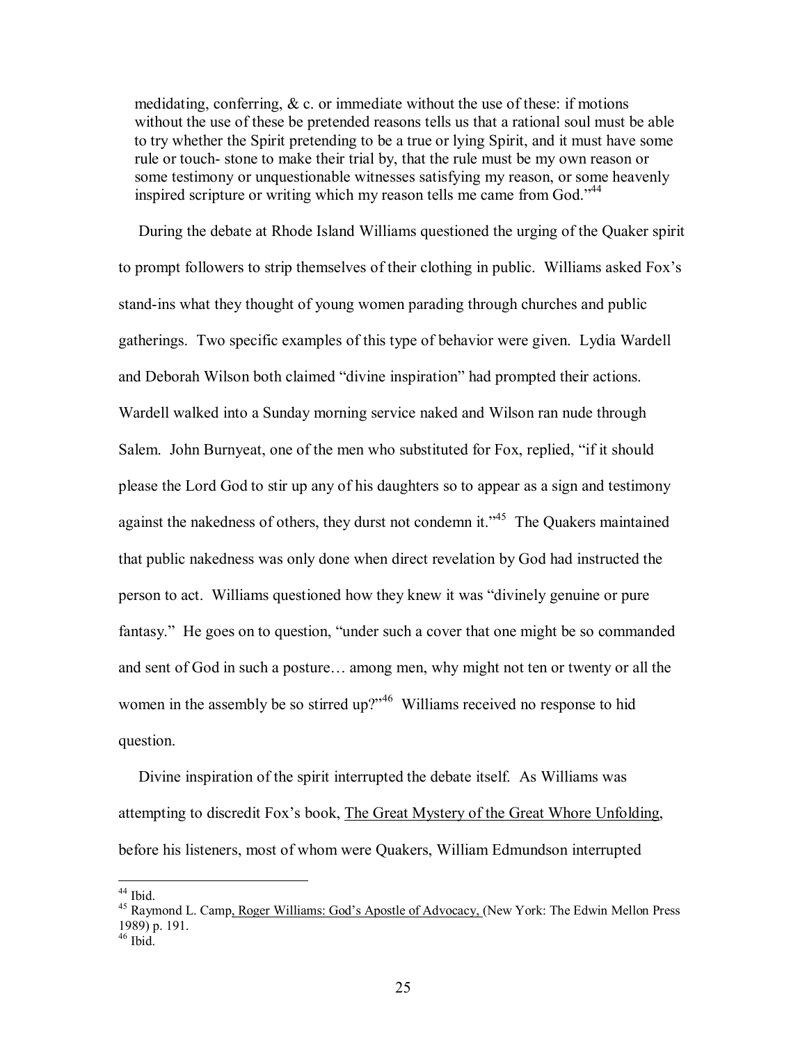> medidating, conferring, & c. or immediate without the use of these: if motions without the use of these be pretended reasons tells us that a rational soul must be able to try whether the Spirit pretending to be a true or lying Spirit, and it must have some rule or touch- stone to make their trial by, that the rule must be my own reason or some testimony or unquestionable witnesses satisfying my reason, or some heavenly inspired scripture or writing which my reason tells me came from God."[44]

During the debate at Rhode Island Williams questioned the urging of the Quaker spirit to prompt followers to strip themselves of their clothing in public. Williams asked Fox's stand-ins what they thought of young women parading through churches and public gatherings. Two specific examples of this type of behavior were given. Lydia Wardell and Deborah Wilson both claimed "divine inspiration" had prompted their actions. Wardell walked into a Sunday morning service naked and Wilson ran nude through Salem. John Burnyeat, one of the men who substituted for Fox, replied, "if it should please the Lord God to stir up any of his daughters so to appear as a sign and testimony against the nakedness of others, they durst not condemn it."[45] The Quakers maintained that public nakedness was only done when direct revelation by God had instructed the person to act. Williams questioned how they knew it was "divinely genuine or pure fantasy." He goes on to question, "under such a cover that one might be so commanded and sent of God in such a posture… among men, why might not ten or twenty or all the women in the assembly be so stirred up?"[46] Williams received no response to hid question.

Divine inspiration of the spirit interrupted the debate itself. As Williams was attempting to discredit Fox's book, The Great Mystery of the Great Whore Unfolding, before his listeners, most of whom were Quakers, William Edmundson interrupted

---

[44] Ibid.

[45] Raymond L. Camp, Roger Williams: God's Apostle of Advocacy, (New York: The Edwin Mellon Press 1989) p. 191.

[46] Ibid.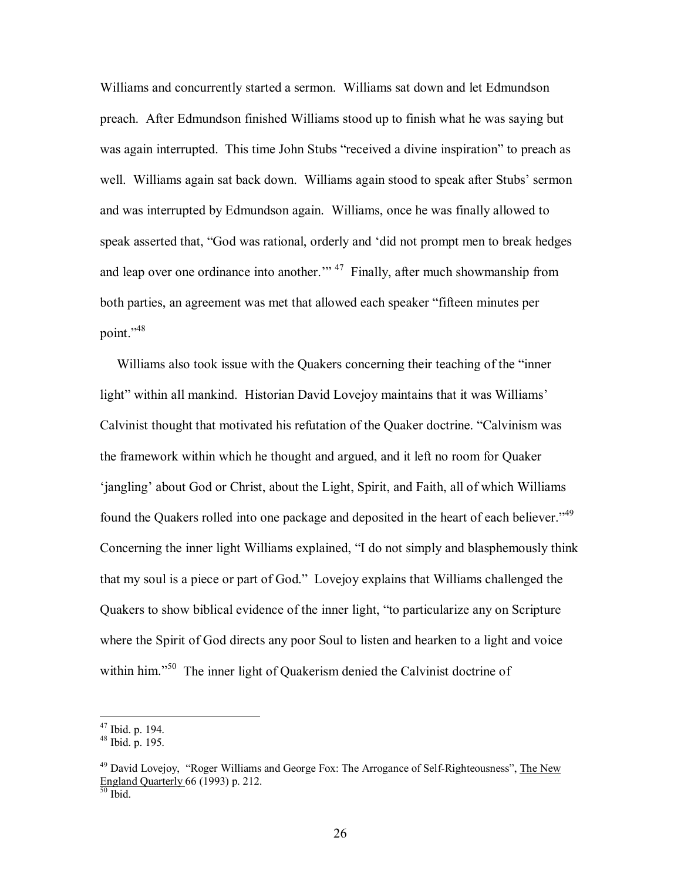Williams and concurrently started a sermon. Williams sat down and let Edmundson preach. After Edmundson finished Williams stood up to finish what he was saying but was again interrupted. This time John Stubs "received a divine inspiration" to preach as well. Williams again sat back down. Williams again stood to speak after Stubs' sermon and was interrupted by Edmundson again. Williams, once he was finally allowed to speak asserted that, "God was rational, orderly and 'did not prompt men to break hedges and leap over one ordinance into another.'" [47] Finally, after much showmanship from both parties, an agreement was met that allowed each speaker "fifteen minutes per point."[48]

Williams also took issue with the Quakers concerning their teaching of the "inner light" within all mankind. Historian David Lovejoy maintains that it was Williams' Calvinist thought that motivated his refutation of the Quaker doctrine. "Calvinism was the framework within which he thought and argued, and it left no room for Quaker 'jangling' about God or Christ, about the Light, Spirit, and Faith, all of which Williams found the Quakers rolled into one package and deposited in the heart of each believer."[49] Concerning the inner light Williams explained, "I do not simply and blasphemously think that my soul is a piece or part of God." Lovejoy explains that Williams challenged the Quakers to show biblical evidence of the inner light, "to particularize any on Scripture where the Spirit of God directs any poor Soul to listen and hearken to a light and voice within him."[50] The inner light of Quakerism denied the Calvinist doctrine of

---

[47] Ibid. p. 194.

[48] Ibid. p. 195.

[49] David Lovejoy, "Roger Williams and George Fox: The Arrogance of Self-Righteousness", The New England Quarterly 66 (1993) p. 212.

[50] Ibid.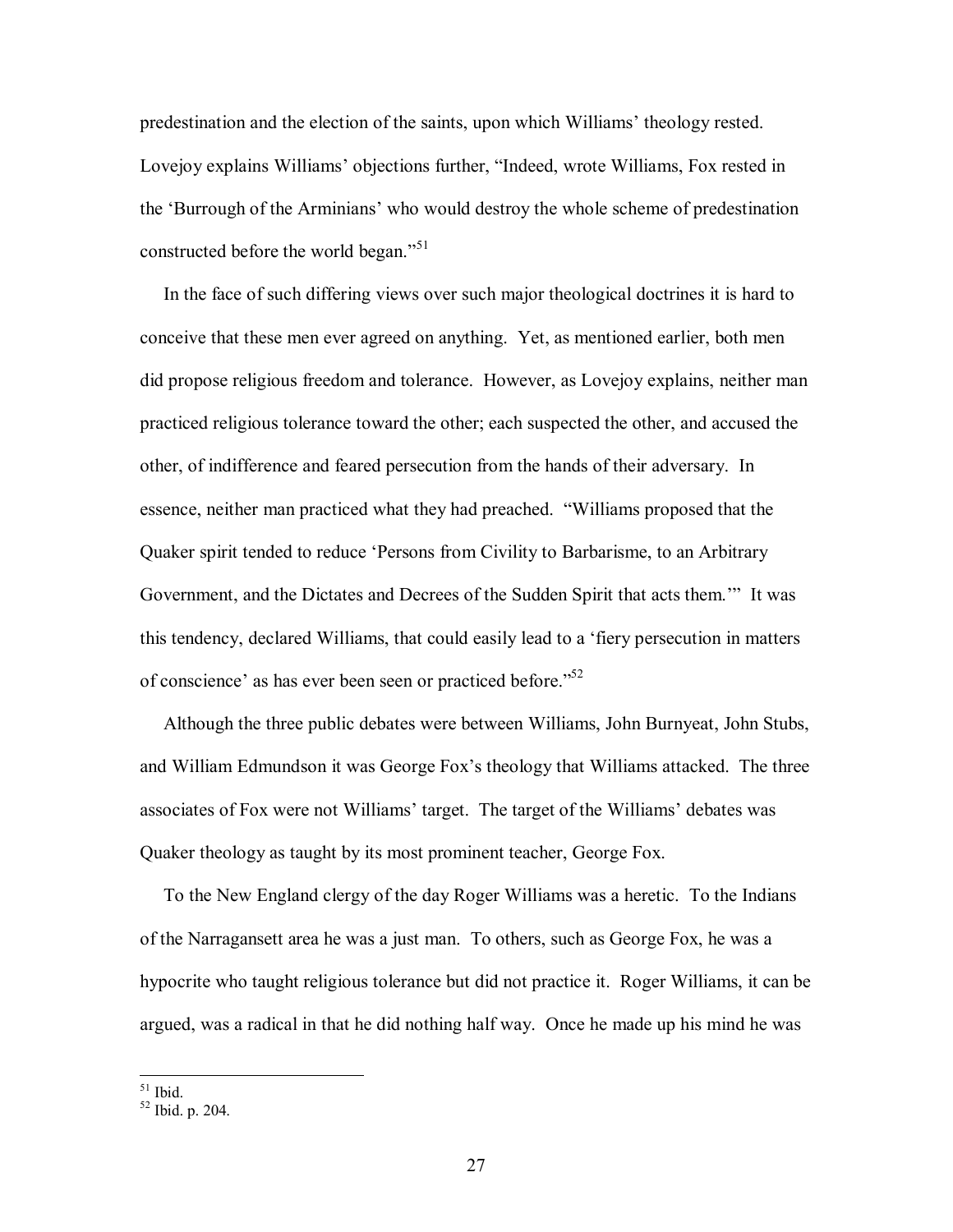predestination and the election of the saints, upon which Williams' theology rested. Lovejoy explains Williams' objections further, "Indeed, wrote Williams, Fox rested in the 'Burrough of the Arminians' who would destroy the whole scheme of predestination constructed before the world began."[51]

In the face of such differing views over such major theological doctrines it is hard to conceive that these men ever agreed on anything. Yet, as mentioned earlier, both men did propose religious freedom and tolerance. However, as Lovejoy explains, neither man practiced religious tolerance toward the other; each suspected the other, and accused the other, of indifference and feared persecution from the hands of their adversary. In essence, neither man practiced what they had preached. "Williams proposed that the Quaker spirit tended to reduce 'Persons from Civility to Barbarisme, to an Arbitrary Government, and the Dictates and Decrees of the Sudden Spirit that acts them.'" It was this tendency, declared Williams, that could easily lead to a 'fiery persecution in matters of conscience' as has ever been seen or practiced before."[52]

Although the three public debates were between Williams, John Burnyeat, John Stubs, and William Edmundson it was George Fox's theology that Williams attacked. The three associates of Fox were not Williams' target. The target of the Williams' debates was Quaker theology as taught by its most prominent teacher, George Fox.

To the New England clergy of the day Roger Williams was a heretic. To the Indians of the Narragansett area he was a just man. To others, such as George Fox, he was a hypocrite who taught religious tolerance but did not practice it. Roger Williams, it can be argued, was a radical in that he did nothing half way. Once he made up his mind he was

---

[51] Ibid.

[52] Ibid. p. 204.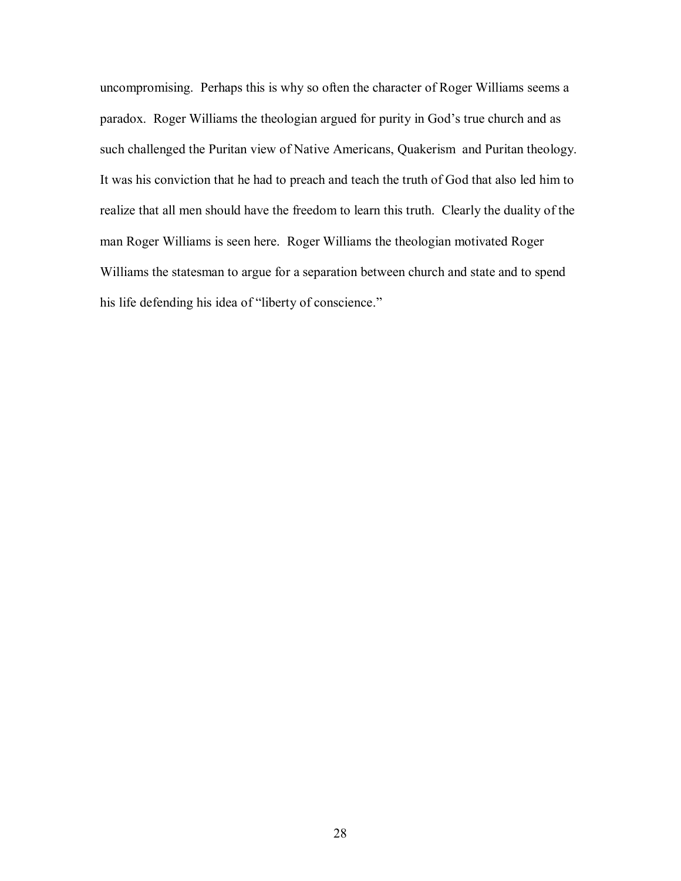uncompromising. Perhaps this is why so often the character of Roger Williams seems a paradox. Roger Williams the theologian argued for purity in God's true church and as such challenged the Puritan view of Native Americans, Quakerism and Puritan theology. It was his conviction that he had to preach and teach the truth of God that also led him to realize that all men should have the freedom to learn this truth. Clearly the duality of the man Roger Williams is seen here. Roger Williams the theologian motivated Roger Williams the statesman to argue for a separation between church and state and to spend his life defending his idea of "liberty of conscience."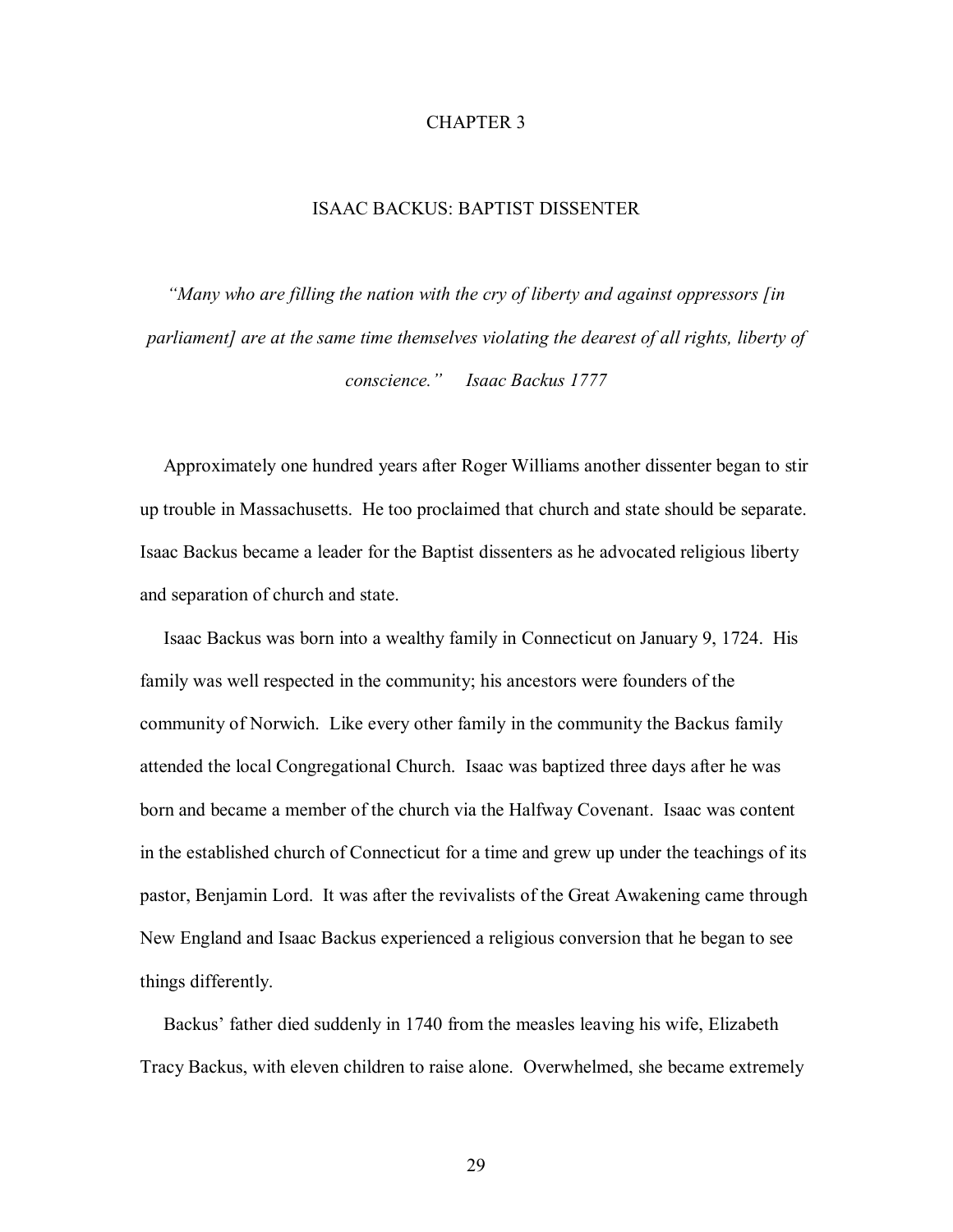# CHAPTER 3

## ISAAC BACKUS: BAPTIST DISSENTER

*"Many who are filling the nation with the cry of liberty and against oppressors [in parliament] are at the same time themselves violating the dearest of all rights, liberty of conscience."  Isaac Backus 1777*

Approximately one hundred years after Roger Williams another dissenter began to stir up trouble in Massachusetts. He too proclaimed that church and state should be separate. Isaac Backus became a leader for the Baptist dissenters as he advocated religious liberty and separation of church and state.

Isaac Backus was born into a wealthy family in Connecticut on January 9, 1724. His family was well respected in the community; his ancestors were founders of the community of Norwich. Like every other family in the community the Backus family attended the local Congregational Church. Isaac was baptized three days after he was born and became a member of the church via the Halfway Covenant. Isaac was content in the established church of Connecticut for a time and grew up under the teachings of its pastor, Benjamin Lord. It was after the revivalists of the Great Awakening came through New England and Isaac Backus experienced a religious conversion that he began to see things differently.

Backus' father died suddenly in 1740 from the measles leaving his wife, Elizabeth Tracy Backus, with eleven children to raise alone. Overwhelmed, she became extremely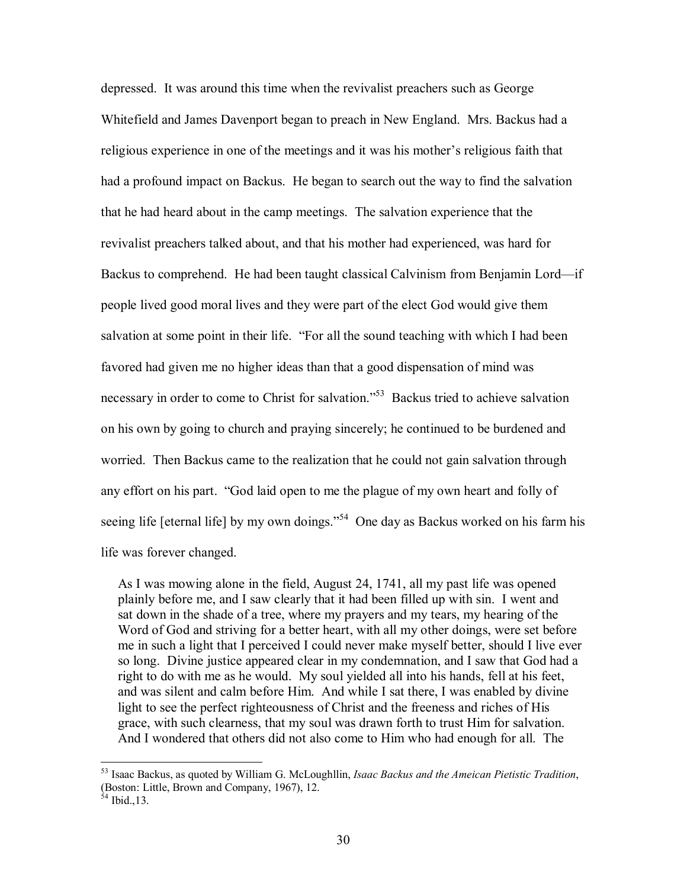depressed. It was around this time when the revivalist preachers such as George Whitefield and James Davenport began to preach in New England. Mrs. Backus had a religious experience in one of the meetings and it was his mother's religious faith that had a profound impact on Backus. He began to search out the way to find the salvation that he had heard about in the camp meetings. The salvation experience that the revivalist preachers talked about, and that his mother had experienced, was hard for Backus to comprehend. He had been taught classical Calvinism from Benjamin Lord—if people lived good moral lives and they were part of the elect God would give them salvation at some point in their life. "For all the sound teaching with which I had been favored had given me no higher ideas than that a good dispensation of mind was necessary in order to come to Christ for salvation."[53] Backus tried to achieve salvation on his own by going to church and praying sincerely; he continued to be burdened and worried. Then Backus came to the realization that he could not gain salvation through any effort on his part. "God laid open to me the plague of my own heart and folly of seeing life [eternal life] by my own doings."[54] One day as Backus worked on his farm his life was forever changed.

> As I was mowing alone in the field, August 24, 1741, all my past life was opened plainly before me, and I saw clearly that it had been filled up with sin. I went and sat down in the shade of a tree, where my prayers and my tears, my hearing of the Word of God and striving for a better heart, with all my other doings, were set before me in such a light that I perceived I could never make myself better, should I live ever so long. Divine justice appeared clear in my condemnation, and I saw that God had a right to do with me as he would. My soul yielded all into his hands, fell at his feet, and was silent and calm before Him. And while I sat there, I was enabled by divine light to see the perfect righteousness of Christ and the freeness and riches of His grace, with such clearness, that my soul was drawn forth to trust Him for salvation. And I wondered that others did not also come to Him who had enough for all. The

---

[53] Isaac Backus, as quoted by William G. McLoughllin, *Isaac Backus and the Ameican Pietistic Tradition*, (Boston: Little, Brown and Company, 1967), 12.

[54] Ibid.,13.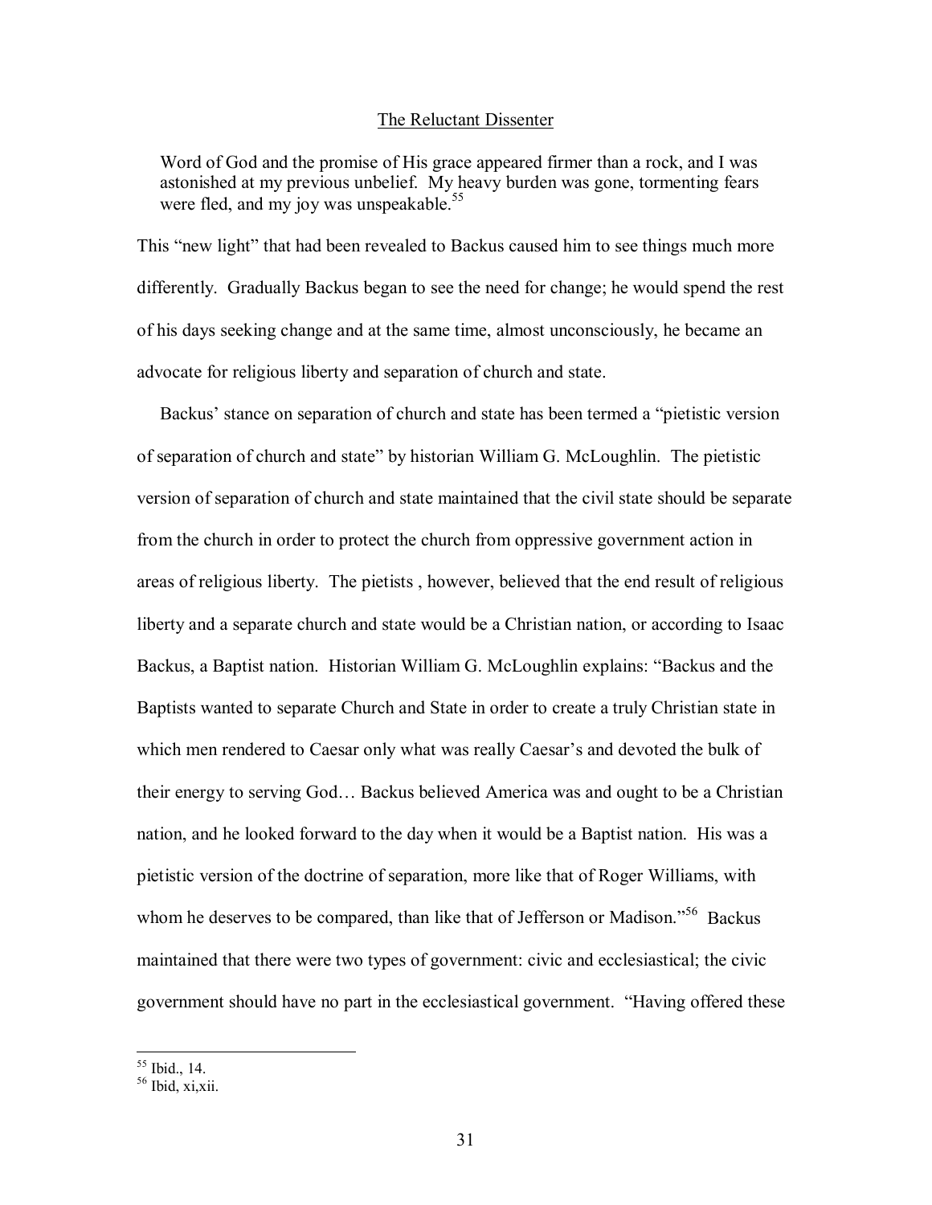> Word of God and the promise of His grace appeared firmer than a rock, and I was astonished at my previous unbelief. My heavy burden was gone, tormenting fears were fled, and my joy was unspeakable.[55]

This "new light" that had been revealed to Backus caused him to see things much more differently. Gradually Backus began to see the need for change; he would spend the rest of his days seeking change and at the same time, almost unconsciously, he became an advocate for religious liberty and separation of church and state.

Backus' stance on separation of church and state has been termed a "pietistic version of separation of church and state" by historian William G. McLoughlin. The pietistic version of separation of church and state maintained that the civil state should be separate from the church in order to protect the church from oppressive government action in areas of religious liberty. The pietists , however, believed that the end result of religious liberty and a separate church and state would be a Christian nation, or according to Isaac Backus, a Baptist nation. Historian William G. McLoughlin explains: "Backus and the Baptists wanted to separate Church and State in order to create a truly Christian state in which men rendered to Caesar only what was really Caesar's and devoted the bulk of their energy to serving God… Backus believed America was and ought to be a Christian nation, and he looked forward to the day when it would be a Baptist nation. His was a pietistic version of the doctrine of separation, more like that of Roger Williams, with whom he deserves to be compared, than like that of Jefferson or Madison."[56] Backus maintained that there were two types of government: civic and ecclesiastical; the civic government should have no part in the ecclesiastical government. "Having offered these

[55] Ibid., 14.
[56] Ibid, xi,xii.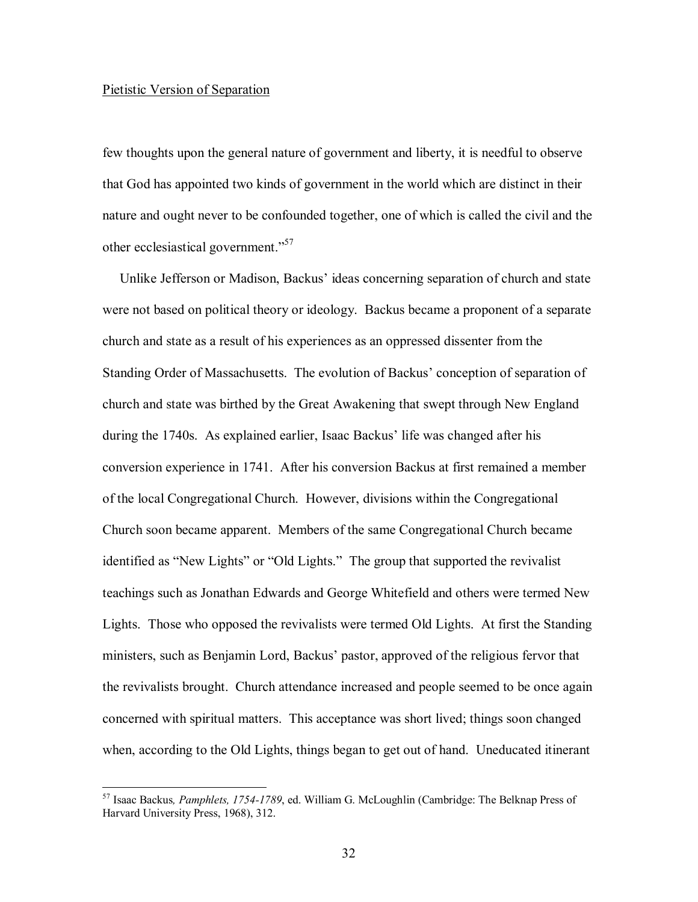Pietistic Version of Separation

few thoughts upon the general nature of government and liberty, it is needful to observe that God has appointed two kinds of government in the world which are distinct in their nature and ought never to be confounded together, one of which is called the civil and the other ecclesiastical government."[57]

Unlike Jefferson or Madison, Backus' ideas concerning separation of church and state were not based on political theory or ideology. Backus became a proponent of a separate church and state as a result of his experiences as an oppressed dissenter from the Standing Order of Massachusetts. The evolution of Backus' conception of separation of church and state was birthed by the Great Awakening that swept through New England during the 1740s. As explained earlier, Isaac Backus' life was changed after his conversion experience in 1741. After his conversion Backus at first remained a member of the local Congregational Church. However, divisions within the Congregational Church soon became apparent. Members of the same Congregational Church became identified as "New Lights" or "Old Lights." The group that supported the revivalist teachings such as Jonathan Edwards and George Whitefield and others were termed New Lights. Those who opposed the revivalists were termed Old Lights. At first the Standing ministers, such as Benjamin Lord, Backus' pastor, approved of the religious fervor that the revivalists brought. Church attendance increased and people seemed to be once again concerned with spiritual matters. This acceptance was short lived; things soon changed when, according to the Old Lights, things began to get out of hand. Uneducated itinerant

[57] Isaac Backus*, Pamphlets, 1754-1789*, ed. William G. McLoughlin (Cambridge: The Belknap Press of Harvard University Press, 1968), 312.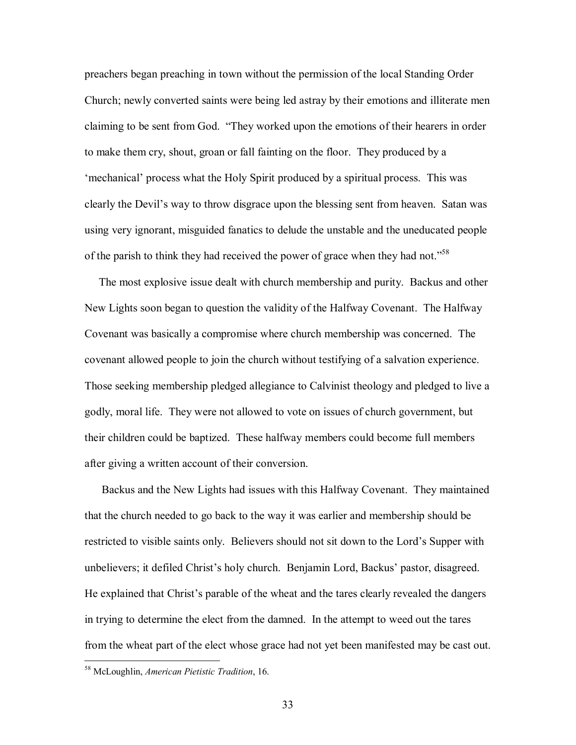preachers began preaching in town without the permission of the local Standing Order Church; newly converted saints were being led astray by their emotions and illiterate men claiming to be sent from God. "They worked upon the emotions of their hearers in order to make them cry, shout, groan or fall fainting on the floor. They produced by a 'mechanical' process what the Holy Spirit produced by a spiritual process. This was clearly the Devil's way to throw disgrace upon the blessing sent from heaven. Satan was using very ignorant, misguided fanatics to delude the unstable and the uneducated people of the parish to think they had received the power of grace when they had not."[58]

The most explosive issue dealt with church membership and purity. Backus and other New Lights soon began to question the validity of the Halfway Covenant. The Halfway Covenant was basically a compromise where church membership was concerned. The covenant allowed people to join the church without testifying of a salvation experience. Those seeking membership pledged allegiance to Calvinist theology and pledged to live a godly, moral life. They were not allowed to vote on issues of church government, but their children could be baptized. These halfway members could become full members after giving a written account of their conversion.

Backus and the New Lights had issues with this Halfway Covenant. They maintained that the church needed to go back to the way it was earlier and membership should be restricted to visible saints only. Believers should not sit down to the Lord's Supper with unbelievers; it defiled Christ's holy church. Benjamin Lord, Backus' pastor, disagreed. He explained that Christ's parable of the wheat and the tares clearly revealed the dangers in trying to determine the elect from the damned. In the attempt to weed out the tares from the wheat part of the elect whose grace had not yet been manifested may be cast out.

[58] McLoughlin, *American Pietistic Tradition*, 16.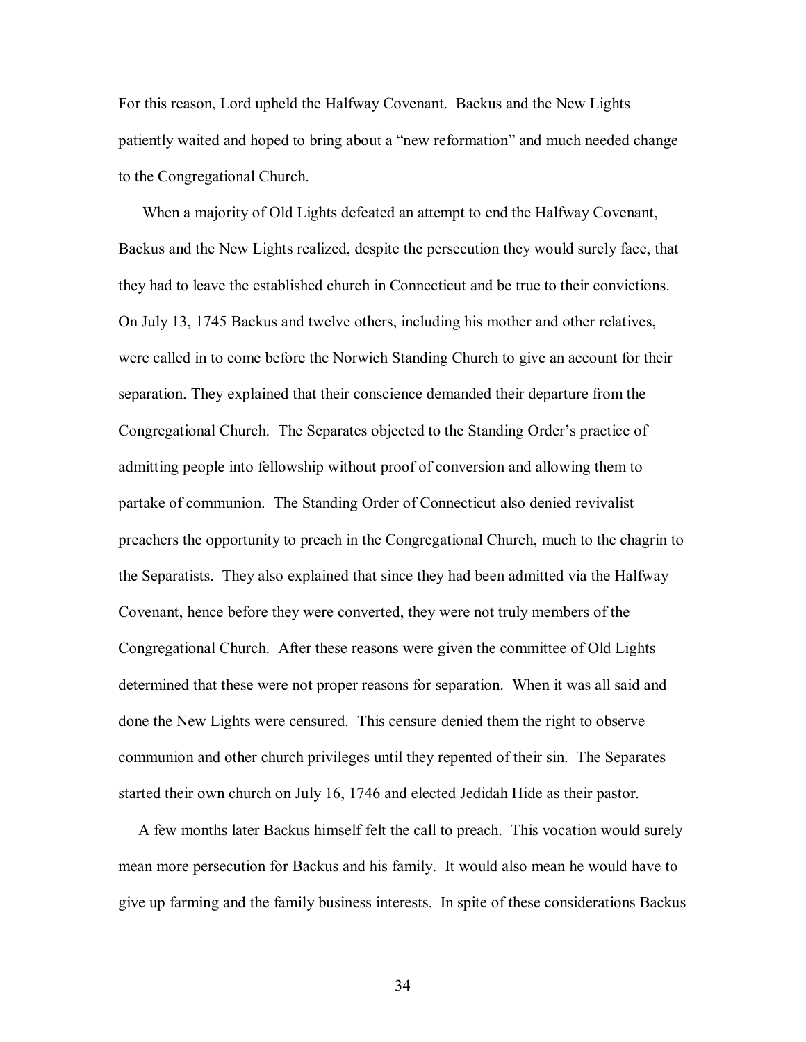For this reason, Lord upheld the Halfway Covenant. Backus and the New Lights patiently waited and hoped to bring about a "new reformation" and much needed change to the Congregational Church.

When a majority of Old Lights defeated an attempt to end the Halfway Covenant, Backus and the New Lights realized, despite the persecution they would surely face, that they had to leave the established church in Connecticut and be true to their convictions. On July 13, 1745 Backus and twelve others, including his mother and other relatives, were called in to come before the Norwich Standing Church to give an account for their separation. They explained that their conscience demanded their departure from the Congregational Church. The Separates objected to the Standing Order's practice of admitting people into fellowship without proof of conversion and allowing them to partake of communion. The Standing Order of Connecticut also denied revivalist preachers the opportunity to preach in the Congregational Church, much to the chagrin to the Separatists. They also explained that since they had been admitted via the Halfway Covenant, hence before they were converted, they were not truly members of the Congregational Church. After these reasons were given the committee of Old Lights determined that these were not proper reasons for separation. When it was all said and done the New Lights were censured. This censure denied them the right to observe communion and other church privileges until they repented of their sin. The Separates started their own church on July 16, 1746 and elected Jedidah Hide as their pastor.

A few months later Backus himself felt the call to preach. This vocation would surely mean more persecution for Backus and his family. It would also mean he would have to give up farming and the family business interests. In spite of these considerations Backus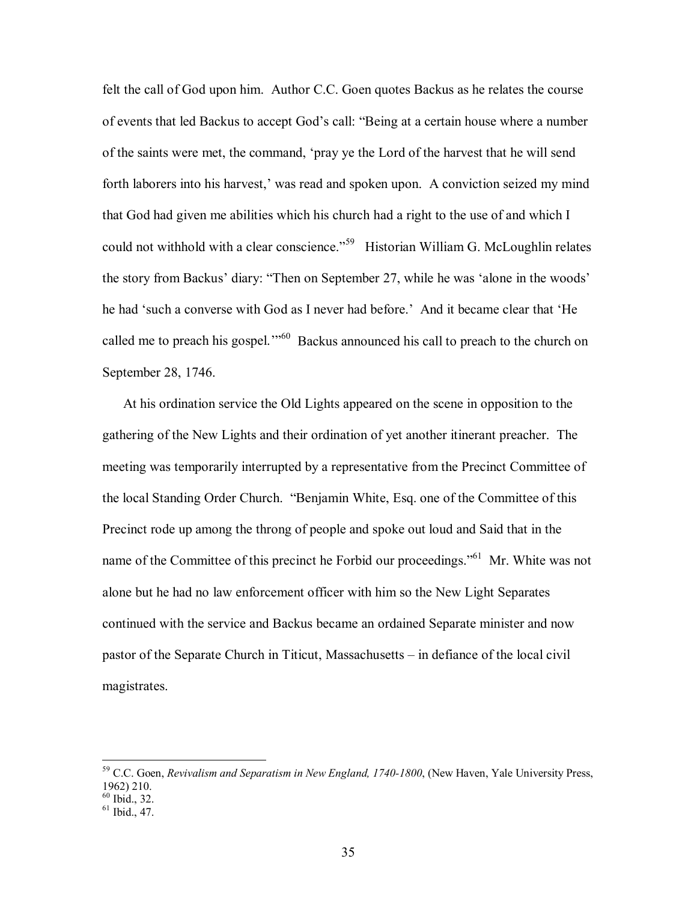felt the call of God upon him. Author C.C. Goen quotes Backus as he relates the course of events that led Backus to accept God's call: "Being at a certain house where a number of the saints were met, the command, 'pray ye the Lord of the harvest that he will send forth laborers into his harvest,' was read and spoken upon. A conviction seized my mind that God had given me abilities which his church had a right to the use of and which I could not withhold with a clear conscience."[59] Historian William G. McLoughlin relates the story from Backus' diary: "Then on September 27, while he was 'alone in the woods' he had 'such a converse with God as I never had before.' And it became clear that 'He called me to preach his gospel.'"[60] Backus announced his call to preach to the church on September 28, 1746.

At his ordination service the Old Lights appeared on the scene in opposition to the gathering of the New Lights and their ordination of yet another itinerant preacher. The meeting was temporarily interrupted by a representative from the Precinct Committee of the local Standing Order Church. "Benjamin White, Esq. one of the Committee of this Precinct rode up among the throng of people and spoke out loud and Said that in the name of the Committee of this precinct he Forbid our proceedings."[61] Mr. White was not alone but he had no law enforcement officer with him so the New Light Separates continued with the service and Backus became an ordained Separate minister and now pastor of the Separate Church in Titicut, Massachusetts – in defiance of the local civil magistrates.

---

[59] C.C. Goen, *Revivalism and Separatism in New England, 1740-1800*, (New Haven, Yale University Press, 1962) 210.

[60] Ibid., 32.

[61] Ibid., 47.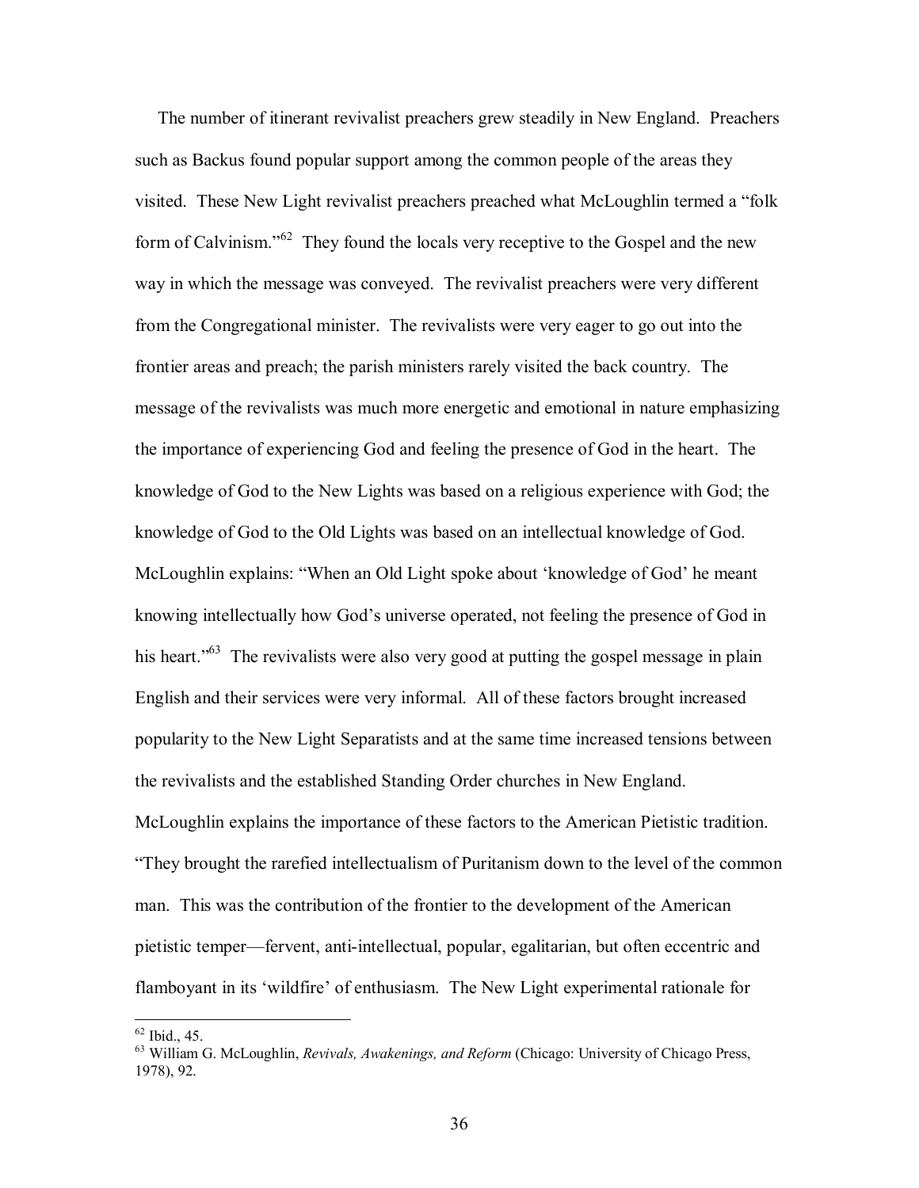The number of itinerant revivalist preachers grew steadily in New England. Preachers such as Backus found popular support among the common people of the areas they visited. These New Light revivalist preachers preached what McLoughlin termed a "folk form of Calvinism."[62] They found the locals very receptive to the Gospel and the new way in which the message was conveyed. The revivalist preachers were very different from the Congregational minister. The revivalists were very eager to go out into the frontier areas and preach; the parish ministers rarely visited the back country. The message of the revivalists was much more energetic and emotional in nature emphasizing the importance of experiencing God and feeling the presence of God in the heart. The knowledge of God to the New Lights was based on a religious experience with God; the knowledge of God to the Old Lights was based on an intellectual knowledge of God. McLoughlin explains: "When an Old Light spoke about 'knowledge of God' he meant knowing intellectually how God's universe operated, not feeling the presence of God in his heart."[63] The revivalists were also very good at putting the gospel message in plain English and their services were very informal. All of these factors brought increased popularity to the New Light Separatists and at the same time increased tensions between the revivalists and the established Standing Order churches in New England. McLoughlin explains the importance of these factors to the American Pietistic tradition. "They brought the rarefied intellectualism of Puritanism down to the level of the common man. This was the contribution of the frontier to the development of the American pietistic temper—fervent, anti-intellectual, popular, egalitarian, but often eccentric and flamboyant in its 'wildfire' of enthusiasm. The New Light experimental rationale for

---

[62] Ibid., 45.

[63] William G. McLoughlin, *Revivals, Awakenings, and Reform* (Chicago: University of Chicago Press, 1978), 92.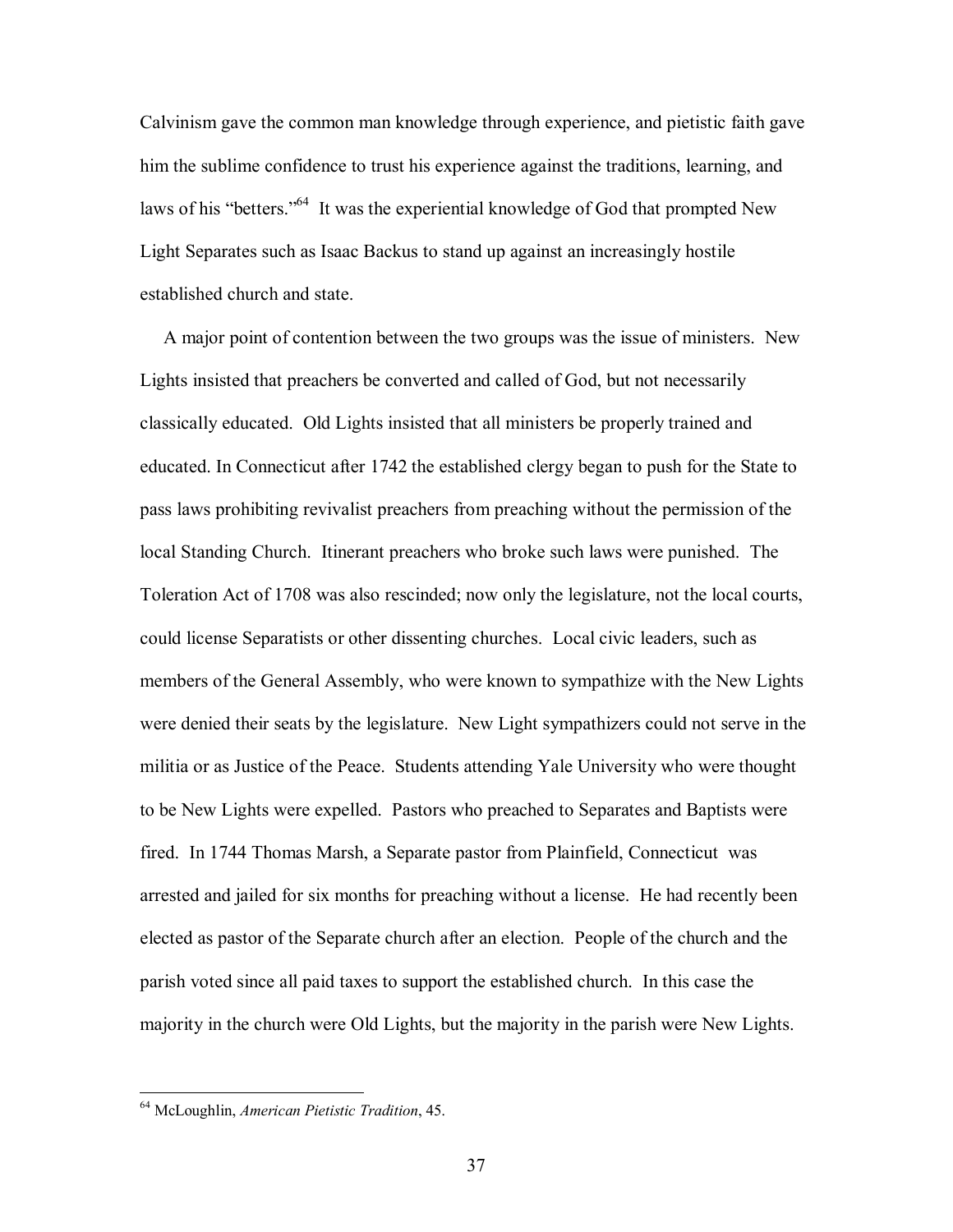Calvinism gave the common man knowledge through experience, and pietistic faith gave him the sublime confidence to trust his experience against the traditions, learning, and laws of his "betters."[64] It was the experiential knowledge of God that prompted New Light Separates such as Isaac Backus to stand up against an increasingly hostile established church and state.

A major point of contention between the two groups was the issue of ministers. New Lights insisted that preachers be converted and called of God, but not necessarily classically educated. Old Lights insisted that all ministers be properly trained and educated. In Connecticut after 1742 the established clergy began to push for the State to pass laws prohibiting revivalist preachers from preaching without the permission of the local Standing Church. Itinerant preachers who broke such laws were punished. The Toleration Act of 1708 was also rescinded; now only the legislature, not the local courts, could license Separatists or other dissenting churches. Local civic leaders, such as members of the General Assembly, who were known to sympathize with the New Lights were denied their seats by the legislature. New Light sympathizers could not serve in the militia or as Justice of the Peace. Students attending Yale University who were thought to be New Lights were expelled. Pastors who preached to Separates and Baptists were fired. In 1744 Thomas Marsh, a Separate pastor from Plainfield, Connecticut was arrested and jailed for six months for preaching without a license. He had recently been elected as pastor of the Separate church after an election. People of the church and the parish voted since all paid taxes to support the established church. In this case the majority in the church were Old Lights, but the majority in the parish were New Lights.

---

[64] McLoughlin, *American Pietistic Tradition*, 45.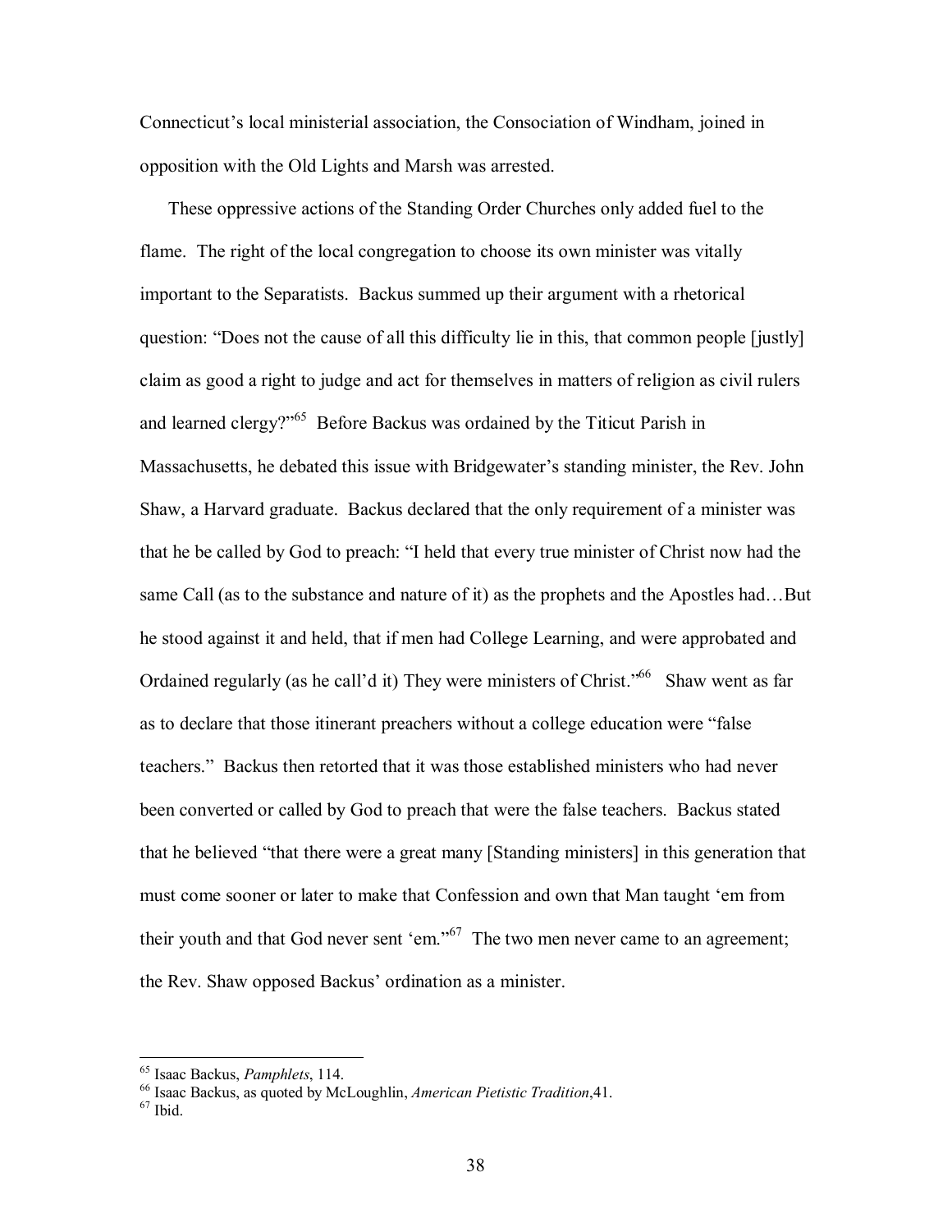Connecticut's local ministerial association, the Consociation of Windham, joined in opposition with the Old Lights and Marsh was arrested.

These oppressive actions of the Standing Order Churches only added fuel to the flame. The right of the local congregation to choose its own minister was vitally important to the Separatists. Backus summed up their argument with a rhetorical question: "Does not the cause of all this difficulty lie in this, that common people [justly] claim as good a right to judge and act for themselves in matters of religion as civil rulers and learned clergy?"[65] Before Backus was ordained by the Titicut Parish in Massachusetts, he debated this issue with Bridgewater's standing minister, the Rev. John Shaw, a Harvard graduate. Backus declared that the only requirement of a minister was that he be called by God to preach: "I held that every true minister of Christ now had the same Call (as to the substance and nature of it) as the prophets and the Apostles had…But he stood against it and held, that if men had College Learning, and were approbated and Ordained regularly (as he call'd it) They were ministers of Christ."[66] Shaw went as far as to declare that those itinerant preachers without a college education were "false teachers." Backus then retorted that it was those established ministers who had never been converted or called by God to preach that were the false teachers. Backus stated that he believed "that there were a great many [Standing ministers] in this generation that must come sooner or later to make that Confession and own that Man taught 'em from their youth and that God never sent 'em."[67] The two men never came to an agreement; the Rev. Shaw opposed Backus' ordination as a minister.

---

[65] Isaac Backus, *Pamphlets*, 114.

[66] Isaac Backus, as quoted by McLoughlin, *American Pietistic Tradition*,41.

[67] Ibid.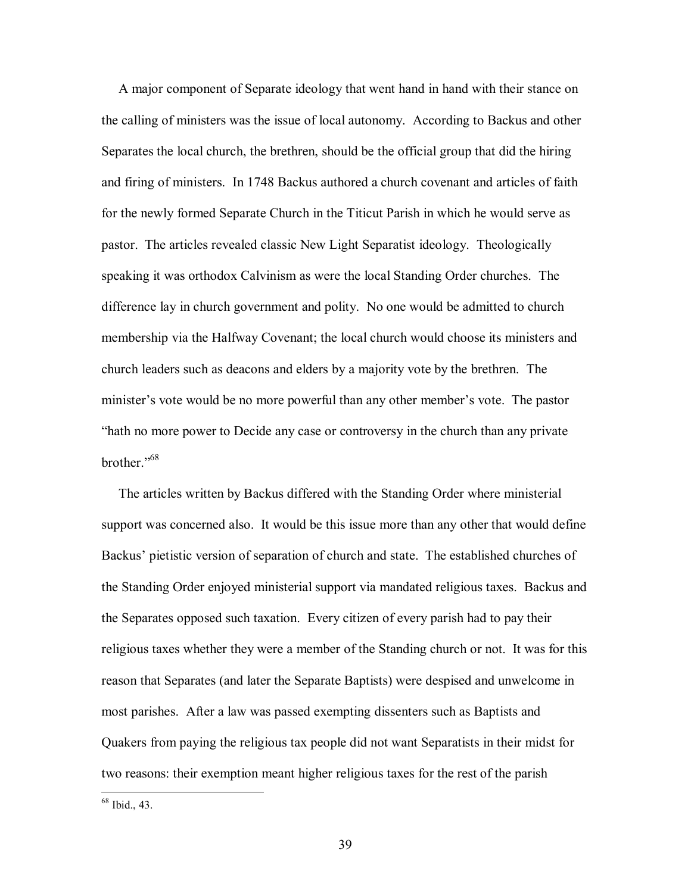A major component of Separate ideology that went hand in hand with their stance on the calling of ministers was the issue of local autonomy. According to Backus and other Separates the local church, the brethren, should be the official group that did the hiring and firing of ministers. In 1748 Backus authored a church covenant and articles of faith for the newly formed Separate Church in the Titicut Parish in which he would serve as pastor. The articles revealed classic New Light Separatist ideology. Theologically speaking it was orthodox Calvinism as were the local Standing Order churches. The difference lay in church government and polity. No one would be admitted to church membership via the Halfway Covenant; the local church would choose its ministers and church leaders such as deacons and elders by a majority vote by the brethren. The minister's vote would be no more powerful than any other member's vote. The pastor "hath no more power to Decide any case or controversy in the church than any private brother."[68]

The articles written by Backus differed with the Standing Order where ministerial support was concerned also. It would be this issue more than any other that would define Backus' pietistic version of separation of church and state. The established churches of the Standing Order enjoyed ministerial support via mandated religious taxes. Backus and the Separates opposed such taxation. Every citizen of every parish had to pay their religious taxes whether they were a member of the Standing church or not. It was for this reason that Separates (and later the Separate Baptists) were despised and unwelcome in most parishes. After a law was passed exempting dissenters such as Baptists and Quakers from paying the religious tax people did not want Separatists in their midst for two reasons: their exemption meant higher religious taxes for the rest of the parish

---

[68] Ibid., 43.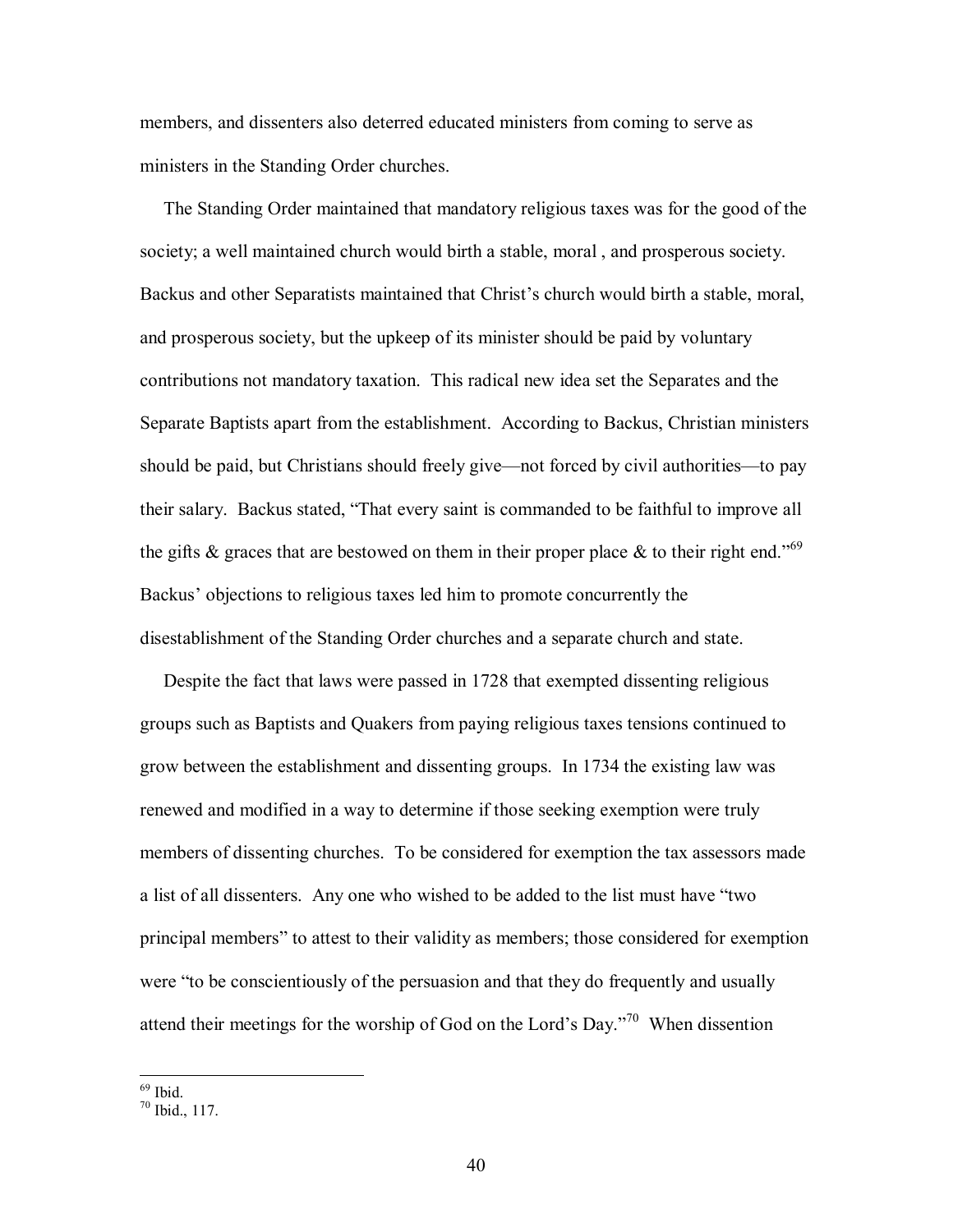members, and dissenters also deterred educated ministers from coming to serve as ministers in the Standing Order churches.

The Standing Order maintained that mandatory religious taxes was for the good of the society; a well maintained church would birth a stable, moral , and prosperous society. Backus and other Separatists maintained that Christ's church would birth a stable, moral, and prosperous society, but the upkeep of its minister should be paid by voluntary contributions not mandatory taxation. This radical new idea set the Separates and the Separate Baptists apart from the establishment. According to Backus, Christian ministers should be paid, but Christians should freely give—not forced by civil authorities—to pay their salary. Backus stated, "That every saint is commanded to be faithful to improve all the gifts & graces that are bestowed on them in their proper place & to their right end."[69] Backus' objections to religious taxes led him to promote concurrently the disestablishment of the Standing Order churches and a separate church and state.

Despite the fact that laws were passed in 1728 that exempted dissenting religious groups such as Baptists and Quakers from paying religious taxes tensions continued to grow between the establishment and dissenting groups. In 1734 the existing law was renewed and modified in a way to determine if those seeking exemption were truly members of dissenting churches. To be considered for exemption the tax assessors made a list of all dissenters. Any one who wished to be added to the list must have "two principal members" to attest to their validity as members; those considered for exemption were "to be conscientiously of the persuasion and that they do frequently and usually attend their meetings for the worship of God on the Lord's Day."[70] When dissention

[69] Ibid.
[70] Ibid., 117.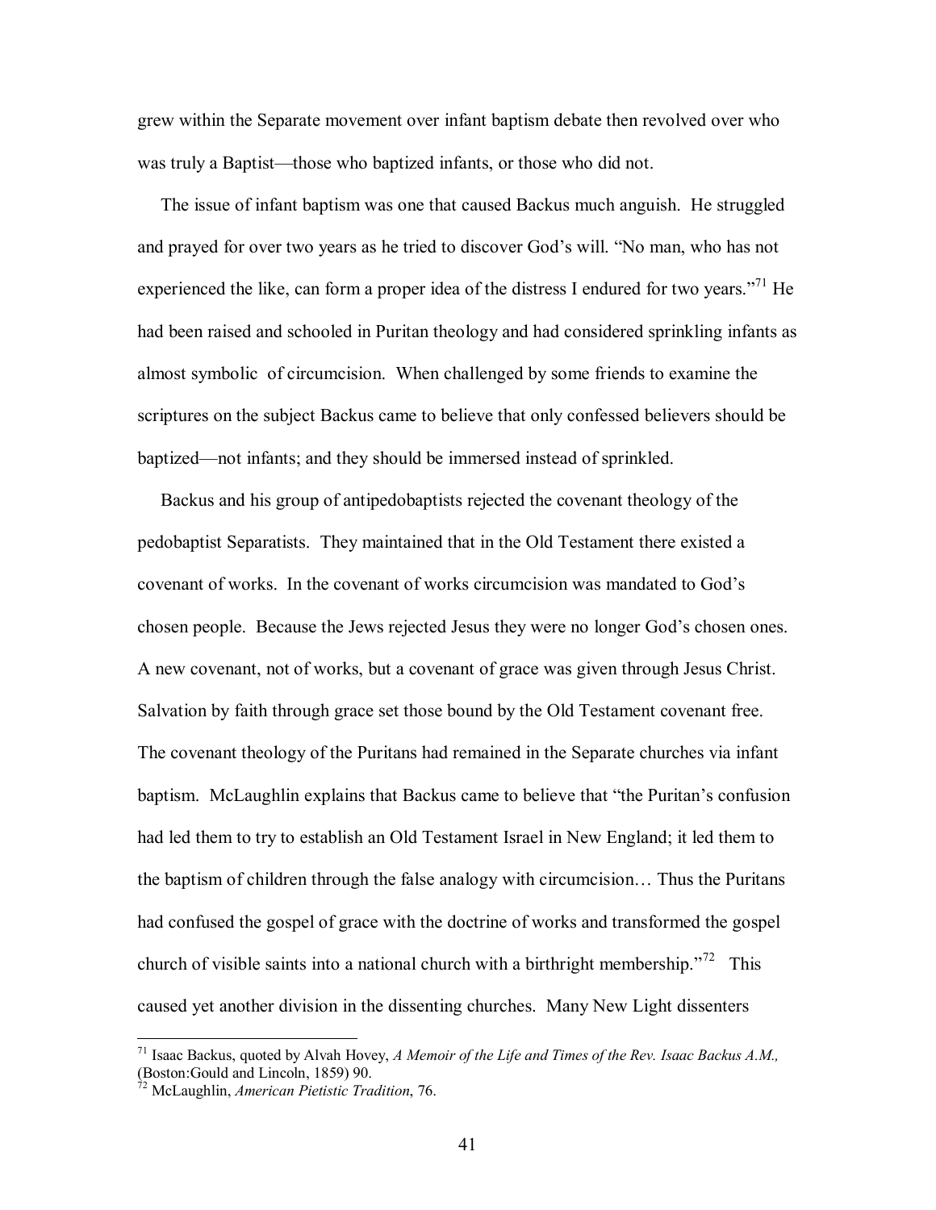grew within the Separate movement over infant baptism debate then revolved over who was truly a Baptist—those who baptized infants, or those who did not.

The issue of infant baptism was one that caused Backus much anguish. He struggled and prayed for over two years as he tried to discover God's will. "No man, who has not experienced the like, can form a proper idea of the distress I endured for two years."[71] He had been raised and schooled in Puritan theology and had considered sprinkling infants as almost symbolic of circumcision. When challenged by some friends to examine the scriptures on the subject Backus came to believe that only confessed believers should be baptized—not infants; and they should be immersed instead of sprinkled.

Backus and his group of antipedobaptists rejected the covenant theology of the pedobaptist Separatists. They maintained that in the Old Testament there existed a covenant of works. In the covenant of works circumcision was mandated to God's chosen people. Because the Jews rejected Jesus they were no longer God's chosen ones. A new covenant, not of works, but a covenant of grace was given through Jesus Christ. Salvation by faith through grace set those bound by the Old Testament covenant free. The covenant theology of the Puritans had remained in the Separate churches via infant baptism. McLaughlin explains that Backus came to believe that "the Puritan's confusion had led them to try to establish an Old Testament Israel in New England; it led them to the baptism of children through the false analogy with circumcision… Thus the Puritans had confused the gospel of grace with the doctrine of works and transformed the gospel church of visible saints into a national church with a birthright membership."[72] This caused yet another division in the dissenting churches. Many New Light dissenters

---

[71] Isaac Backus, quoted by Alvah Hovey, *A Memoir of the Life and Times of the Rev. Isaac Backus A.M.,* (Boston:Gould and Lincoln, 1859) 90.

[72] McLaughlin, *American Pietistic Tradition*, 76.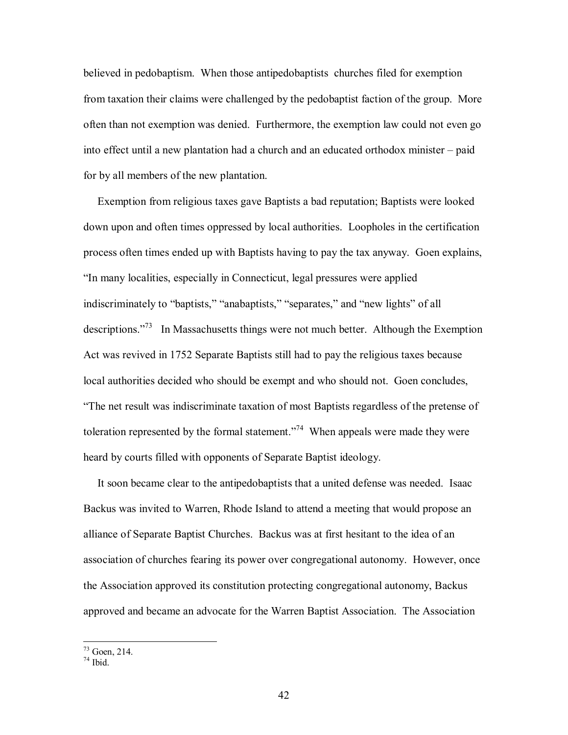believed in pedobaptism. When those antipedobaptists churches filed for exemption from taxation their claims were challenged by the pedobaptist faction of the group. More often than not exemption was denied. Furthermore, the exemption law could not even go into effect until a new plantation had a church and an educated orthodox minister – paid for by all members of the new plantation.

Exemption from religious taxes gave Baptists a bad reputation; Baptists were looked down upon and often times oppressed by local authorities. Loopholes in the certification process often times ended up with Baptists having to pay the tax anyway. Goen explains, "In many localities, especially in Connecticut, legal pressures were applied indiscriminately to "baptists," "anabaptists," "separates," and "new lights" of all descriptions."[73] In Massachusetts things were not much better. Although the Exemption Act was revived in 1752 Separate Baptists still had to pay the religious taxes because local authorities decided who should be exempt and who should not. Goen concludes, "The net result was indiscriminate taxation of most Baptists regardless of the pretense of toleration represented by the formal statement."[74] When appeals were made they were heard by courts filled with opponents of Separate Baptist ideology.

It soon became clear to the antipedobaptists that a united defense was needed. Isaac Backus was invited to Warren, Rhode Island to attend a meeting that would propose an alliance of Separate Baptist Churches. Backus was at first hesitant to the idea of an association of churches fearing its power over congregational autonomy. However, once the Association approved its constitution protecting congregational autonomy, Backus approved and became an advocate for the Warren Baptist Association. The Association

[73] Goen, 214.
[74] Ibid.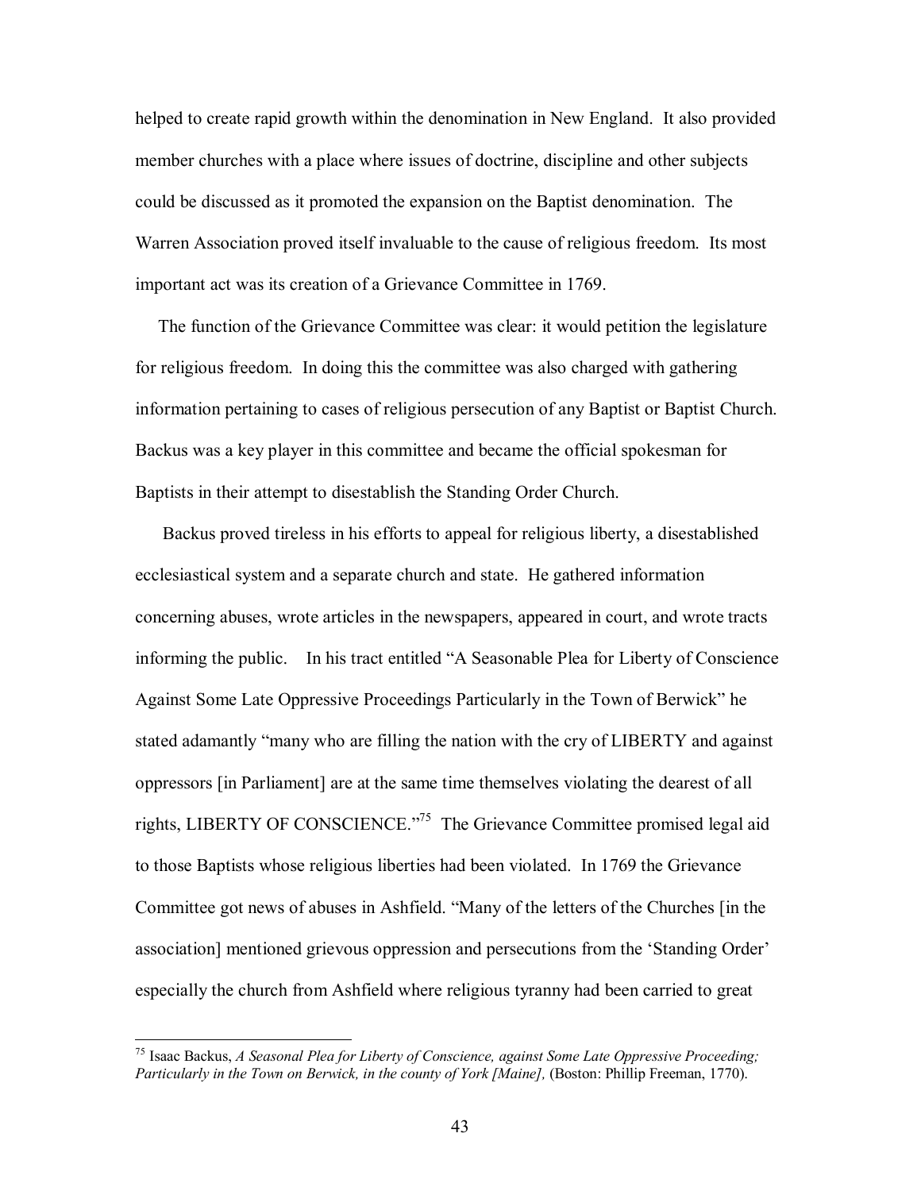helped to create rapid growth within the denomination in New England. It also provided member churches with a place where issues of doctrine, discipline and other subjects could be discussed as it promoted the expansion on the Baptist denomination. The Warren Association proved itself invaluable to the cause of religious freedom. Its most important act was its creation of a Grievance Committee in 1769.

The function of the Grievance Committee was clear: it would petition the legislature for religious freedom. In doing this the committee was also charged with gathering information pertaining to cases of religious persecution of any Baptist or Baptist Church. Backus was a key player in this committee and became the official spokesman for Baptists in their attempt to disestablish the Standing Order Church.

Backus proved tireless in his efforts to appeal for religious liberty, a disestablished ecclesiastical system and a separate church and state. He gathered information concerning abuses, wrote articles in the newspapers, appeared in court, and wrote tracts informing the public. In his tract entitled "A Seasonable Plea for Liberty of Conscience Against Some Late Oppressive Proceedings Particularly in the Town of Berwick" he stated adamantly "many who are filling the nation with the cry of LIBERTY and against oppressors [in Parliament] are at the same time themselves violating the dearest of all rights, LIBERTY OF CONSCIENCE."[75] The Grievance Committee promised legal aid to those Baptists whose religious liberties had been violated. In 1769 the Grievance Committee got news of abuses in Ashfield. "Many of the letters of the Churches [in the association] mentioned grievous oppression and persecutions from the 'Standing Order' especially the church from Ashfield where religious tyranny had been carried to great

---

[75] Isaac Backus, *A Seasonal Plea for Liberty of Conscience, against Some Late Oppressive Proceeding; Particularly in the Town on Berwick, in the county of York [Maine],* (Boston: Phillip Freeman, 1770).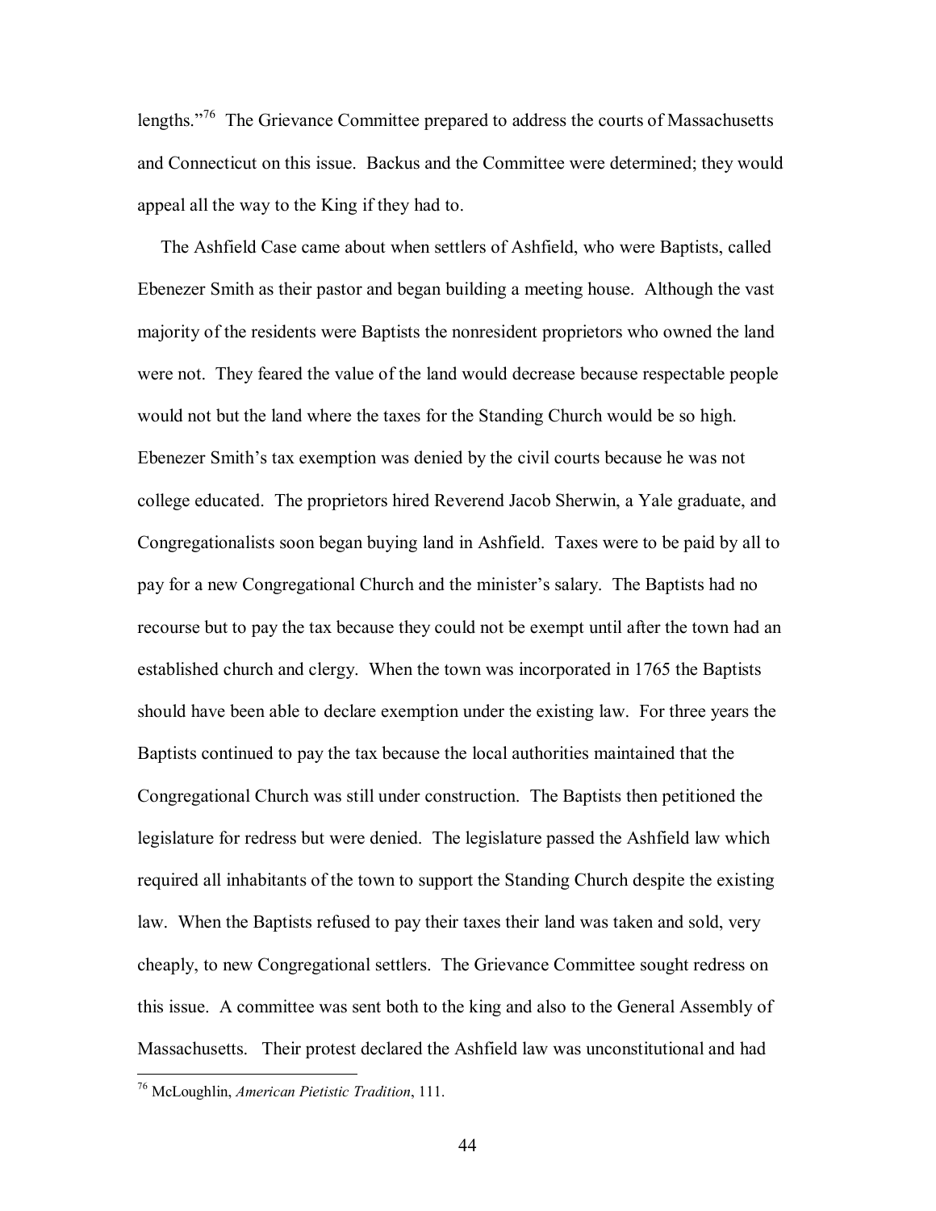lengths."[76] The Grievance Committee prepared to address the courts of Massachusetts and Connecticut on this issue. Backus and the Committee were determined; they would appeal all the way to the King if they had to.

The Ashfield Case came about when settlers of Ashfield, who were Baptists, called Ebenezer Smith as their pastor and began building a meeting house. Although the vast majority of the residents were Baptists the nonresident proprietors who owned the land were not. They feared the value of the land would decrease because respectable people would not but the land where the taxes for the Standing Church would be so high. Ebenezer Smith's tax exemption was denied by the civil courts because he was not college educated. The proprietors hired Reverend Jacob Sherwin, a Yale graduate, and Congregationalists soon began buying land in Ashfield. Taxes were to be paid by all to pay for a new Congregational Church and the minister's salary. The Baptists had no recourse but to pay the tax because they could not be exempt until after the town had an established church and clergy. When the town was incorporated in 1765 the Baptists should have been able to declare exemption under the existing law. For three years the Baptists continued to pay the tax because the local authorities maintained that the Congregational Church was still under construction. The Baptists then petitioned the legislature for redress but were denied. The legislature passed the Ashfield law which required all inhabitants of the town to support the Standing Church despite the existing law. When the Baptists refused to pay their taxes their land was taken and sold, very cheaply, to new Congregational settlers. The Grievance Committee sought redress on this issue. A committee was sent both to the king and also to the General Assembly of Massachusetts. Their protest declared the Ashfield law was unconstitutional and had

[76] McLoughlin, *American Pietistic Tradition*, 111.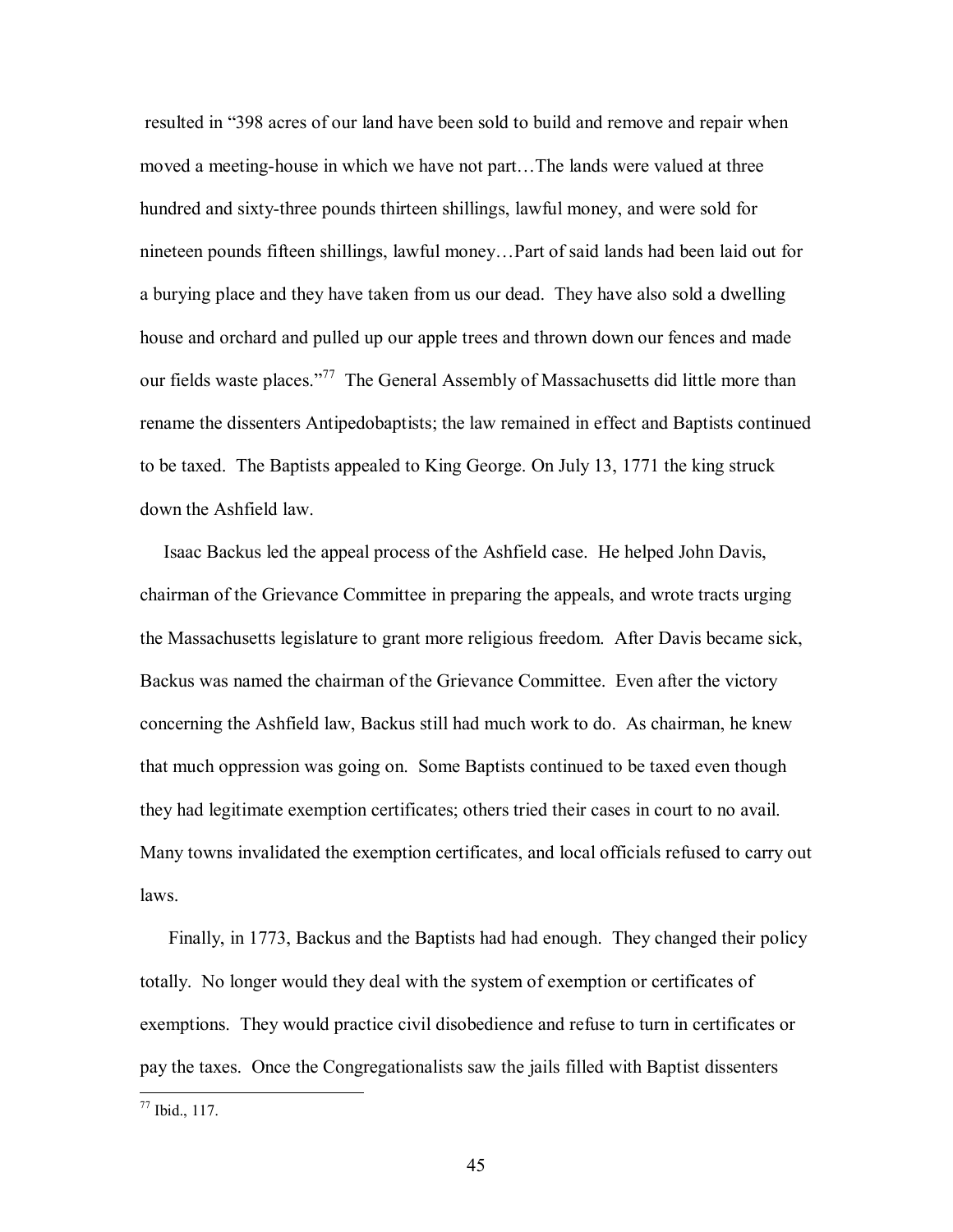resulted in "398 acres of our land have been sold to build and remove and repair when moved a meeting-house in which we have not part…The lands were valued at three hundred and sixty-three pounds thirteen shillings, lawful money, and were sold for nineteen pounds fifteen shillings, lawful money…Part of said lands had been laid out for a burying place and they have taken from us our dead. They have also sold a dwelling house and orchard and pulled up our apple trees and thrown down our fences and made our fields waste places."[77] The General Assembly of Massachusetts did little more than rename the dissenters Antipedobaptists; the law remained in effect and Baptists continued to be taxed. The Baptists appealed to King George. On July 13, 1771 the king struck down the Ashfield law.

Isaac Backus led the appeal process of the Ashfield case. He helped John Davis, chairman of the Grievance Committee in preparing the appeals, and wrote tracts urging the Massachusetts legislature to grant more religious freedom. After Davis became sick, Backus was named the chairman of the Grievance Committee. Even after the victory concerning the Ashfield law, Backus still had much work to do. As chairman, he knew that much oppression was going on. Some Baptists continued to be taxed even though they had legitimate exemption certificates; others tried their cases in court to no avail. Many towns invalidated the exemption certificates, and local officials refused to carry out laws.

Finally, in 1773, Backus and the Baptists had had enough. They changed their policy totally. No longer would they deal with the system of exemption or certificates of exemptions. They would practice civil disobedience and refuse to turn in certificates or pay the taxes. Once the Congregationalists saw the jails filled with Baptist dissenters

[77] Ibid., 117.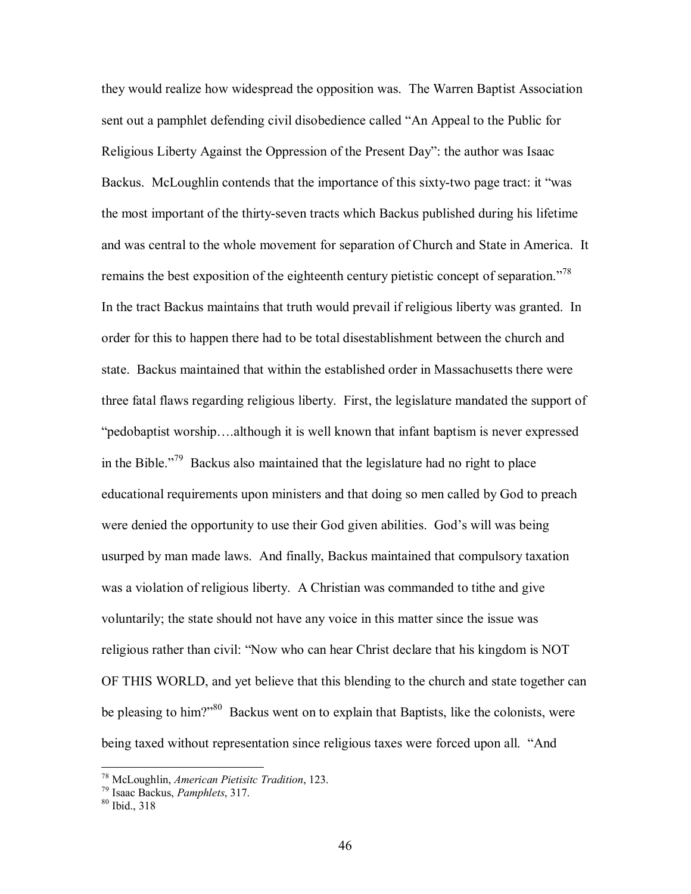they would realize how widespread the opposition was. The Warren Baptist Association sent out a pamphlet defending civil disobedience called "An Appeal to the Public for Religious Liberty Against the Oppression of the Present Day": the author was Isaac Backus. McLoughlin contends that the importance of this sixty-two page tract: it "was the most important of the thirty-seven tracts which Backus published during his lifetime and was central to the whole movement for separation of Church and State in America. It remains the best exposition of the eighteenth century pietistic concept of separation."[78] In the tract Backus maintains that truth would prevail if religious liberty was granted. In order for this to happen there had to be total disestablishment between the church and state. Backus maintained that within the established order in Massachusetts there were three fatal flaws regarding religious liberty. First, the legislature mandated the support of "pedobaptist worship….although it is well known that infant baptism is never expressed in the Bible."[79] Backus also maintained that the legislature had no right to place educational requirements upon ministers and that doing so men called by God to preach were denied the opportunity to use their God given abilities. God's will was being usurped by man made laws. And finally, Backus maintained that compulsory taxation was a violation of religious liberty. A Christian was commanded to tithe and give voluntarily; the state should not have any voice in this matter since the issue was religious rather than civil: "Now who can hear Christ declare that his kingdom is NOT OF THIS WORLD, and yet believe that this blending to the church and state together can be pleasing to him?"[80] Backus went on to explain that Baptists, like the colonists, were being taxed without representation since religious taxes were forced upon all. "And

---

[78] McLoughlin, *American Pietisitc Tradition*, 123.

[79] Isaac Backus, *Pamphlets*, 317.

[80] Ibid., 318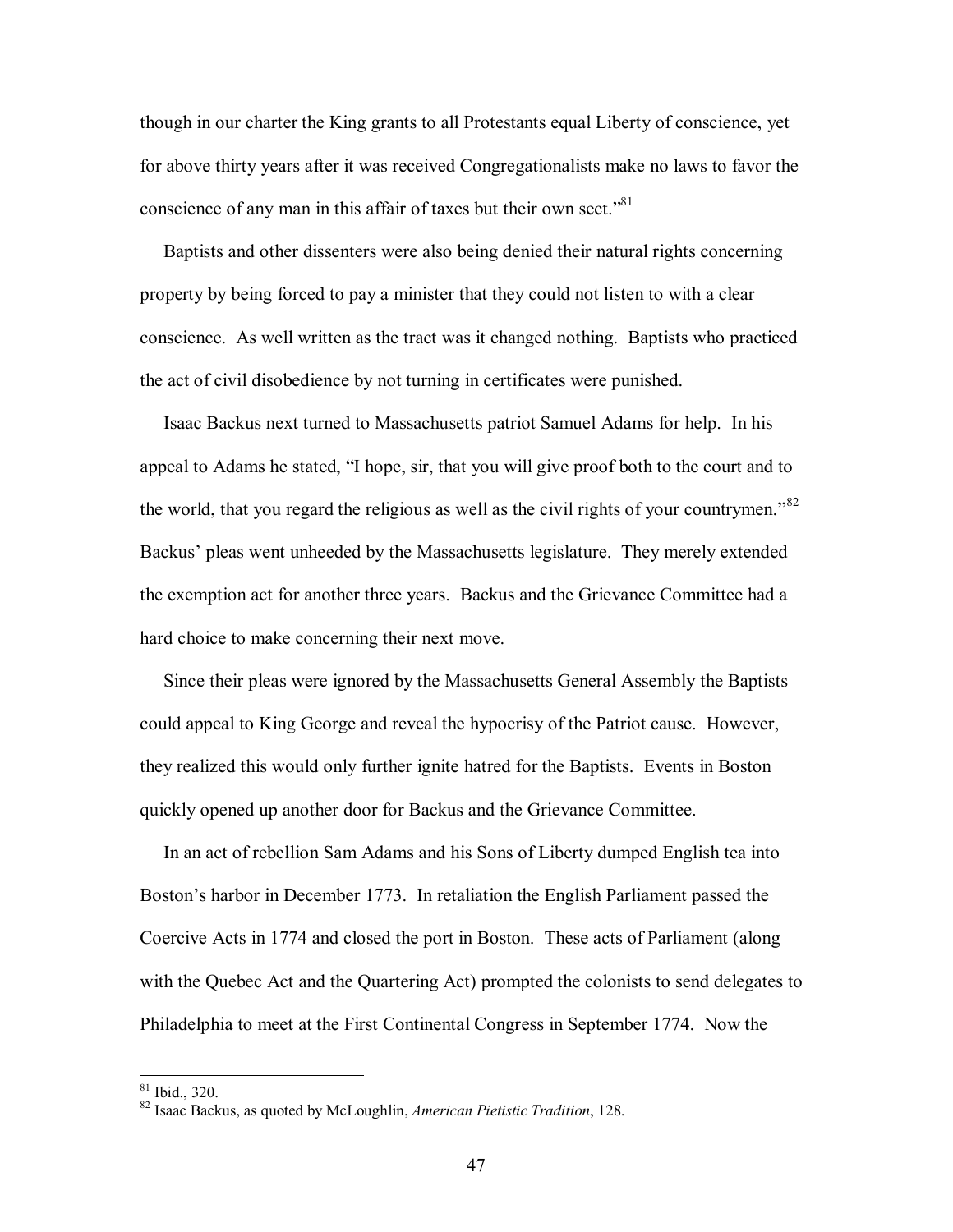though in our charter the King grants to all Protestants equal Liberty of conscience, yet for above thirty years after it was received Congregationalists make no laws to favor the conscience of any man in this affair of taxes but their own sect."[81]

Baptists and other dissenters were also being denied their natural rights concerning property by being forced to pay a minister that they could not listen to with a clear conscience. As well written as the tract was it changed nothing. Baptists who practiced the act of civil disobedience by not turning in certificates were punished.

Isaac Backus next turned to Massachusetts patriot Samuel Adams for help. In his appeal to Adams he stated, "I hope, sir, that you will give proof both to the court and to the world, that you regard the religious as well as the civil rights of your countrymen."[82] Backus' pleas went unheeded by the Massachusetts legislature. They merely extended the exemption act for another three years. Backus and the Grievance Committee had a hard choice to make concerning their next move.

Since their pleas were ignored by the Massachusetts General Assembly the Baptists could appeal to King George and reveal the hypocrisy of the Patriot cause. However, they realized this would only further ignite hatred for the Baptists. Events in Boston quickly opened up another door for Backus and the Grievance Committee.

In an act of rebellion Sam Adams and his Sons of Liberty dumped English tea into Boston's harbor in December 1773. In retaliation the English Parliament passed the Coercive Acts in 1774 and closed the port in Boston. These acts of Parliament (along with the Quebec Act and the Quartering Act) prompted the colonists to send delegates to Philadelphia to meet at the First Continental Congress in September 1774. Now the

---

[81] Ibid., 320.

[82] Isaac Backus, as quoted by McLoughlin, *American Pietistic Tradition*, 128.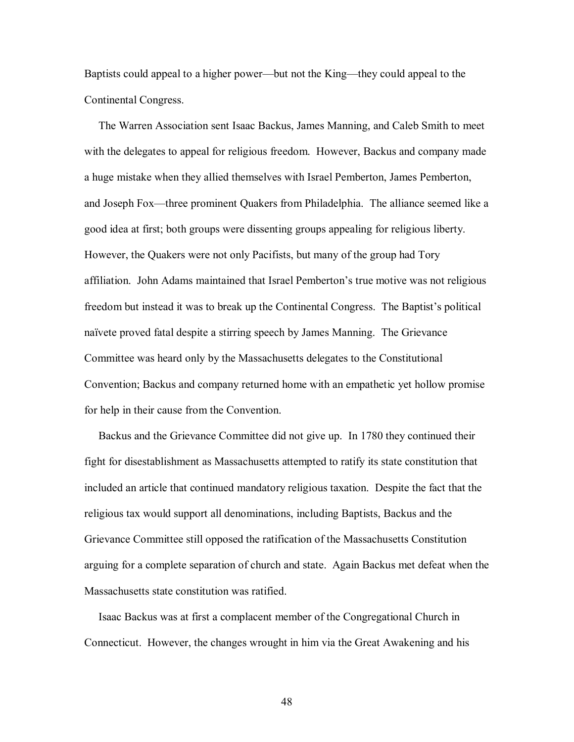Baptists could appeal to a higher power—but not the King—they could appeal to the Continental Congress.

The Warren Association sent Isaac Backus, James Manning, and Caleb Smith to meet with the delegates to appeal for religious freedom. However, Backus and company made a huge mistake when they allied themselves with Israel Pemberton, James Pemberton, and Joseph Fox—three prominent Quakers from Philadelphia. The alliance seemed like a good idea at first; both groups were dissenting groups appealing for religious liberty. However, the Quakers were not only Pacifists, but many of the group had Tory affiliation. John Adams maintained that Israel Pemberton's true motive was not religious freedom but instead it was to break up the Continental Congress. The Baptist's political naïvete proved fatal despite a stirring speech by James Manning. The Grievance Committee was heard only by the Massachusetts delegates to the Constitutional Convention; Backus and company returned home with an empathetic yet hollow promise for help in their cause from the Convention.

Backus and the Grievance Committee did not give up. In 1780 they continued their fight for disestablishment as Massachusetts attempted to ratify its state constitution that included an article that continued mandatory religious taxation. Despite the fact that the religious tax would support all denominations, including Baptists, Backus and the Grievance Committee still opposed the ratification of the Massachusetts Constitution arguing for a complete separation of church and state. Again Backus met defeat when the Massachusetts state constitution was ratified.

Isaac Backus was at first a complacent member of the Congregational Church in Connecticut. However, the changes wrought in him via the Great Awakening and his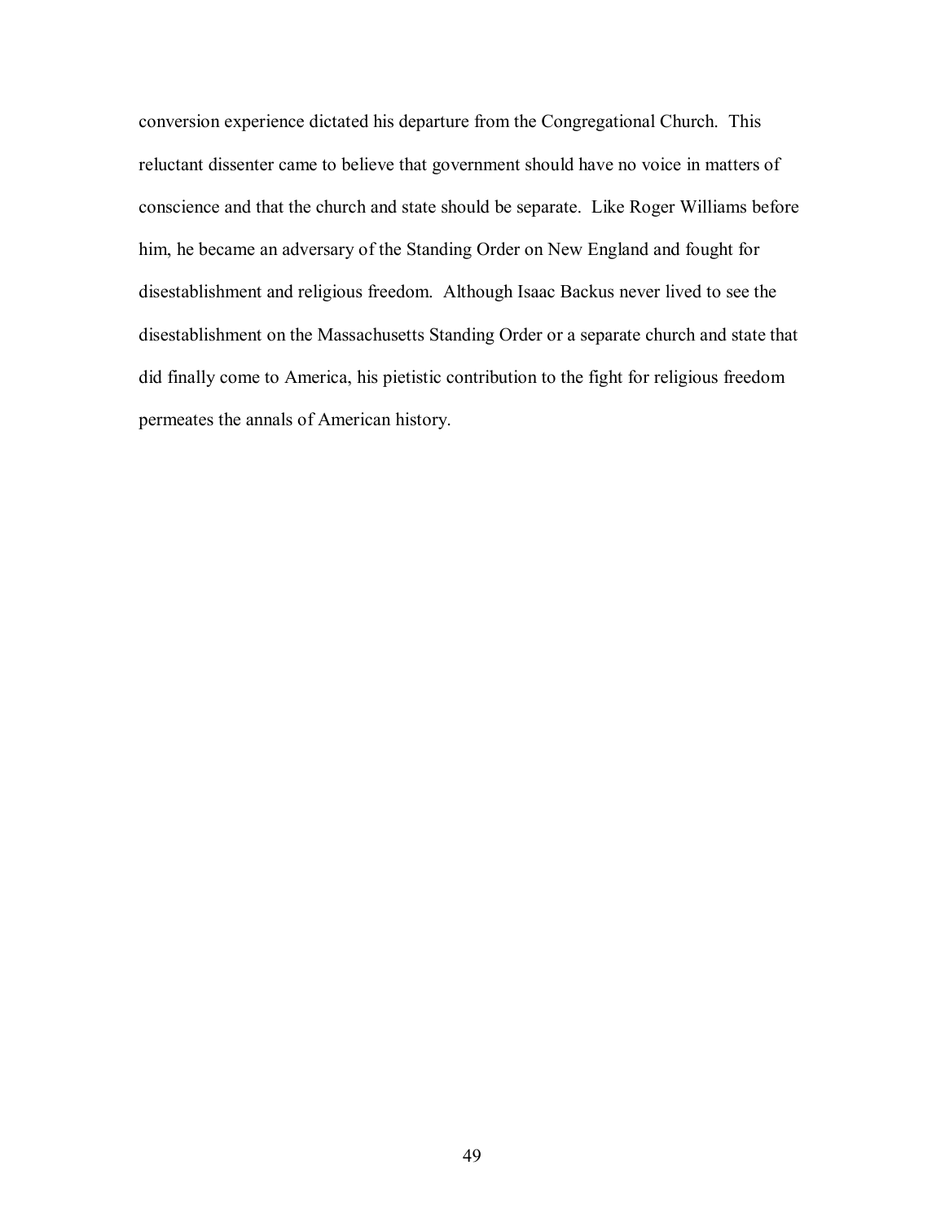conversion experience dictated his departure from the Congregational Church. This reluctant dissenter came to believe that government should have no voice in matters of conscience and that the church and state should be separate. Like Roger Williams before him, he became an adversary of the Standing Order on New England and fought for disestablishment and religious freedom. Although Isaac Backus never lived to see the disestablishment on the Massachusetts Standing Order or a separate church and state that did finally come to America, his pietistic contribution to the fight for religious freedom permeates the annals of American history.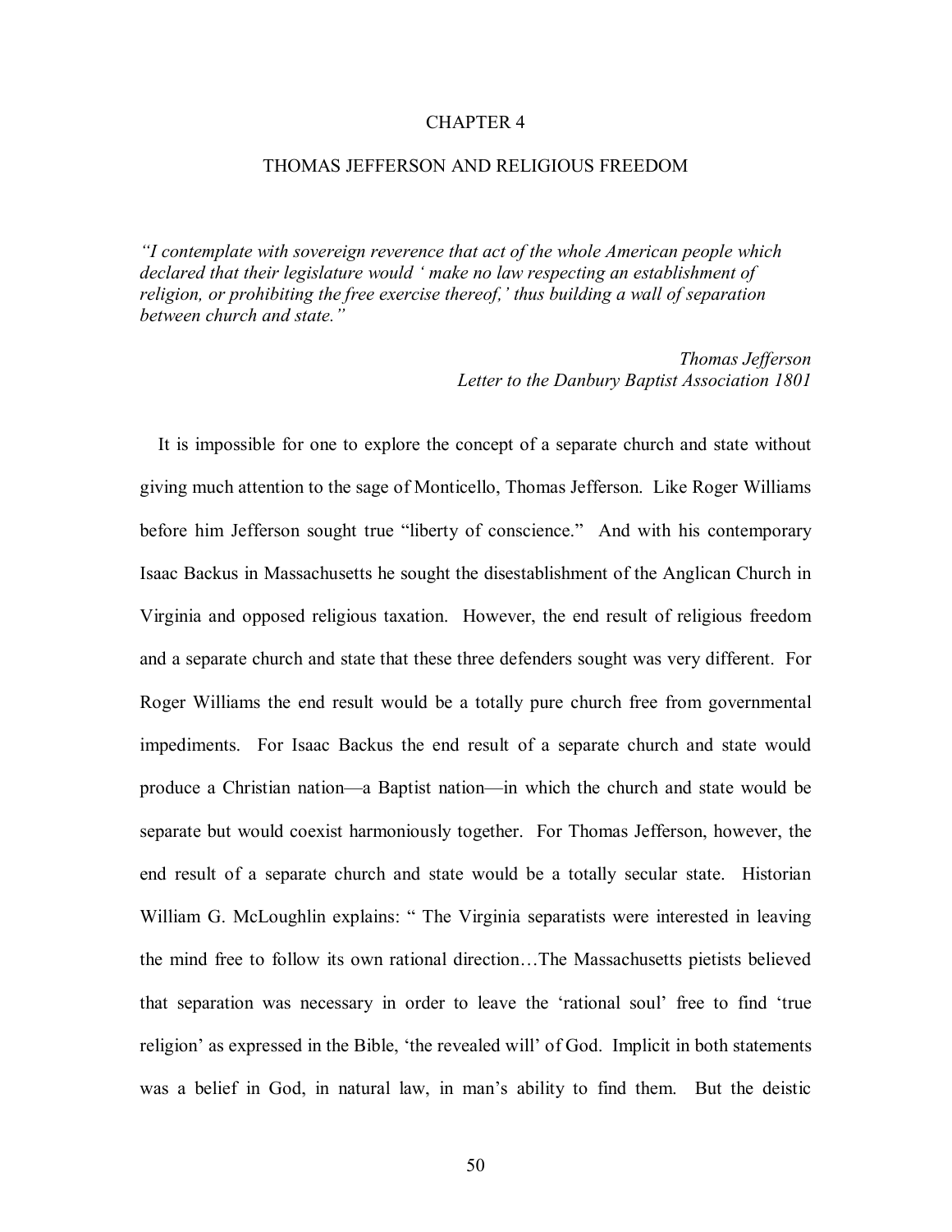# CHAPTER 4

## THOMAS JEFFERSON AND RELIGIOUS FREEDOM

*"I contemplate with sovereign reverence that act of the whole American people which declared that their legislature would ' make no law respecting an establishment of religion, or prohibiting the free exercise thereof,' thus building a wall of separation between church and state."*

*Thomas Jefferson*
*Letter to the Danbury Baptist Association 1801*

It is impossible for one to explore the concept of a separate church and state without giving much attention to the sage of Monticello, Thomas Jefferson. Like Roger Williams before him Jefferson sought true "liberty of conscience." And with his contemporary Isaac Backus in Massachusetts he sought the disestablishment of the Anglican Church in Virginia and opposed religious taxation. However, the end result of religious freedom and a separate church and state that these three defenders sought was very different. For Roger Williams the end result would be a totally pure church free from governmental impediments. For Isaac Backus the end result of a separate church and state would produce a Christian nation—a Baptist nation—in which the church and state would be separate but would coexist harmoniously together. For Thomas Jefferson, however, the end result of a separate church and state would be a totally secular state. Historian William G. McLoughlin explains: " The Virginia separatists were interested in leaving the mind free to follow its own rational direction…The Massachusetts pietists believed that separation was necessary in order to leave the 'rational soul' free to find 'true religion' as expressed in the Bible, 'the revealed will' of God. Implicit in both statements was a belief in God, in natural law, in man's ability to find them. But the deistic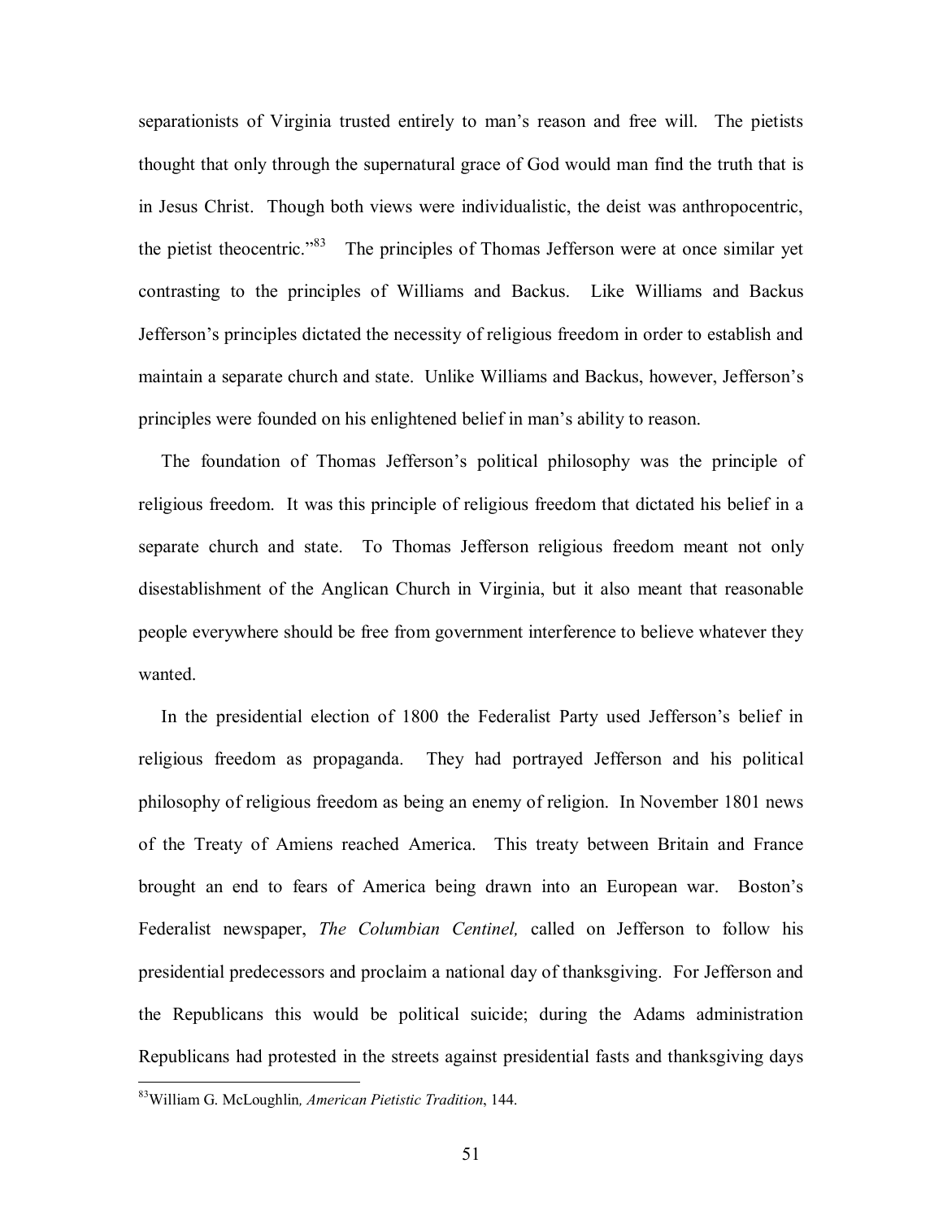separationists of Virginia trusted entirely to man's reason and free will. The pietists thought that only through the supernatural grace of God would man find the truth that is in Jesus Christ. Though both views were individualistic, the deist was anthropocentric, the pietist theocentric."[83] The principles of Thomas Jefferson were at once similar yet contrasting to the principles of Williams and Backus. Like Williams and Backus Jefferson's principles dictated the necessity of religious freedom in order to establish and maintain a separate church and state. Unlike Williams and Backus, however, Jefferson's principles were founded on his enlightened belief in man's ability to reason.

The foundation of Thomas Jefferson's political philosophy was the principle of religious freedom. It was this principle of religious freedom that dictated his belief in a separate church and state. To Thomas Jefferson religious freedom meant not only disestablishment of the Anglican Church in Virginia, but it also meant that reasonable people everywhere should be free from government interference to believe whatever they wanted.

In the presidential election of 1800 the Federalist Party used Jefferson's belief in religious freedom as propaganda. They had portrayed Jefferson and his political philosophy of religious freedom as being an enemy of religion. In November 1801 news of the Treaty of Amiens reached America. This treaty between Britain and France brought an end to fears of America being drawn into an European war. Boston's Federalist newspaper, *The Columbian Centinel,* called on Jefferson to follow his presidential predecessors and proclaim a national day of thanksgiving. For Jefferson and the Republicans this would be political suicide; during the Adams administration Republicans had protested in the streets against presidential fasts and thanksgiving days

[83] William G. McLoughlin, *American Pietistic Tradition*, 144.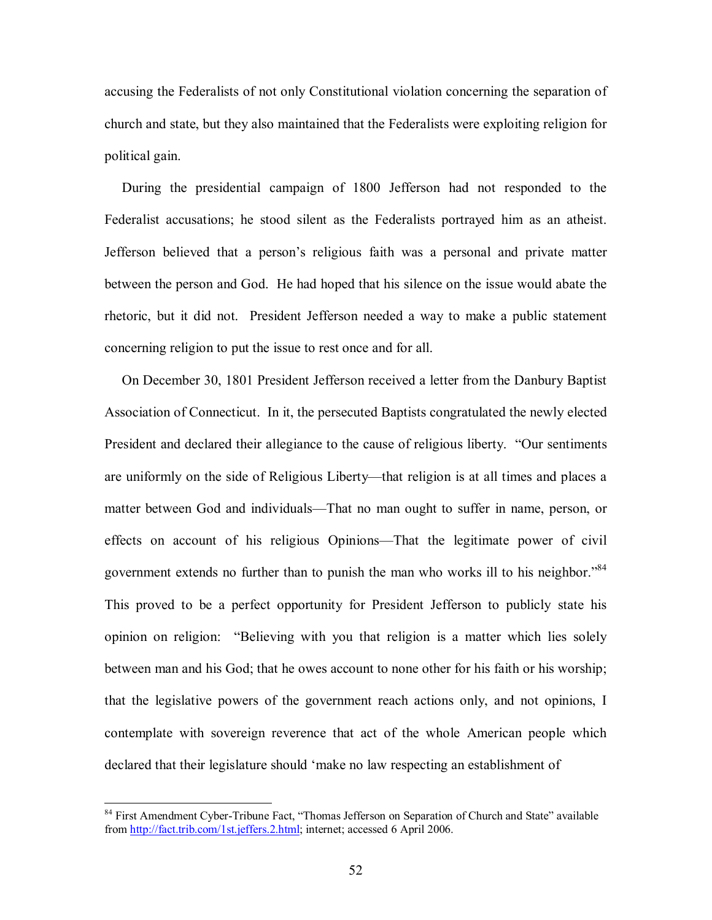accusing the Federalists of not only Constitutional violation concerning the separation of church and state, but they also maintained that the Federalists were exploiting religion for political gain.

During the presidential campaign of 1800 Jefferson had not responded to the Federalist accusations; he stood silent as the Federalists portrayed him as an atheist. Jefferson believed that a person's religious faith was a personal and private matter between the person and God. He had hoped that his silence on the issue would abate the rhetoric, but it did not. President Jefferson needed a way to make a public statement concerning religion to put the issue to rest once and for all.

On December 30, 1801 President Jefferson received a letter from the Danbury Baptist Association of Connecticut. In it, the persecuted Baptists congratulated the newly elected President and declared their allegiance to the cause of religious liberty. "Our sentiments are uniformly on the side of Religious Liberty—that religion is at all times and places a matter between God and individuals—That no man ought to suffer in name, person, or effects on account of his religious Opinions—That the legitimate power of civil government extends no further than to punish the man who works ill to his neighbor."[84] This proved to be a perfect opportunity for President Jefferson to publicly state his opinion on religion: "Believing with you that religion is a matter which lies solely between man and his God; that he owes account to none other for his faith or his worship; that the legislative powers of the government reach actions only, and not opinions, I contemplate with sovereign reverence that act of the whole American people which declared that their legislature should 'make no law respecting an establishment of

[84] First Amendment Cyber-Tribune Fact, "Thomas Jefferson on Separation of Church and State" available from http://fact.trib.com/1st.jeffers.2.html; internet; accessed 6 April 2006.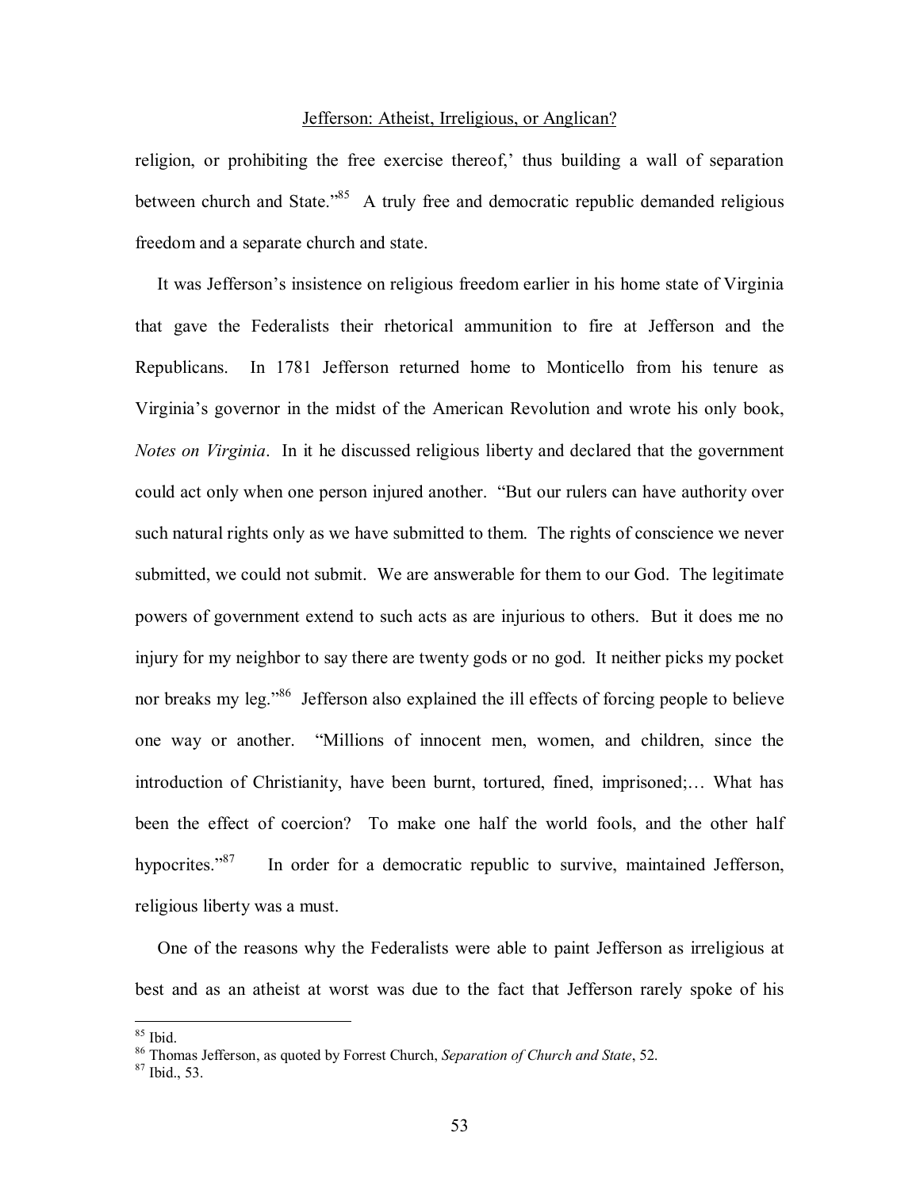religion, or prohibiting the free exercise thereof,' thus building a wall of separation between church and State."[85] A truly free and democratic republic demanded religious freedom and a separate church and state.

It was Jefferson's insistence on religious freedom earlier in his home state of Virginia that gave the Federalists their rhetorical ammunition to fire at Jefferson and the Republicans. In 1781 Jefferson returned home to Monticello from his tenure as Virginia's governor in the midst of the American Revolution and wrote his only book, *Notes on Virginia*. In it he discussed religious liberty and declared that the government could act only when one person injured another. "But our rulers can have authority over such natural rights only as we have submitted to them. The rights of conscience we never submitted, we could not submit. We are answerable for them to our God. The legitimate powers of government extend to such acts as are injurious to others. But it does me no injury for my neighbor to say there are twenty gods or no god. It neither picks my pocket nor breaks my leg."[86] Jefferson also explained the ill effects of forcing people to believe one way or another. "Millions of innocent men, women, and children, since the introduction of Christianity, have been burnt, tortured, fined, imprisoned;… What has been the effect of coercion? To make one half the world fools, and the other half hypocrites."[87] In order for a democratic republic to survive, maintained Jefferson, religious liberty was a must.

One of the reasons why the Federalists were able to paint Jefferson as irreligious at best and as an atheist at worst was due to the fact that Jefferson rarely spoke of his

---

[85] Ibid.

[86] Thomas Jefferson, as quoted by Forrest Church, *Separation of Church and State*, 52.

[87] Ibid., 53.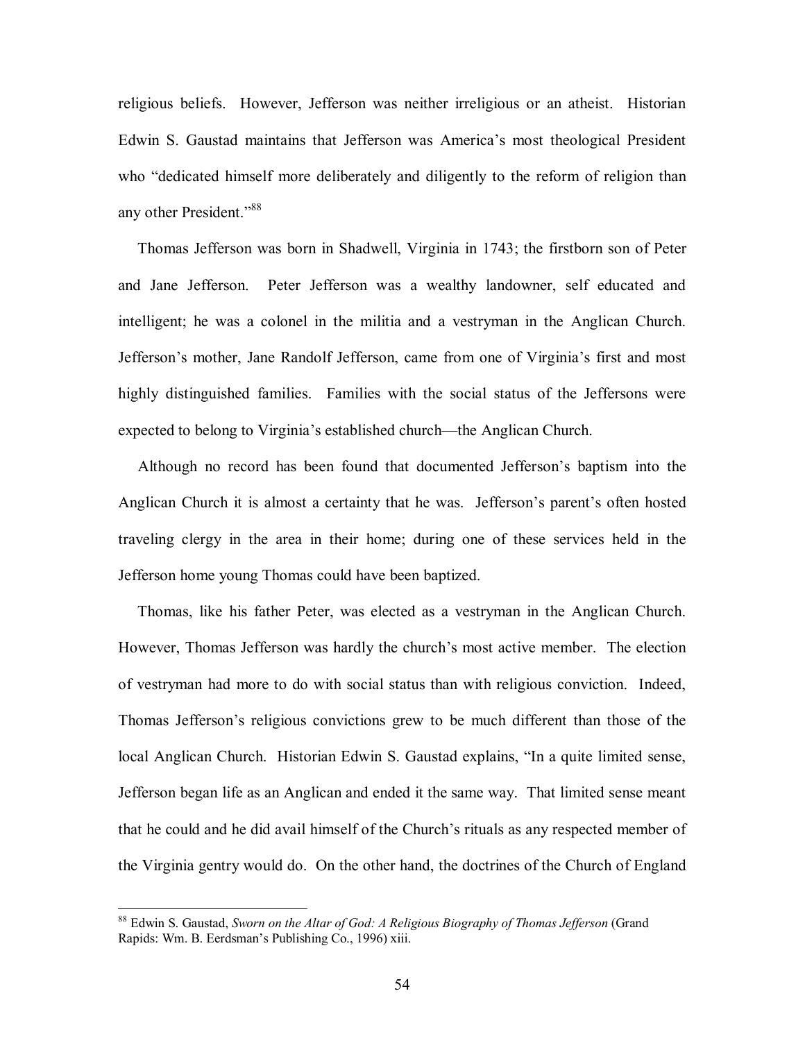religious beliefs. However, Jefferson was neither irreligious or an atheist. Historian Edwin S. Gaustad maintains that Jefferson was America's most theological President who "dedicated himself more deliberately and diligently to the reform of religion than any other President."[88]

Thomas Jefferson was born in Shadwell, Virginia in 1743; the firstborn son of Peter and Jane Jefferson. Peter Jefferson was a wealthy landowner, self educated and intelligent; he was a colonel in the militia and a vestryman in the Anglican Church. Jefferson's mother, Jane Randolf Jefferson, came from one of Virginia's first and most highly distinguished families. Families with the social status of the Jeffersons were expected to belong to Virginia's established church—the Anglican Church.

Although no record has been found that documented Jefferson's baptism into the Anglican Church it is almost a certainty that he was. Jefferson's parent's often hosted traveling clergy in the area in their home; during one of these services held in the Jefferson home young Thomas could have been baptized.

Thomas, like his father Peter, was elected as a vestryman in the Anglican Church. However, Thomas Jefferson was hardly the church's most active member. The election of vestryman had more to do with social status than with religious conviction. Indeed, Thomas Jefferson's religious convictions grew to be much different than those of the local Anglican Church. Historian Edwin S. Gaustad explains, "In a quite limited sense, Jefferson began life as an Anglican and ended it the same way. That limited sense meant that he could and he did avail himself of the Church's rituals as any respected member of the Virginia gentry would do. On the other hand, the doctrines of the Church of England

[88] Edwin S. Gaustad, *Sworn on the Altar of God: A Religious Biography of Thomas Jefferson* (Grand Rapids: Wm. B. Eerdsman's Publishing Co., 1996) xiii.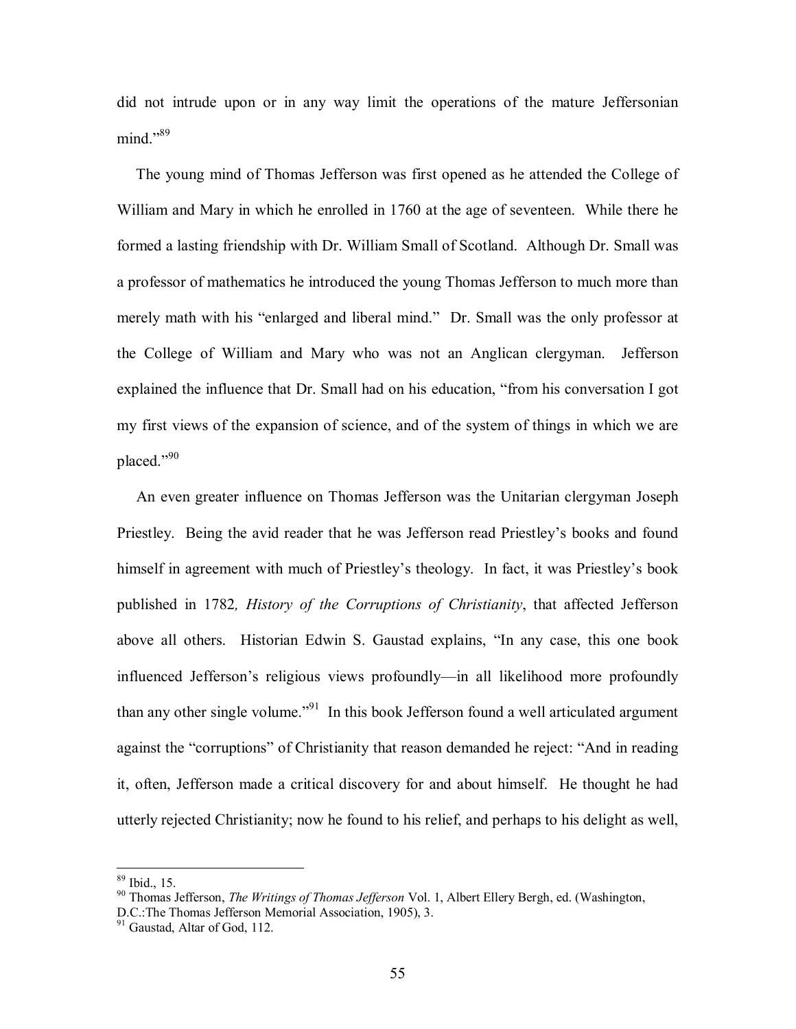did not intrude upon or in any way limit the operations of the mature Jeffersonian mind."[89]

The young mind of Thomas Jefferson was first opened as he attended the College of William and Mary in which he enrolled in 1760 at the age of seventeen. While there he formed a lasting friendship with Dr. William Small of Scotland. Although Dr. Small was a professor of mathematics he introduced the young Thomas Jefferson to much more than merely math with his "enlarged and liberal mind." Dr. Small was the only professor at the College of William and Mary who was not an Anglican clergyman. Jefferson explained the influence that Dr. Small had on his education, "from his conversation I got my first views of the expansion of science, and of the system of things in which we are placed."[90]

An even greater influence on Thomas Jefferson was the Unitarian clergyman Joseph Priestley. Being the avid reader that he was Jefferson read Priestley's books and found himself in agreement with much of Priestley's theology. In fact, it was Priestley's book published in 1782, *History of the Corruptions of Christianity*, that affected Jefferson above all others. Historian Edwin S. Gaustad explains, "In any case, this one book influenced Jefferson's religious views profoundly—in all likelihood more profoundly than any other single volume."[91] In this book Jefferson found a well articulated argument against the "corruptions" of Christianity that reason demanded he reject: "And in reading it, often, Jefferson made a critical discovery for and about himself. He thought he had utterly rejected Christianity; now he found to his relief, and perhaps to his delight as well,

---

[89] Ibid., 15.

[90] Thomas Jefferson, *The Writings of Thomas Jefferson* Vol. 1, Albert Ellery Bergh, ed. (Washington, D.C.:The Thomas Jefferson Memorial Association, 1905), 3.

[91] Gaustad, Altar of God, 112.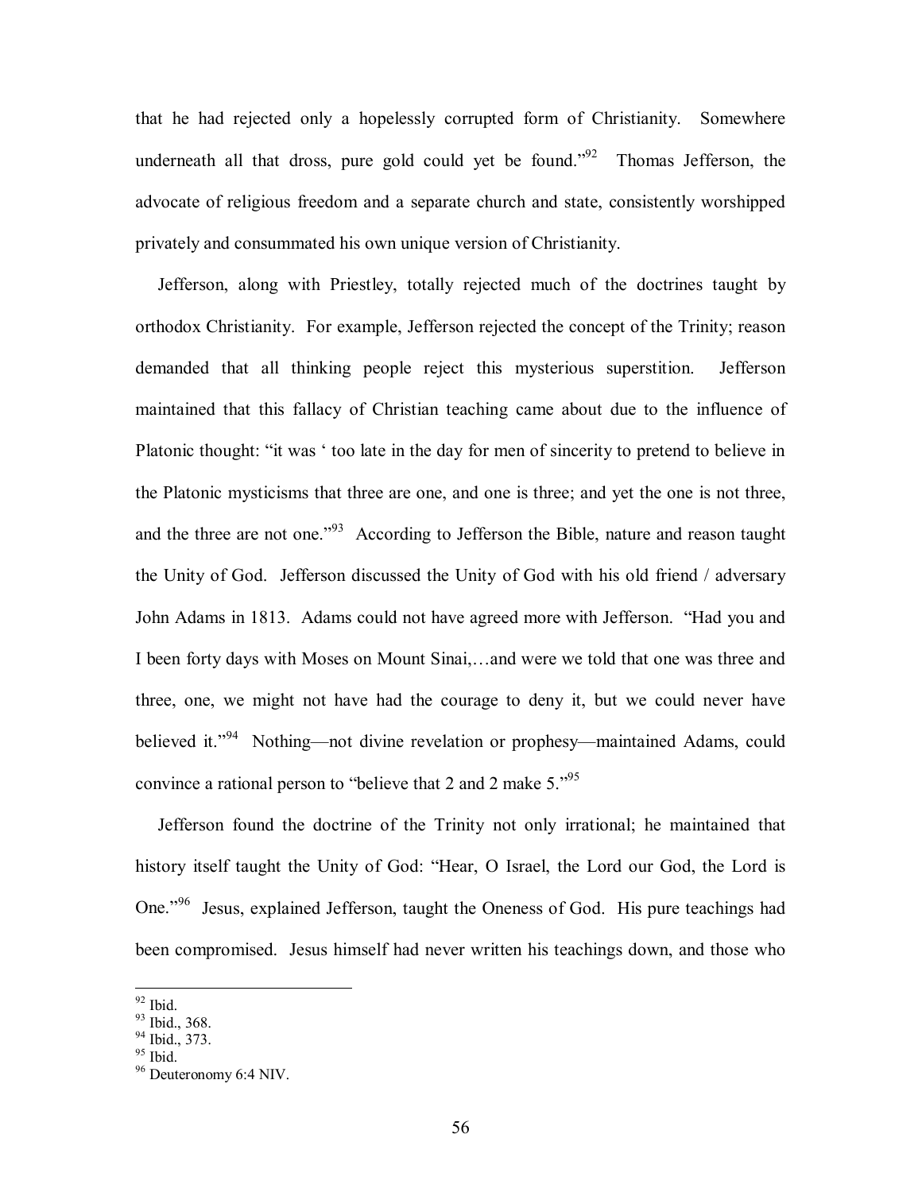that he had rejected only a hopelessly corrupted form of Christianity. Somewhere underneath all that dross, pure gold could yet be found."[92] Thomas Jefferson, the advocate of religious freedom and a separate church and state, consistently worshipped privately and consummated his own unique version of Christianity.

Jefferson, along with Priestley, totally rejected much of the doctrines taught by orthodox Christianity. For example, Jefferson rejected the concept of the Trinity; reason demanded that all thinking people reject this mysterious superstition. Jefferson maintained that this fallacy of Christian teaching came about due to the influence of Platonic thought: "it was ' too late in the day for men of sincerity to pretend to believe in the Platonic mysticisms that three are one, and one is three; and yet the one is not three, and the three are not one."[93] According to Jefferson the Bible, nature and reason taught the Unity of God. Jefferson discussed the Unity of God with his old friend / adversary John Adams in 1813. Adams could not have agreed more with Jefferson. "Had you and I been forty days with Moses on Mount Sinai,…and were we told that one was three and three, one, we might not have had the courage to deny it, but we could never have believed it."[94] Nothing—not divine revelation or prophesy—maintained Adams, could convince a rational person to "believe that 2 and 2 make 5."[95]

Jefferson found the doctrine of the Trinity not only irrational; he maintained that history itself taught the Unity of God: "Hear, O Israel, the Lord our God, the Lord is One."[96] Jesus, explained Jefferson, taught the Oneness of God. His pure teachings had been compromised. Jesus himself had never written his teachings down, and those who

---

[92] Ibid.
[93] Ibid., 368.
[94] Ibid., 373.
[95] Ibid.
[96] Deuteronomy 6:4 NIV.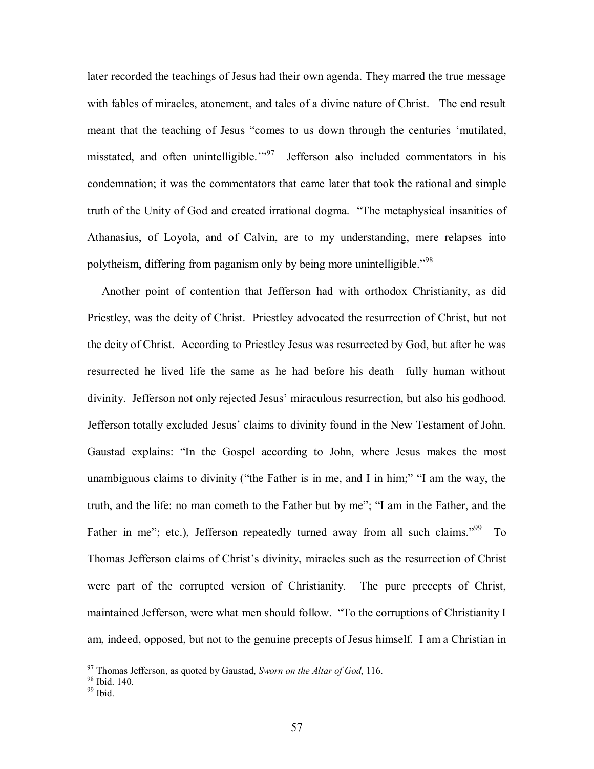later recorded the teachings of Jesus had their own agenda. They marred the true message with fables of miracles, atonement, and tales of a divine nature of Christ. The end result meant that the teaching of Jesus "comes to us down through the centuries 'mutilated, misstated, and often unintelligible.'"[97] Jefferson also included commentators in his condemnation; it was the commentators that came later that took the rational and simple truth of the Unity of God and created irrational dogma. "The metaphysical insanities of Athanasius, of Loyola, and of Calvin, are to my understanding, mere relapses into polytheism, differing from paganism only by being more unintelligible."[98]

Another point of contention that Jefferson had with orthodox Christianity, as did Priestley, was the deity of Christ. Priestley advocated the resurrection of Christ, but not the deity of Christ. According to Priestley Jesus was resurrected by God, but after he was resurrected he lived life the same as he had before his death—fully human without divinity. Jefferson not only rejected Jesus' miraculous resurrection, but also his godhood. Jefferson totally excluded Jesus' claims to divinity found in the New Testament of John. Gaustad explains: "In the Gospel according to John, where Jesus makes the most unambiguous claims to divinity ("the Father is in me, and I in him;" "I am the way, the truth, and the life: no man cometh to the Father but by me"; "I am in the Father, and the Father in me"; etc.), Jefferson repeatedly turned away from all such claims."[99] To Thomas Jefferson claims of Christ's divinity, miracles such as the resurrection of Christ were part of the corrupted version of Christianity. The pure precepts of Christ, maintained Jefferson, were what men should follow. "To the corruptions of Christianity I am, indeed, opposed, but not to the genuine precepts of Jesus himself. I am a Christian in

[97] Thomas Jefferson, as quoted by Gaustad, *Sworn on the Altar of God*, 116.
[98] Ibid. 140.
[99] Ibid.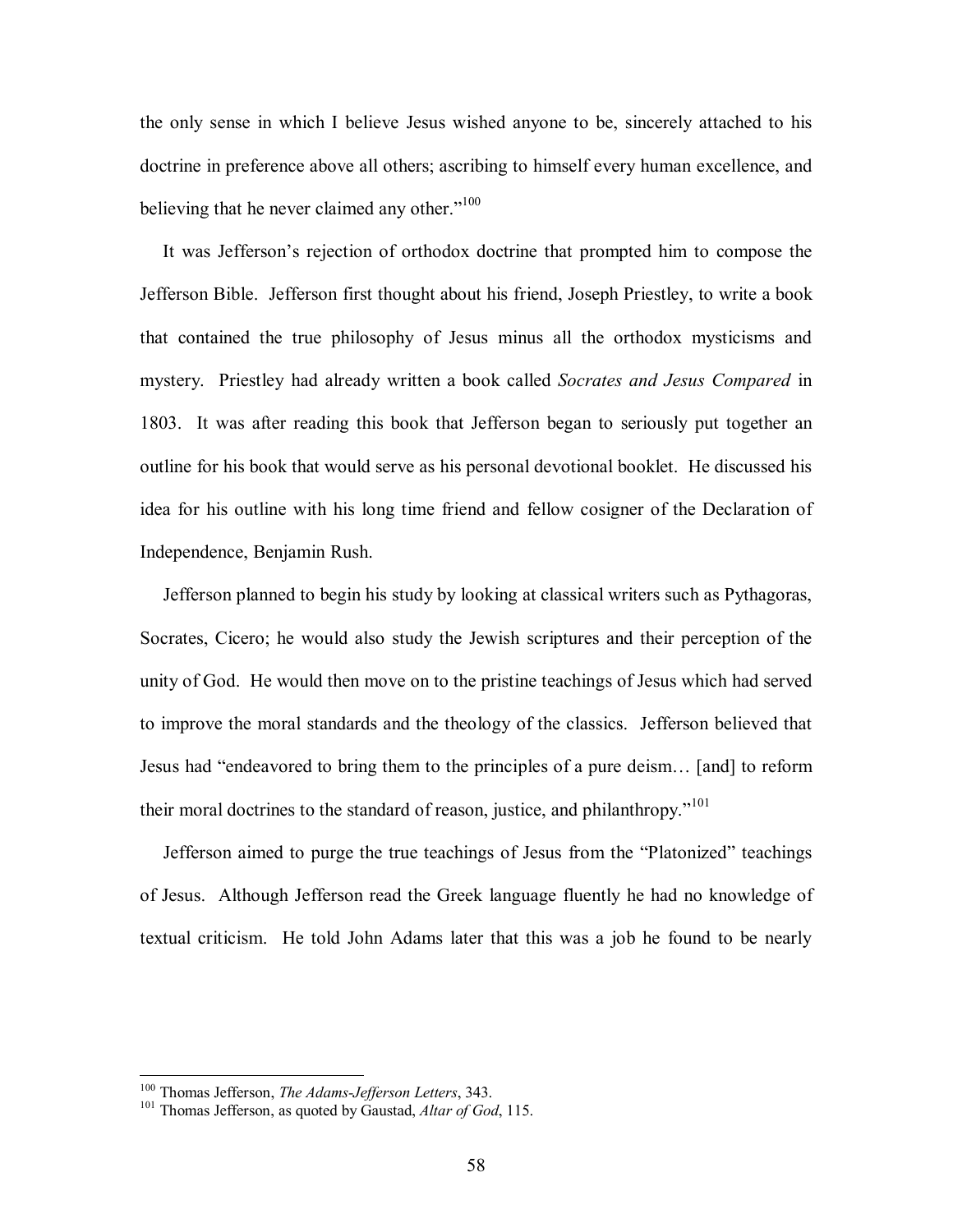the only sense in which I believe Jesus wished anyone to be, sincerely attached to his doctrine in preference above all others; ascribing to himself every human excellence, and believing that he never claimed any other."[100]

It was Jefferson's rejection of orthodox doctrine that prompted him to compose the Jefferson Bible. Jefferson first thought about his friend, Joseph Priestley, to write a book that contained the true philosophy of Jesus minus all the orthodox mysticisms and mystery. Priestley had already written a book called *Socrates and Jesus Compared* in 1803. It was after reading this book that Jefferson began to seriously put together an outline for his book that would serve as his personal devotional booklet. He discussed his idea for his outline with his long time friend and fellow cosigner of the Declaration of Independence, Benjamin Rush.

Jefferson planned to begin his study by looking at classical writers such as Pythagoras, Socrates, Cicero; he would also study the Jewish scriptures and their perception of the unity of God. He would then move on to the pristine teachings of Jesus which had served to improve the moral standards and the theology of the classics. Jefferson believed that Jesus had "endeavored to bring them to the principles of a pure deism… [and] to reform their moral doctrines to the standard of reason, justice, and philanthropy."[101]

Jefferson aimed to purge the true teachings of Jesus from the "Platonized" teachings of Jesus. Although Jefferson read the Greek language fluently he had no knowledge of textual criticism. He told John Adams later that this was a job he found to be nearly

---

[100] Thomas Jefferson, *The Adams-Jefferson Letters*, 343.

[101] Thomas Jefferson, as quoted by Gaustad, *Altar of God*, 115.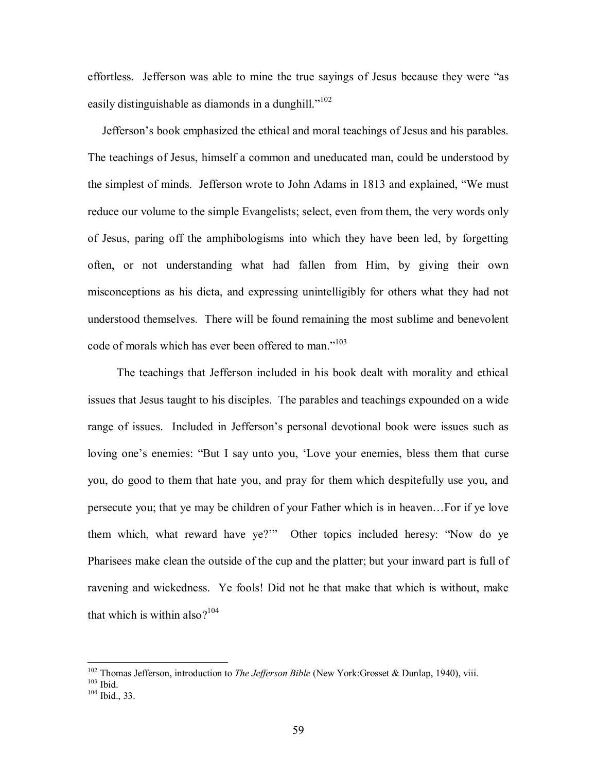effortless. Jefferson was able to mine the true sayings of Jesus because they were "as easily distinguishable as diamonds in a dunghill."[102]

Jefferson's book emphasized the ethical and moral teachings of Jesus and his parables. The teachings of Jesus, himself a common and uneducated man, could be understood by the simplest of minds. Jefferson wrote to John Adams in 1813 and explained, "We must reduce our volume to the simple Evangelists; select, even from them, the very words only of Jesus, paring off the amphibologisms into which they have been led, by forgetting often, or not understanding what had fallen from Him, by giving their own misconceptions as his dicta, and expressing unintelligibly for others what they had not understood themselves. There will be found remaining the most sublime and benevolent code of morals which has ever been offered to man."[103]

The teachings that Jefferson included in his book dealt with morality and ethical issues that Jesus taught to his disciples. The parables and teachings expounded on a wide range of issues. Included in Jefferson's personal devotional book were issues such as loving one's enemies: "But I say unto you, 'Love your enemies, bless them that curse you, do good to them that hate you, and pray for them which despitefully use you, and persecute you; that ye may be children of your Father which is in heaven…For if ye love them which, what reward have ye?'" Other topics included heresy: "Now do ye Pharisees make clean the outside of the cup and the platter; but your inward part is full of ravening and wickedness. Ye fools! Did not he that make that which is without, make that which is within also?[104]

---

[102] Thomas Jefferson, introduction to *The Jefferson Bible* (New York:Grosset & Dunlap, 1940), viii.
[103] Ibid.
[104] Ibid., 33.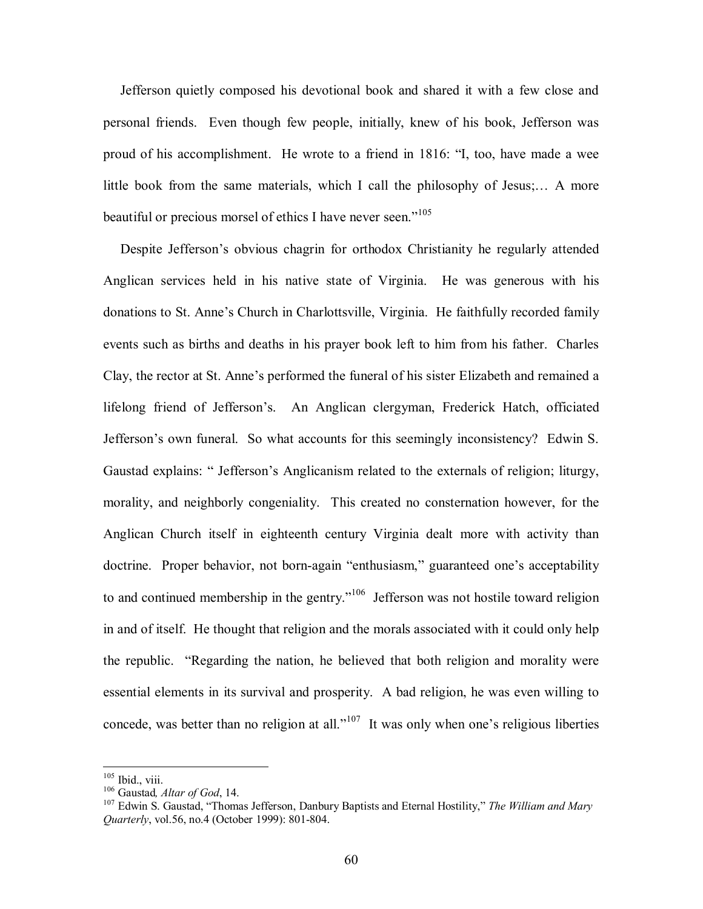Jefferson quietly composed his devotional book and shared it with a few close and personal friends. Even though few people, initially, knew of his book, Jefferson was proud of his accomplishment. He wrote to a friend in 1816: "I, too, have made a wee little book from the same materials, which I call the philosophy of Jesus;… A more beautiful or precious morsel of ethics I have never seen."[105]

Despite Jefferson's obvious chagrin for orthodox Christianity he regularly attended Anglican services held in his native state of Virginia. He was generous with his donations to St. Anne's Church in Charlottsville, Virginia. He faithfully recorded family events such as births and deaths in his prayer book left to him from his father. Charles Clay, the rector at St. Anne's performed the funeral of his sister Elizabeth and remained a lifelong friend of Jefferson's. An Anglican clergyman, Frederick Hatch, officiated Jefferson's own funeral. So what accounts for this seemingly inconsistency? Edwin S. Gaustad explains: " Jefferson's Anglicanism related to the externals of religion; liturgy, morality, and neighborly congeniality. This created no consternation however, for the Anglican Church itself in eighteenth century Virginia dealt more with activity than doctrine. Proper behavior, not born-again "enthusiasm," guaranteed one's acceptability to and continued membership in the gentry."[106] Jefferson was not hostile toward religion in and of itself. He thought that religion and the morals associated with it could only help the republic. "Regarding the nation, he believed that both religion and morality were essential elements in its survival and prosperity. A bad religion, he was even willing to concede, was better than no religion at all."[107] It was only when one's religious liberties

---

[105] Ibid., viii.

[106] Gaustad*, Altar of God*, 14.

[107] Edwin S. Gaustad, "Thomas Jefferson, Danbury Baptists and Eternal Hostility," *The William and Mary Quarterly*, vol.56, no.4 (October 1999): 801-804.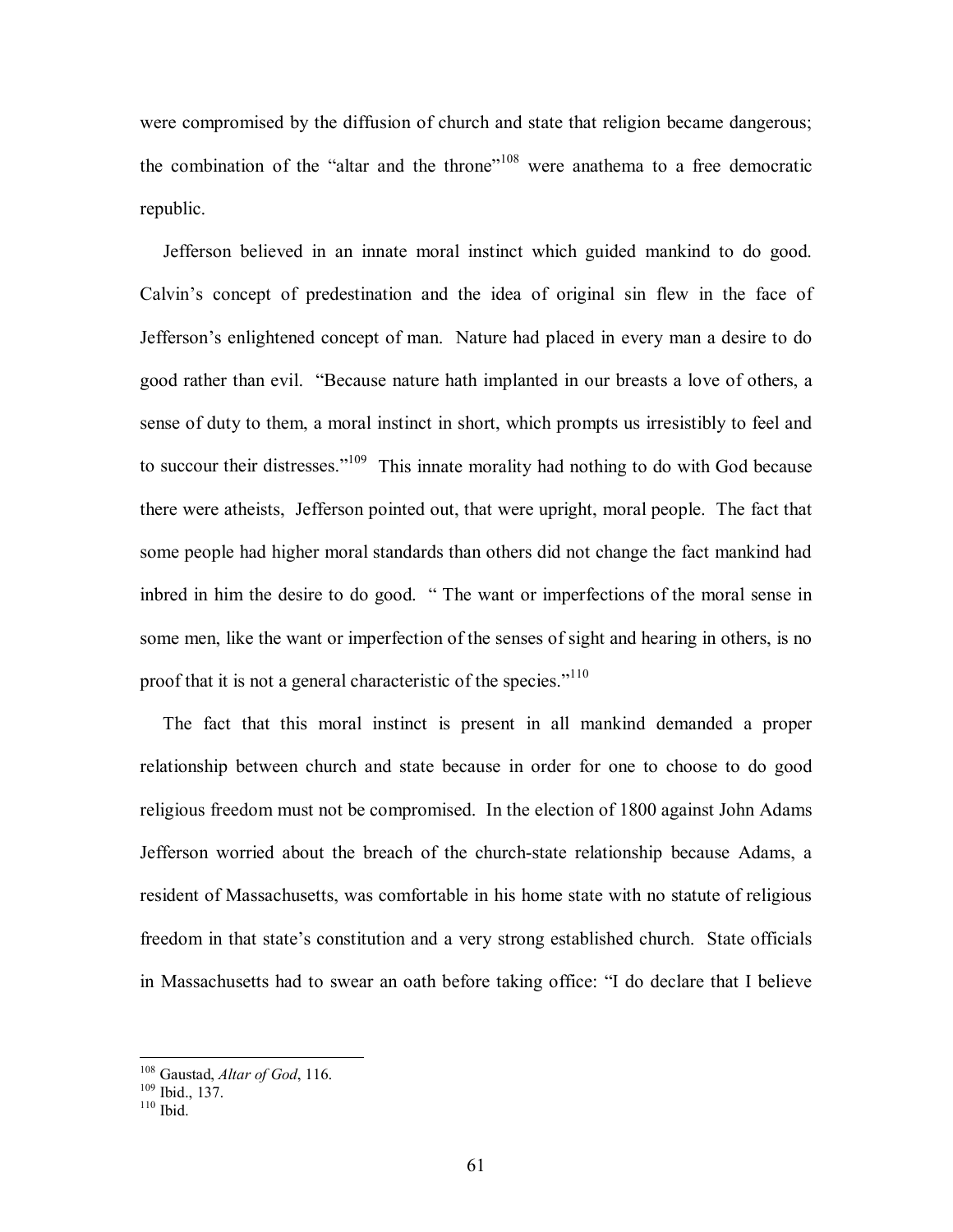were compromised by the diffusion of church and state that religion became dangerous; the combination of the "altar and the throne"[108] were anathema to a free democratic republic.

Jefferson believed in an innate moral instinct which guided mankind to do good. Calvin's concept of predestination and the idea of original sin flew in the face of Jefferson's enlightened concept of man. Nature had placed in every man a desire to do good rather than evil. "Because nature hath implanted in our breasts a love of others, a sense of duty to them, a moral instinct in short, which prompts us irresistibly to feel and to succour their distresses."[109] This innate morality had nothing to do with God because there were atheists, Jefferson pointed out, that were upright, moral people. The fact that some people had higher moral standards than others did not change the fact mankind had inbred in him the desire to do good. " The want or imperfections of the moral sense in some men, like the want or imperfection of the senses of sight and hearing in others, is no proof that it is not a general characteristic of the species."[110]

The fact that this moral instinct is present in all mankind demanded a proper relationship between church and state because in order for one to choose to do good religious freedom must not be compromised. In the election of 1800 against John Adams Jefferson worried about the breach of the church-state relationship because Adams, a resident of Massachusetts, was comfortable in his home state with no statute of religious freedom in that state's constitution and a very strong established church. State officials in Massachusetts had to swear an oath before taking office: "I do declare that I believe

---

[108] Gaustad, *Altar of God*, 116.
[109] Ibid., 137.
[110] Ibid.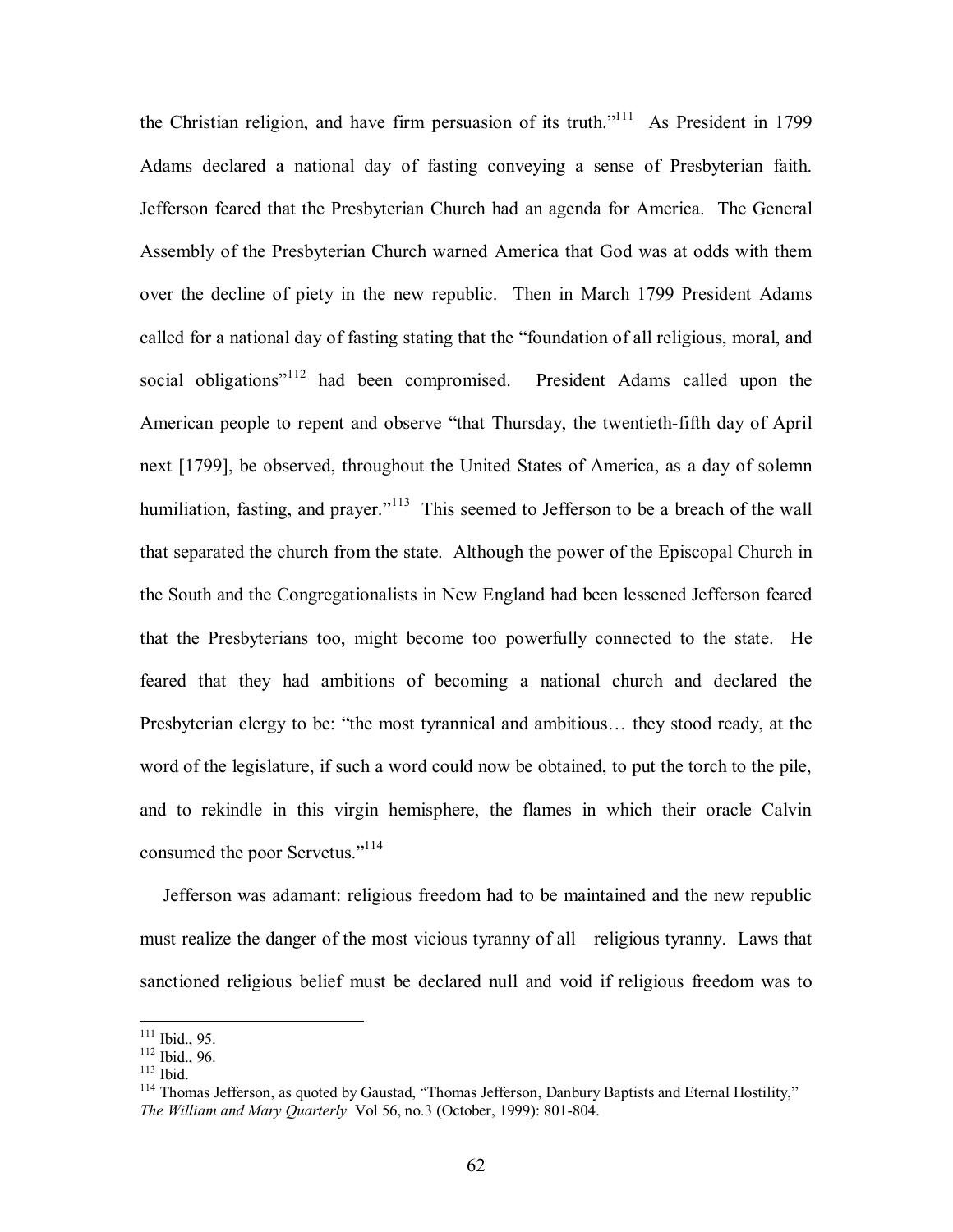the Christian religion, and have firm persuasion of its truth."[111] As President in 1799 Adams declared a national day of fasting conveying a sense of Presbyterian faith. Jefferson feared that the Presbyterian Church had an agenda for America. The General Assembly of the Presbyterian Church warned America that God was at odds with them over the decline of piety in the new republic. Then in March 1799 President Adams called for a national day of fasting stating that the "foundation of all religious, moral, and social obligations"[112] had been compromised. President Adams called upon the American people to repent and observe "that Thursday, the twentieth-fifth day of April next [1799], be observed, throughout the United States of America, as a day of solemn humiliation, fasting, and prayer."[113] This seemed to Jefferson to be a breach of the wall that separated the church from the state. Although the power of the Episcopal Church in the South and the Congregationalists in New England had been lessened Jefferson feared that the Presbyterians too, might become too powerfully connected to the state. He feared that they had ambitions of becoming a national church and declared the Presbyterian clergy to be: "the most tyrannical and ambitious… they stood ready, at the word of the legislature, if such a word could now be obtained, to put the torch to the pile, and to rekindle in this virgin hemisphere, the flames in which their oracle Calvin consumed the poor Servetus."[114]

Jefferson was adamant: religious freedom had to be maintained and the new republic must realize the danger of the most vicious tyranny of all—religious tyranny. Laws that sanctioned religious belief must be declared null and void if religious freedom was to

---

[111] Ibid., 95.
[112] Ibid., 96.
[113] Ibid.
[114] Thomas Jefferson, as quoted by Gaustad, "Thomas Jefferson, Danbury Baptists and Eternal Hostility," *The William and Mary Quarterly* Vol 56, no.3 (October, 1999): 801-804.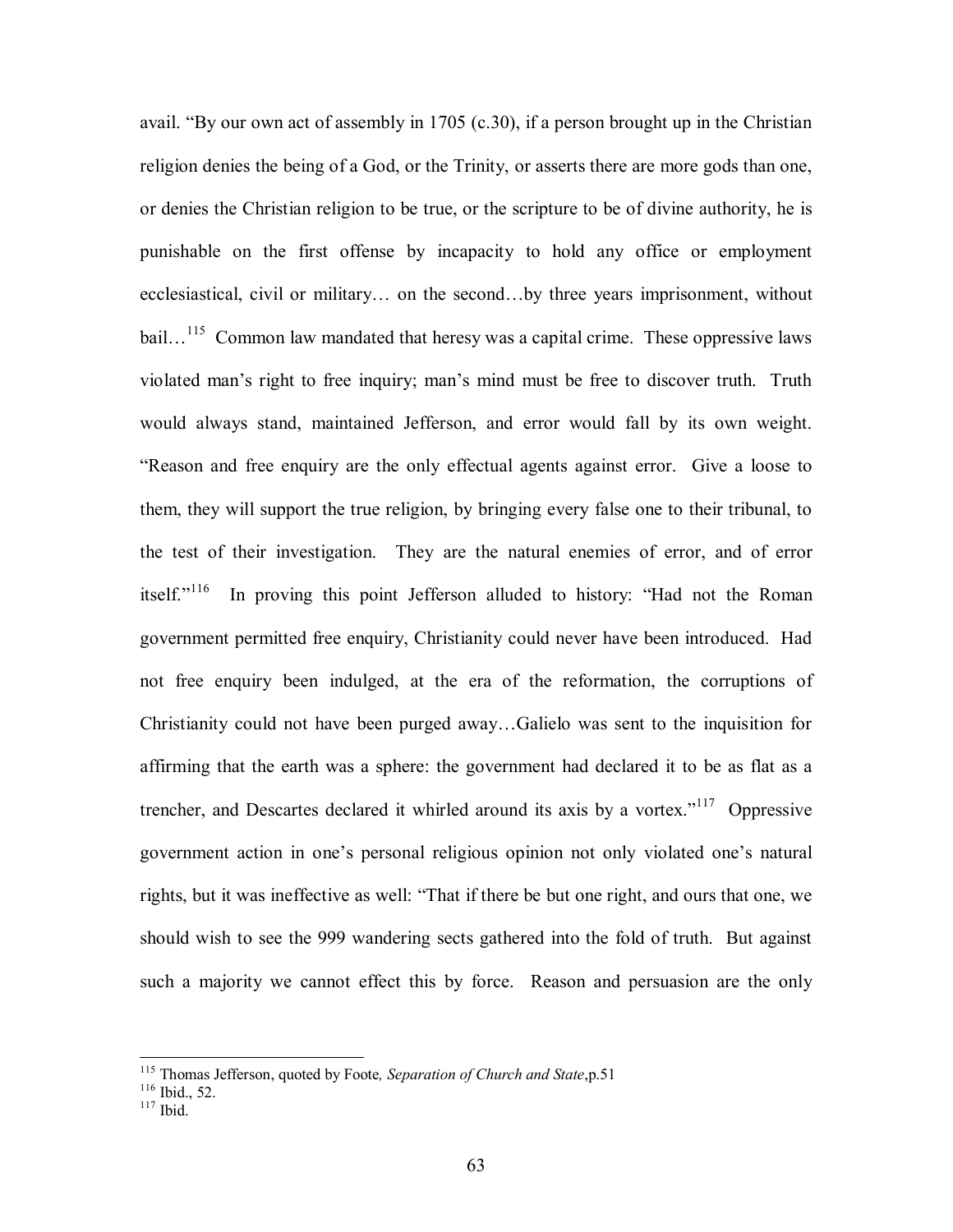avail. "By our own act of assembly in 1705 (c.30), if a person brought up in the Christian religion denies the being of a God, or the Trinity, or asserts there are more gods than one, or denies the Christian religion to be true, or the scripture to be of divine authority, he is punishable on the first offense by incapacity to hold any office or employment ecclesiastical, civil or military… on the second…by three years imprisonment, without bail…[115] Common law mandated that heresy was a capital crime. These oppressive laws violated man's right to free inquiry; man's mind must be free to discover truth. Truth would always stand, maintained Jefferson, and error would fall by its own weight. "Reason and free enquiry are the only effectual agents against error. Give a loose to them, they will support the true religion, by bringing every false one to their tribunal, to the test of their investigation. They are the natural enemies of error, and of error itself."[116] In proving this point Jefferson alluded to history: "Had not the Roman government permitted free enquiry, Christianity could never have been introduced. Had not free enquiry been indulged, at the era of the reformation, the corruptions of Christianity could not have been purged away…Galielo was sent to the inquisition for affirming that the earth was a sphere: the government had declared it to be as flat as a trencher, and Descartes declared it whirled around its axis by a vortex."[117] Oppressive government action in one's personal religious opinion not only violated one's natural rights, but it was ineffective as well: "That if there be but one right, and ours that one, we should wish to see the 999 wandering sects gathered into the fold of truth. But against such a majority we cannot effect this by force. Reason and persuasion are the only

---

[115] Thomas Jefferson, quoted by Foote*, Separation of Church and State*,p.51

[116] Ibid., 52.

[117] Ibid.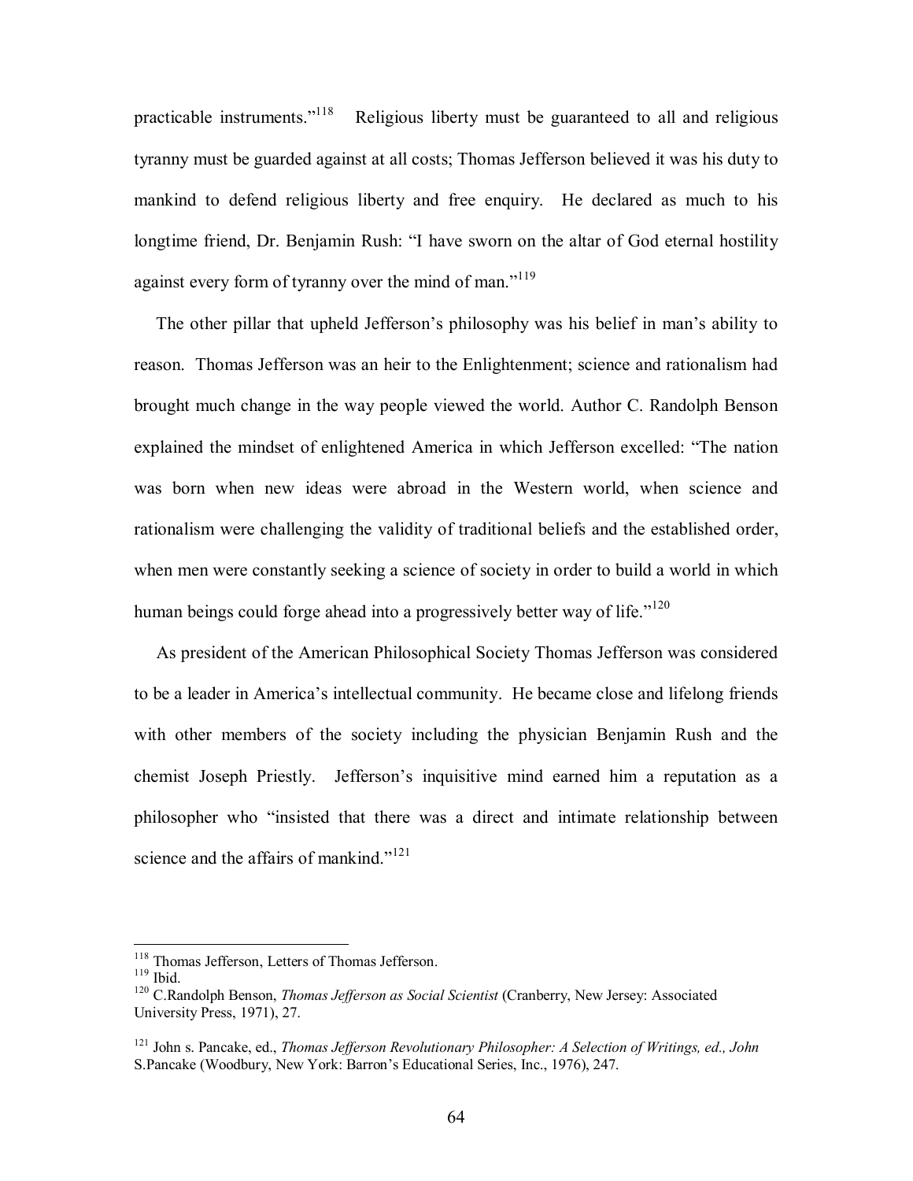practicable instruments."[118] Religious liberty must be guaranteed to all and religious tyranny must be guarded against at all costs; Thomas Jefferson believed it was his duty to mankind to defend religious liberty and free enquiry. He declared as much to his longtime friend, Dr. Benjamin Rush: "I have sworn on the altar of God eternal hostility against every form of tyranny over the mind of man."[119]

The other pillar that upheld Jefferson's philosophy was his belief in man's ability to reason. Thomas Jefferson was an heir to the Enlightenment; science and rationalism had brought much change in the way people viewed the world. Author C. Randolph Benson explained the mindset of enlightened America in which Jefferson excelled: "The nation was born when new ideas were abroad in the Western world, when science and rationalism were challenging the validity of traditional beliefs and the established order, when men were constantly seeking a science of society in order to build a world in which human beings could forge ahead into a progressively better way of life."[120]

As president of the American Philosophical Society Thomas Jefferson was considered to be a leader in America's intellectual community. He became close and lifelong friends with other members of the society including the physician Benjamin Rush and the chemist Joseph Priestly. Jefferson's inquisitive mind earned him a reputation as a philosopher who "insisted that there was a direct and intimate relationship between science and the affairs of mankind."[121]

---

[118] Thomas Jefferson, Letters of Thomas Jefferson.

[119] Ibid.

[120] C.Randolph Benson, *Thomas Jefferson as Social Scientist* (Cranberry, New Jersey: Associated University Press, 1971), 27.

[121] John s. Pancake, ed., *Thomas Jefferson Revolutionary Philosopher: A Selection of Writings, ed., John* S.Pancake (Woodbury, New York: Barron's Educational Series, Inc., 1976), 247.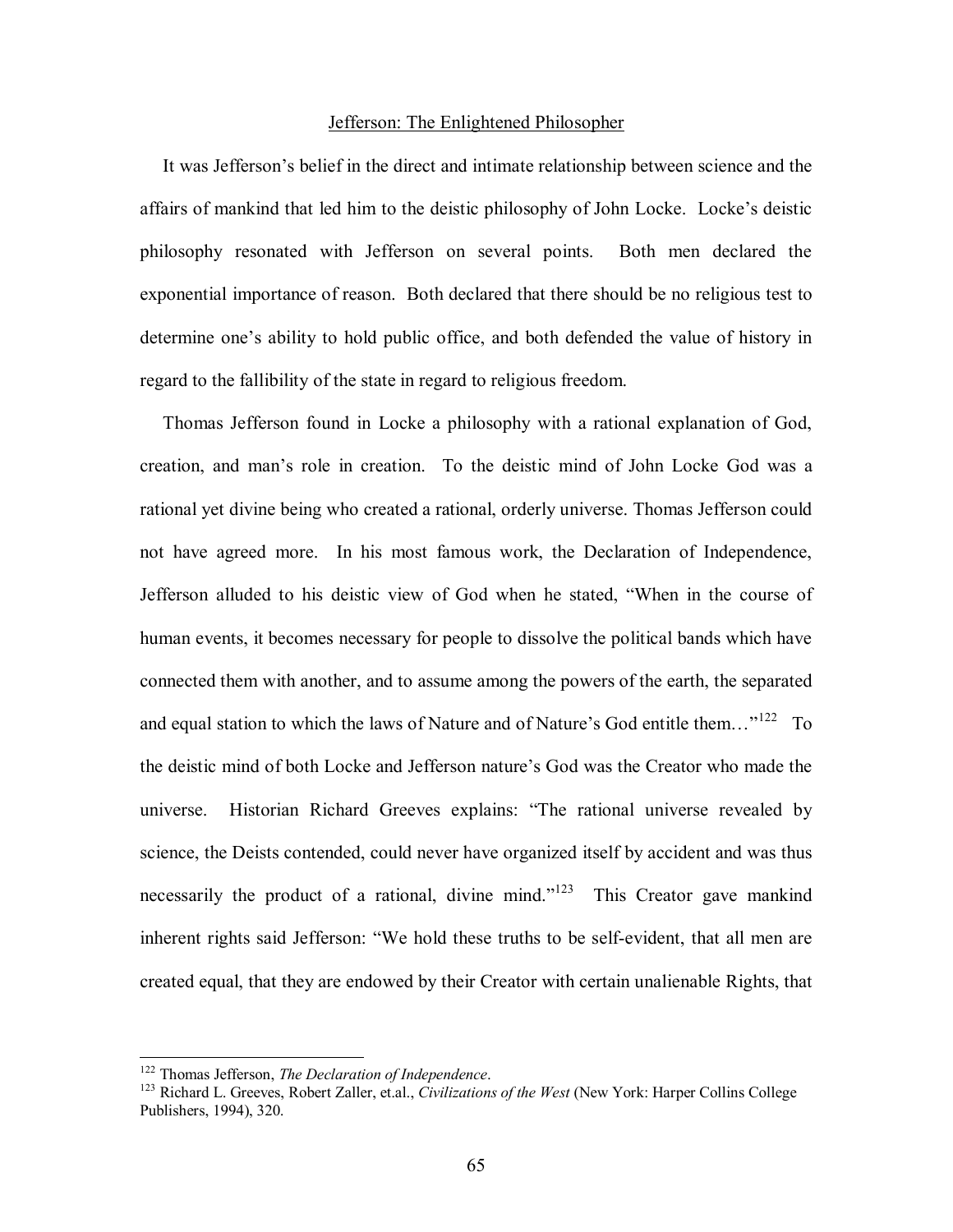## Jefferson: The Enlightened Philosopher

It was Jefferson's belief in the direct and intimate relationship between science and the affairs of mankind that led him to the deistic philosophy of John Locke. Locke's deistic philosophy resonated with Jefferson on several points. Both men declared the exponential importance of reason. Both declared that there should be no religious test to determine one's ability to hold public office, and both defended the value of history in regard to the fallibility of the state in regard to religious freedom.

Thomas Jefferson found in Locke a philosophy with a rational explanation of God, creation, and man's role in creation. To the deistic mind of John Locke God was a rational yet divine being who created a rational, orderly universe. Thomas Jefferson could not have agreed more. In his most famous work, the Declaration of Independence, Jefferson alluded to his deistic view of God when he stated, "When in the course of human events, it becomes necessary for people to dissolve the political bands which have connected them with another, and to assume among the powers of the earth, the separated and equal station to which the laws of Nature and of Nature's God entitle them…"[122] To the deistic mind of both Locke and Jefferson nature's God was the Creator who made the universe. Historian Richard Greeves explains: "The rational universe revealed by science, the Deists contended, could never have organized itself by accident and was thus necessarily the product of a rational, divine mind."[123] This Creator gave mankind inherent rights said Jefferson: "We hold these truths to be self-evident, that all men are created equal, that they are endowed by their Creator with certain unalienable Rights, that

---

[122] Thomas Jefferson, *The Declaration of Independence*.

[123] Richard L. Greeves, Robert Zaller, et.al., *Civilizations of the West* (New York: Harper Collins College Publishers, 1994), 320.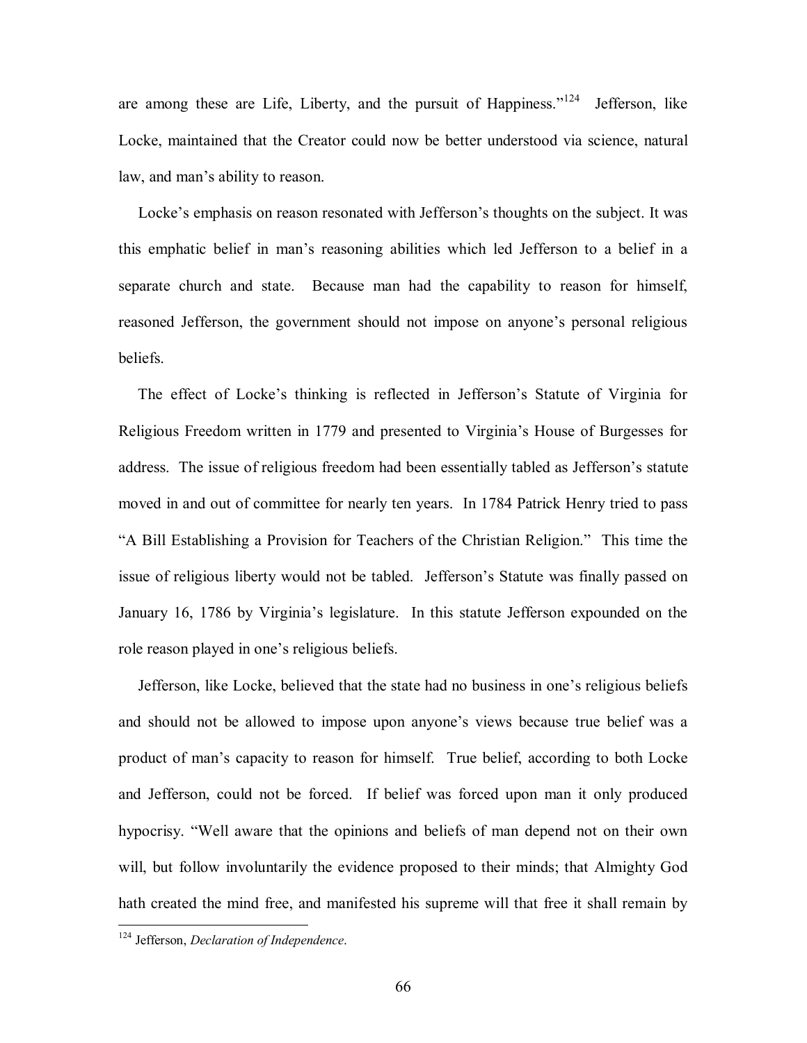are among these are Life, Liberty, and the pursuit of Happiness."[124] Jefferson, like Locke, maintained that the Creator could now be better understood via science, natural law, and man's ability to reason.

Locke's emphasis on reason resonated with Jefferson's thoughts on the subject. It was this emphatic belief in man's reasoning abilities which led Jefferson to a belief in a separate church and state. Because man had the capability to reason for himself, reasoned Jefferson, the government should not impose on anyone's personal religious beliefs.

The effect of Locke's thinking is reflected in Jefferson's Statute of Virginia for Religious Freedom written in 1779 and presented to Virginia's House of Burgesses for address. The issue of religious freedom had been essentially tabled as Jefferson's statute moved in and out of committee for nearly ten years. In 1784 Patrick Henry tried to pass "A Bill Establishing a Provision for Teachers of the Christian Religion." This time the issue of religious liberty would not be tabled. Jefferson's Statute was finally passed on January 16, 1786 by Virginia's legislature. In this statute Jefferson expounded on the role reason played in one's religious beliefs.

Jefferson, like Locke, believed that the state had no business in one's religious beliefs and should not be allowed to impose upon anyone's views because true belief was a product of man's capacity to reason for himself. True belief, according to both Locke and Jefferson, could not be forced. If belief was forced upon man it only produced hypocrisy. "Well aware that the opinions and beliefs of man depend not on their own will, but follow involuntarily the evidence proposed to their minds; that Almighty God hath created the mind free, and manifested his supreme will that free it shall remain by

---

[124] Jefferson, *Declaration of Independence.*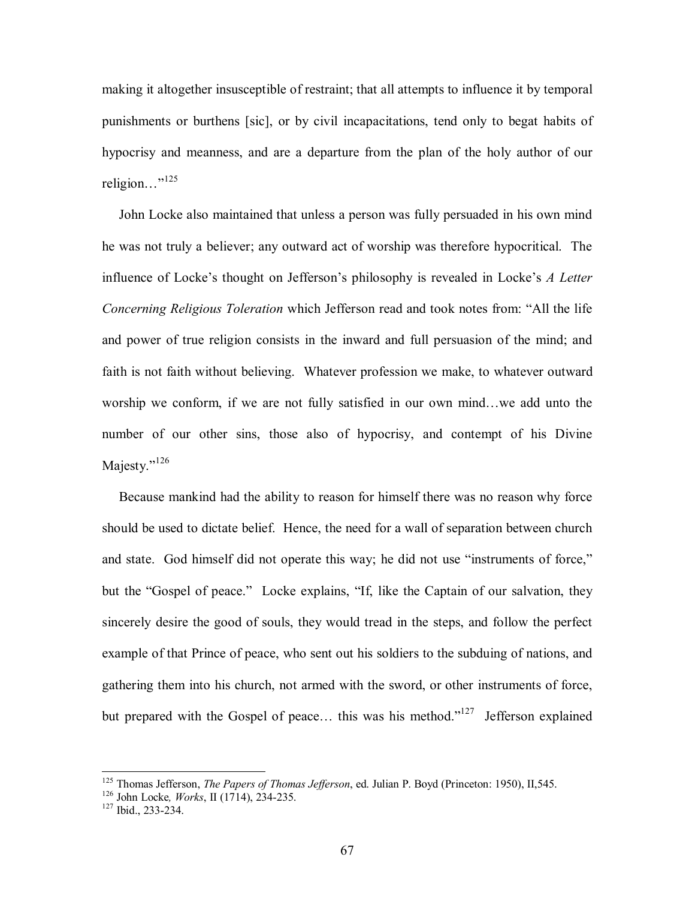making it altogether insusceptible of restraint; that all attempts to influence it by temporal punishments or burthens [sic], or by civil incapacitations, tend only to begat habits of hypocrisy and meanness, and are a departure from the plan of the holy author of our religion…"[125]

John Locke also maintained that unless a person was fully persuaded in his own mind he was not truly a believer; any outward act of worship was therefore hypocritical. The influence of Locke's thought on Jefferson's philosophy is revealed in Locke's *A Letter Concerning Religious Toleration* which Jefferson read and took notes from: "All the life and power of true religion consists in the inward and full persuasion of the mind; and faith is not faith without believing. Whatever profession we make, to whatever outward worship we conform, if we are not fully satisfied in our own mind…we add unto the number of our other sins, those also of hypocrisy, and contempt of his Divine Majesty."[126]

Because mankind had the ability to reason for himself there was no reason why force should be used to dictate belief. Hence, the need for a wall of separation between church and state. God himself did not operate this way; he did not use "instruments of force," but the "Gospel of peace." Locke explains, "If, like the Captain of our salvation, they sincerely desire the good of souls, they would tread in the steps, and follow the perfect example of that Prince of peace, who sent out his soldiers to the subduing of nations, and gathering them into his church, not armed with the sword, or other instruments of force, but prepared with the Gospel of peace… this was his method."[127] Jefferson explained

---

[125] Thomas Jefferson, *The Papers of Thomas Jefferson*, ed. Julian P. Boyd (Princeton: 1950), II,545.

[126] John Locke*, Works*, II (1714), 234-235.

[127] Ibid., 233-234.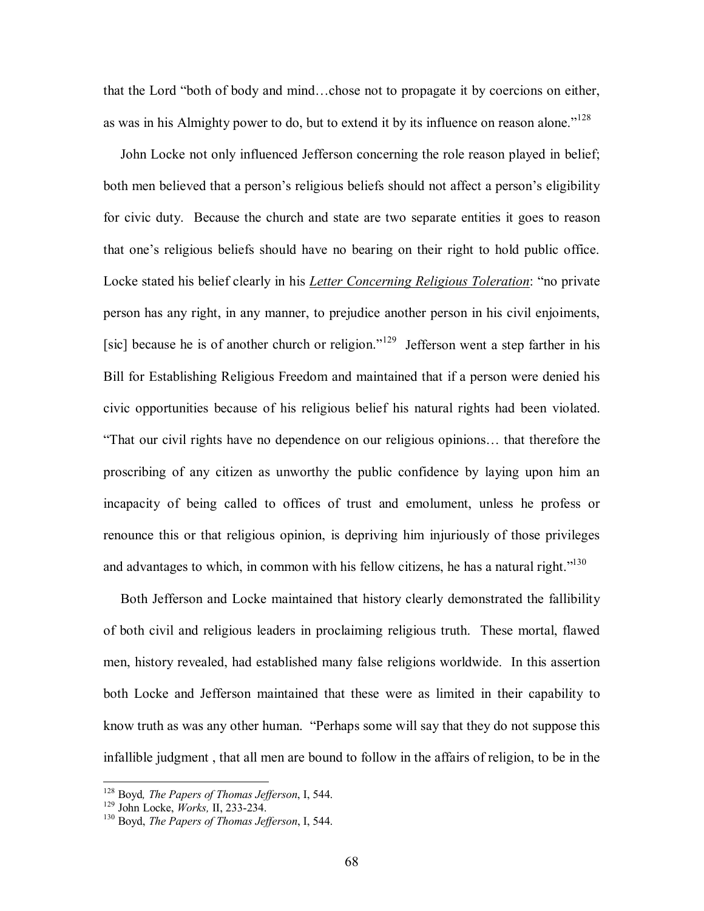that the Lord "both of body and mind…chose not to propagate it by coercions on either, as was in his Almighty power to do, but to extend it by its influence on reason alone."[128]

John Locke not only influenced Jefferson concerning the role reason played in belief; both men believed that a person's religious beliefs should not affect a person's eligibility for civic duty. Because the church and state are two separate entities it goes to reason that one's religious beliefs should have no bearing on their right to hold public office. Locke stated his belief clearly in his ***Letter Concerning Religious Toleration***: "no private person has any right, in any manner, to prejudice another person in his civil enjoiments, [sic] because he is of another church or religion."[129] Jefferson went a step farther in his Bill for Establishing Religious Freedom and maintained that if a person were denied his civic opportunities because of his religious belief his natural rights had been violated. "That our civil rights have no dependence on our religious opinions… that therefore the proscribing of any citizen as unworthy the public confidence by laying upon him an incapacity of being called to offices of trust and emolument, unless he profess or renounce this or that religious opinion, is depriving him injuriously of those privileges and advantages to which, in common with his fellow citizens, he has a natural right."[130]

Both Jefferson and Locke maintained that history clearly demonstrated the fallibility of both civil and religious leaders in proclaiming religious truth. These mortal, flawed men, history revealed, had established many false religions worldwide. In this assertion both Locke and Jefferson maintained that these were as limited in their capability to know truth as was any other human. "Perhaps some will say that they do not suppose this infallible judgment , that all men are bound to follow in the affairs of religion, to be in the

---

[128] Boyd, *The Papers of Thomas Jefferson*, I, 544.
[129] John Locke, *Works,* II, 233-234.
[130] Boyd, *The Papers of Thomas Jefferson*, I, 544.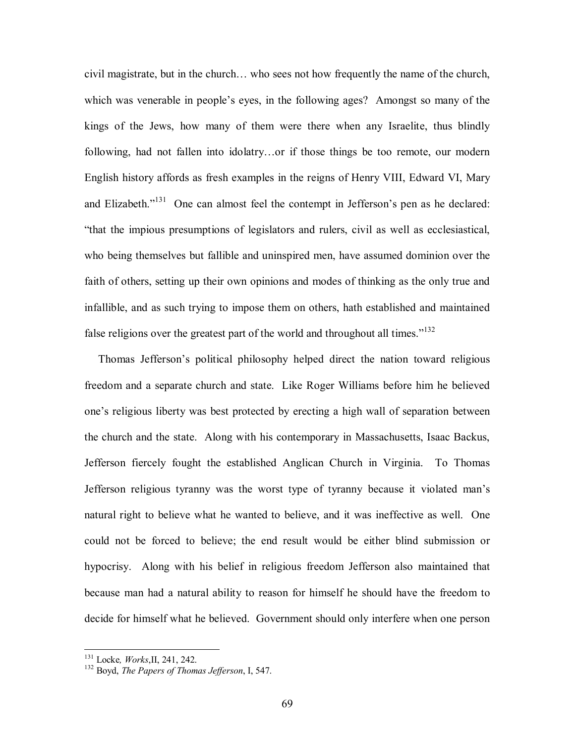civil magistrate, but in the church… who sees not how frequently the name of the church, which was venerable in people's eyes, in the following ages? Amongst so many of the kings of the Jews, how many of them were there when any Israelite, thus blindly following, had not fallen into idolatry…or if those things be too remote, our modern English history affords as fresh examples in the reigns of Henry VIII, Edward VI, Mary and Elizabeth."[131] One can almost feel the contempt in Jefferson's pen as he declared: "that the impious presumptions of legislators and rulers, civil as well as ecclesiastical, who being themselves but fallible and uninspired men, have assumed dominion over the faith of others, setting up their own opinions and modes of thinking as the only true and infallible, and as such trying to impose them on others, hath established and maintained false religions over the greatest part of the world and throughout all times."[132]

Thomas Jefferson's political philosophy helped direct the nation toward religious freedom and a separate church and state. Like Roger Williams before him he believed one's religious liberty was best protected by erecting a high wall of separation between the church and the state. Along with his contemporary in Massachusetts, Isaac Backus, Jefferson fiercely fought the established Anglican Church in Virginia. To Thomas Jefferson religious tyranny was the worst type of tyranny because it violated man's natural right to believe what he wanted to believe, and it was ineffective as well. One could not be forced to believe; the end result would be either blind submission or hypocrisy. Along with his belief in religious freedom Jefferson also maintained that because man had a natural ability to reason for himself he should have the freedom to decide for himself what he believed. Government should only interfere when one person

---

[131] Locke, *Works*, II, 241, 242.

[132] Boyd, *The Papers of Thomas Jefferson*, I, 547.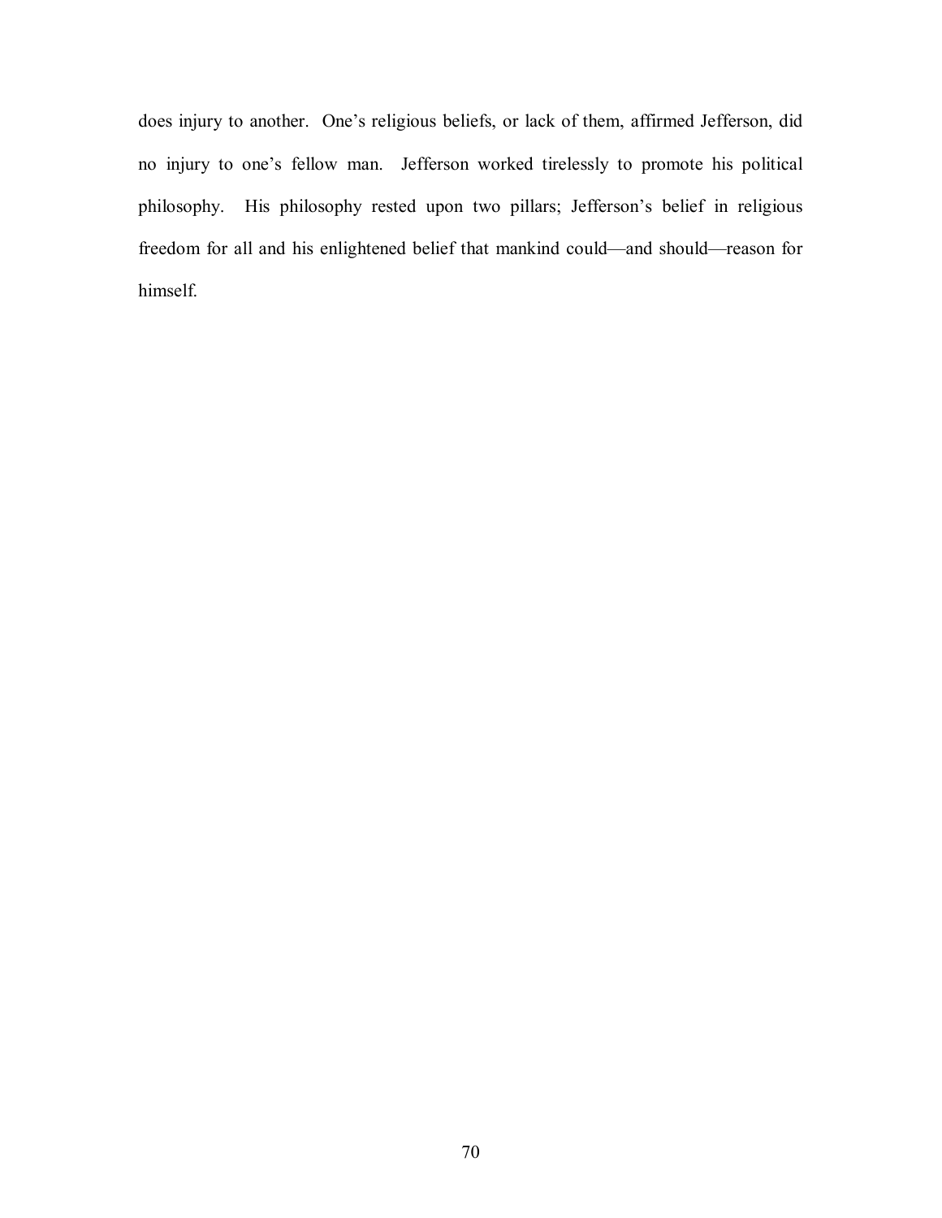does injury to another. One's religious beliefs, or lack of them, affirmed Jefferson, did no injury to one's fellow man. Jefferson worked tirelessly to promote his political philosophy. His philosophy rested upon two pillars; Jefferson's belief in religious freedom for all and his enlightened belief that mankind could—and should—reason for himself.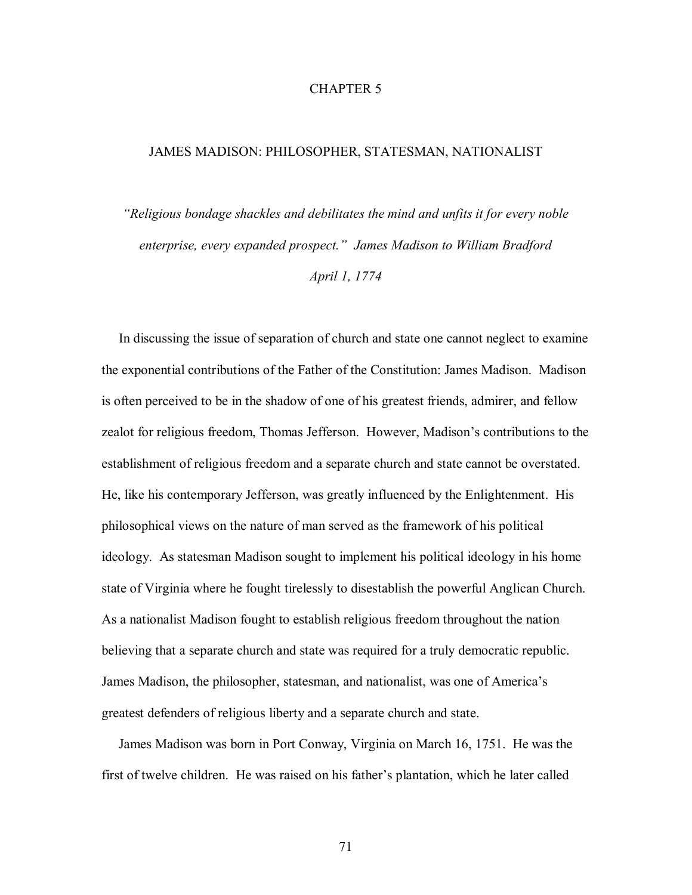# CHAPTER 5

## JAMES MADISON: PHILOSOPHER, STATESMAN, NATIONALIST

*"Religious bondage shackles and debilitates the mind and unfits it for every noble enterprise, every expanded prospect." James Madison to William Bradford April 1, 1774*

In discussing the issue of separation of church and state one cannot neglect to examine the exponential contributions of the Father of the Constitution: James Madison. Madison is often perceived to be in the shadow of one of his greatest friends, admirer, and fellow zealot for religious freedom, Thomas Jefferson. However, Madison's contributions to the establishment of religious freedom and a separate church and state cannot be overstated. He, like his contemporary Jefferson, was greatly influenced by the Enlightenment. His philosophical views on the nature of man served as the framework of his political ideology. As statesman Madison sought to implement his political ideology in his home state of Virginia where he fought tirelessly to disestablish the powerful Anglican Church. As a nationalist Madison fought to establish religious freedom throughout the nation believing that a separate church and state was required for a truly democratic republic. James Madison, the philosopher, statesman, and nationalist, was one of America's greatest defenders of religious liberty and a separate church and state.

James Madison was born in Port Conway, Virginia on March 16, 1751. He was the first of twelve children. He was raised on his father's plantation, which he later called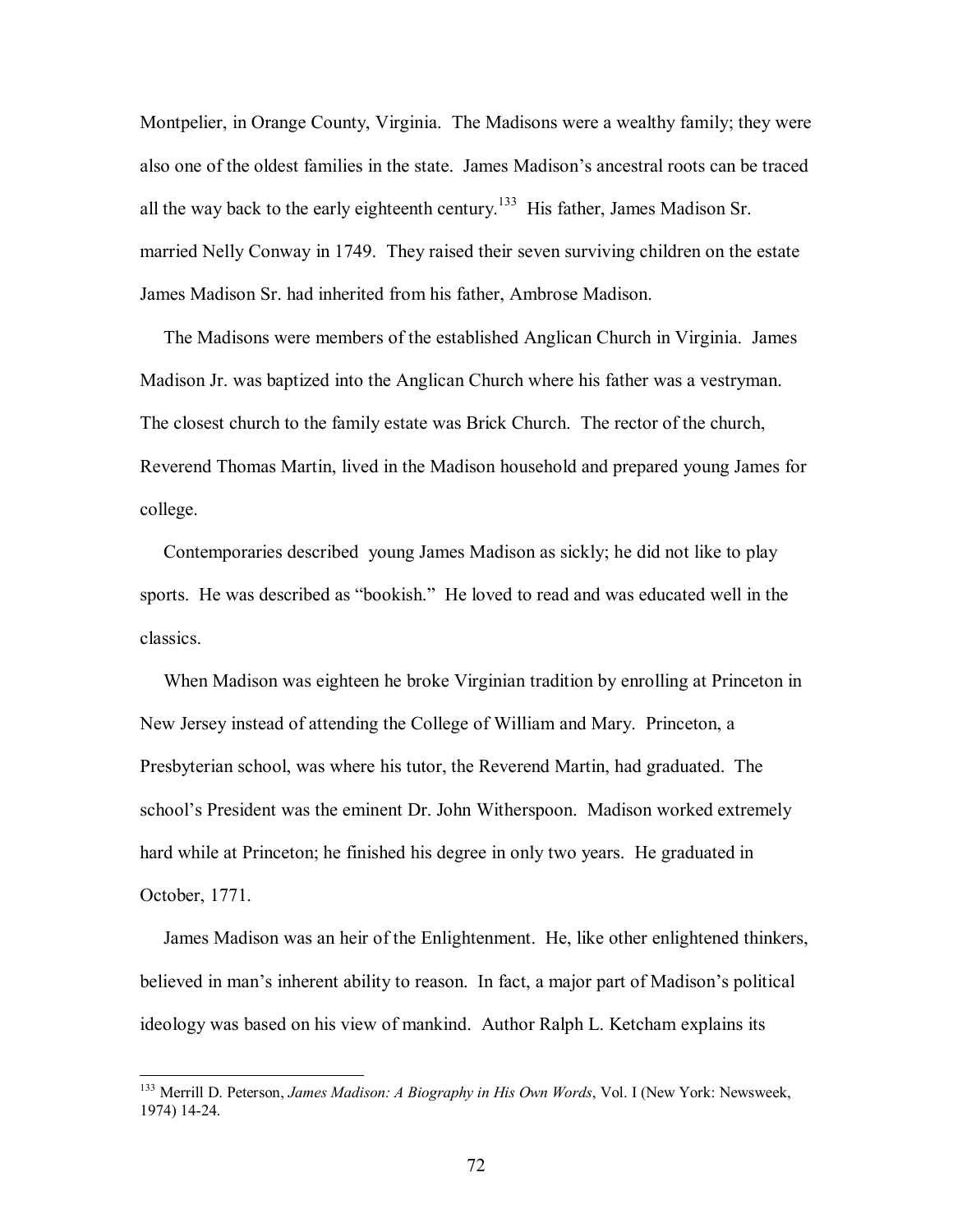Montpelier, in Orange County, Virginia. The Madisons were a wealthy family; they were also one of the oldest families in the state. James Madison's ancestral roots can be traced all the way back to the early eighteenth century.[133] His father, James Madison Sr. married Nelly Conway in 1749. They raised their seven surviving children on the estate James Madison Sr. had inherited from his father, Ambrose Madison.

The Madisons were members of the established Anglican Church in Virginia. James Madison Jr. was baptized into the Anglican Church where his father was a vestryman. The closest church to the family estate was Brick Church. The rector of the church, Reverend Thomas Martin, lived in the Madison household and prepared young James for college.

Contemporaries described young James Madison as sickly; he did not like to play sports. He was described as "bookish." He loved to read and was educated well in the classics.

When Madison was eighteen he broke Virginian tradition by enrolling at Princeton in New Jersey instead of attending the College of William and Mary. Princeton, a Presbyterian school, was where his tutor, the Reverend Martin, had graduated. The school's President was the eminent Dr. John Witherspoon. Madison worked extremely hard while at Princeton; he finished his degree in only two years. He graduated in October, 1771.

James Madison was an heir of the Enlightenment. He, like other enlightened thinkers, believed in man's inherent ability to reason. In fact, a major part of Madison's political ideology was based on his view of mankind. Author Ralph L. Ketcham explains its

---

[133] Merrill D. Peterson, *James Madison: A Biography in His Own Words*, Vol. I (New York: Newsweek, 1974) 14-24.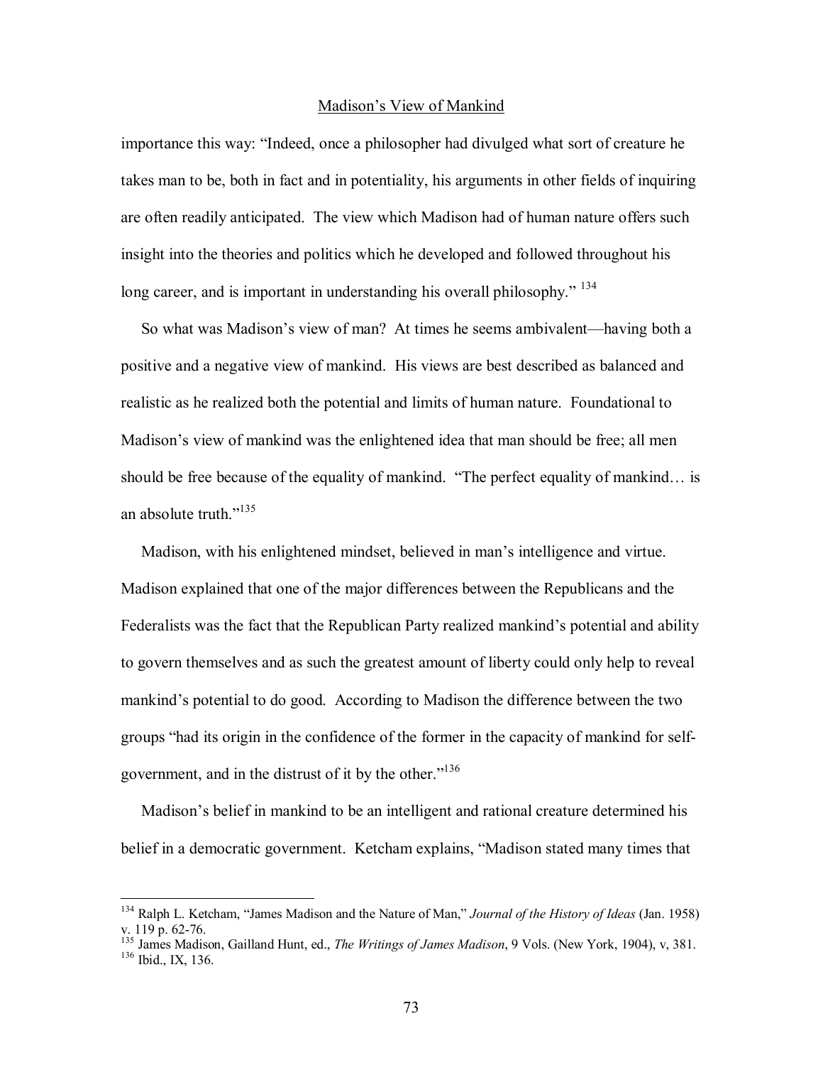importance this way: "Indeed, once a philosopher had divulged what sort of creature he takes man to be, both in fact and in potentiality, his arguments in other fields of inquiring are often readily anticipated. The view which Madison had of human nature offers such insight into the theories and politics which he developed and followed throughout his long career, and is important in understanding his overall philosophy." [134]

So what was Madison's view of man? At times he seems ambivalent—having both a positive and a negative view of mankind. His views are best described as balanced and realistic as he realized both the potential and limits of human nature. Foundational to Madison's view of mankind was the enlightened idea that man should be free; all men should be free because of the equality of mankind. "The perfect equality of mankind… is an absolute truth."[135]

Madison, with his enlightened mindset, believed in man's intelligence and virtue. Madison explained that one of the major differences between the Republicans and the Federalists was the fact that the Republican Party realized mankind's potential and ability to govern themselves and as such the greatest amount of liberty could only help to reveal mankind's potential to do good. According to Madison the difference between the two groups "had its origin in the confidence of the former in the capacity of mankind for self-government, and in the distrust of it by the other."[136]

Madison's belief in mankind to be an intelligent and rational creature determined his belief in a democratic government. Ketcham explains, "Madison stated many times that

---

[134] Ralph L. Ketcham, "James Madison and the Nature of Man," *Journal of the History of Ideas* (Jan. 1958) v. 119 p. 62-76.

[135] James Madison, Gailland Hunt, ed., *The Writings of James Madison*, 9 Vols. (New York, 1904), v, 381.

[136] Ibid., IX, 136.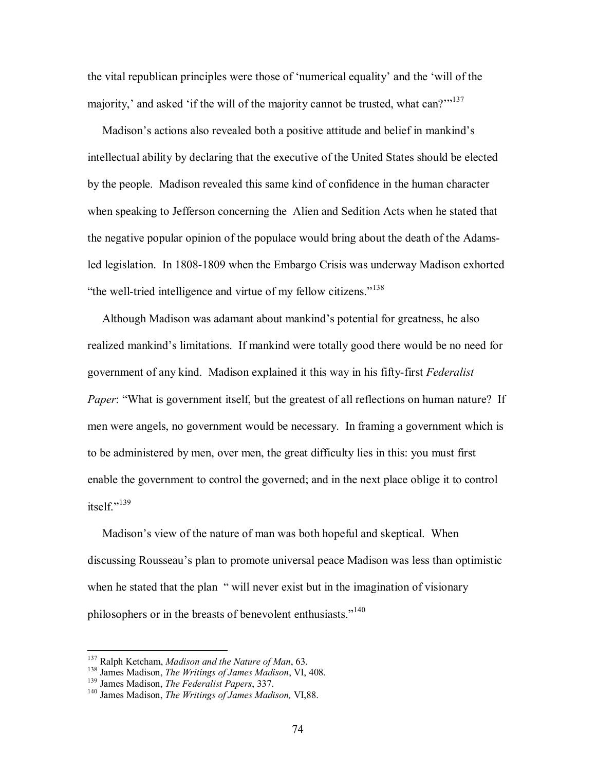the vital republican principles were those of 'numerical equality' and the 'will of the majority,' and asked 'if the will of the majority cannot be trusted, what can?'"[137]

Madison's actions also revealed both a positive attitude and belief in mankind's intellectual ability by declaring that the executive of the United States should be elected by the people. Madison revealed this same kind of confidence in the human character when speaking to Jefferson concerning the Alien and Sedition Acts when he stated that the negative popular opinion of the populace would bring about the death of the Adams-led legislation. In 1808-1809 when the Embargo Crisis was underway Madison exhorted "the well-tried intelligence and virtue of my fellow citizens."[138]

Although Madison was adamant about mankind's potential for greatness, he also realized mankind's limitations. If mankind were totally good there would be no need for government of any kind. Madison explained it this way in his fifty-first *Federalist Paper*: "What is government itself, but the greatest of all reflections on human nature? If men were angels, no government would be necessary. In framing a government which is to be administered by men, over men, the great difficulty lies in this: you must first enable the government to control the governed; and in the next place oblige it to control itself."[139]

Madison's view of the nature of man was both hopeful and skeptical. When discussing Rousseau's plan to promote universal peace Madison was less than optimistic when he stated that the plan " will never exist but in the imagination of visionary philosophers or in the breasts of benevolent enthusiasts."[140]

---

[137] Ralph Ketcham, *Madison and the Nature of Man*, 63.
[138] James Madison, *The Writings of James Madison*, VI, 408.
[139] James Madison, *The Federalist Papers*, 337.
[140] James Madison, *The Writings of James Madison,* VI,88.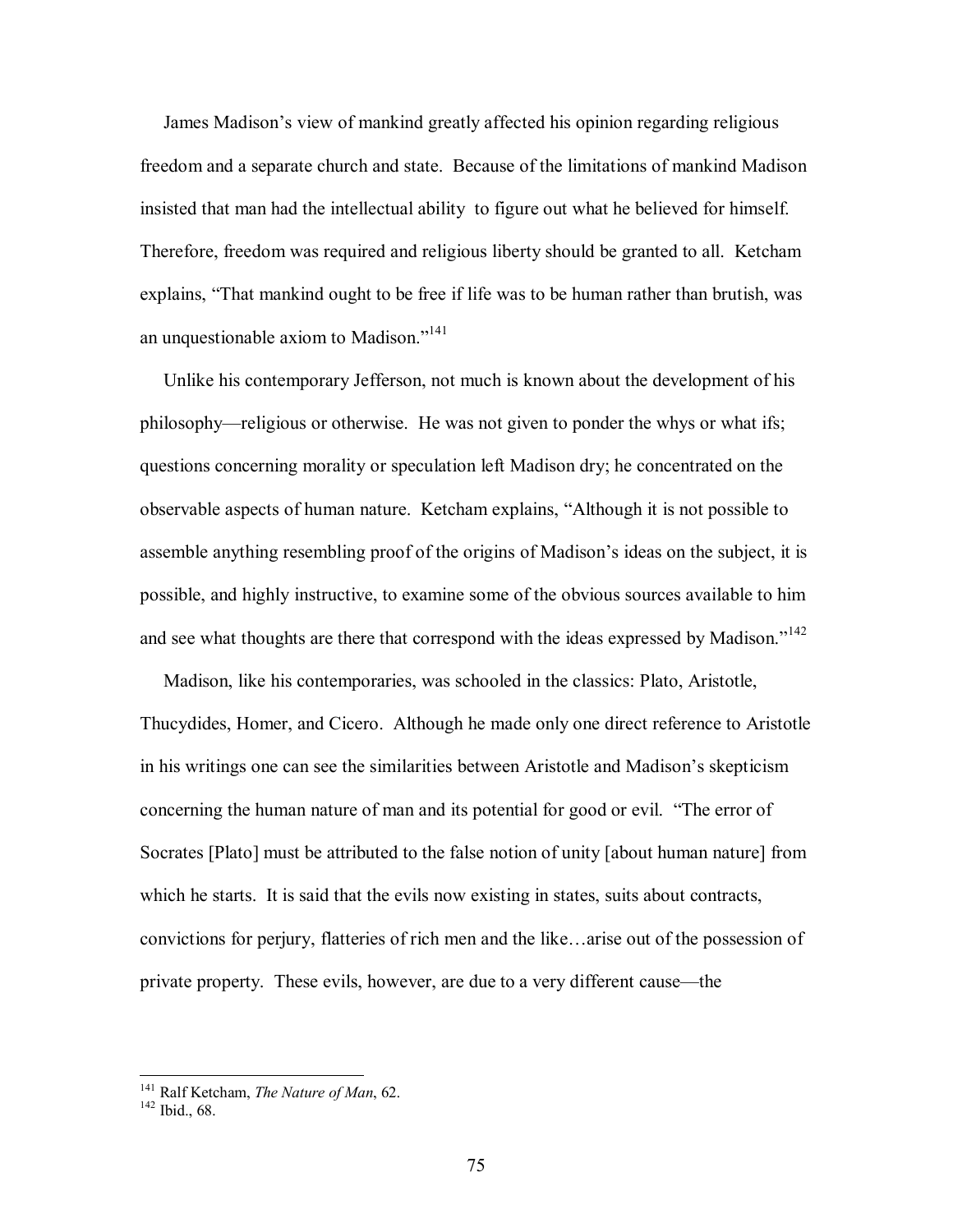James Madison's view of mankind greatly affected his opinion regarding religious freedom and a separate church and state. Because of the limitations of mankind Madison insisted that man had the intellectual ability to figure out what he believed for himself. Therefore, freedom was required and religious liberty should be granted to all. Ketcham explains, "That mankind ought to be free if life was to be human rather than brutish, was an unquestionable axiom to Madison."[141]

Unlike his contemporary Jefferson, not much is known about the development of his philosophy—religious or otherwise. He was not given to ponder the whys or what ifs; questions concerning morality or speculation left Madison dry; he concentrated on the observable aspects of human nature. Ketcham explains, "Although it is not possible to assemble anything resembling proof of the origins of Madison's ideas on the subject, it is possible, and highly instructive, to examine some of the obvious sources available to him and see what thoughts are there that correspond with the ideas expressed by Madison."[142]

Madison, like his contemporaries, was schooled in the classics: Plato, Aristotle, Thucydides, Homer, and Cicero. Although he made only one direct reference to Aristotle in his writings one can see the similarities between Aristotle and Madison's skepticism concerning the human nature of man and its potential for good or evil. "The error of Socrates [Plato] must be attributed to the false notion of unity [about human nature] from which he starts. It is said that the evils now existing in states, suits about contracts, convictions for perjury, flatteries of rich men and the like…arise out of the possession of private property. These evils, however, are due to a very different cause—the

---

[141] Ralf Ketcham, *The Nature of Man*, 62.

[142] Ibid., 68.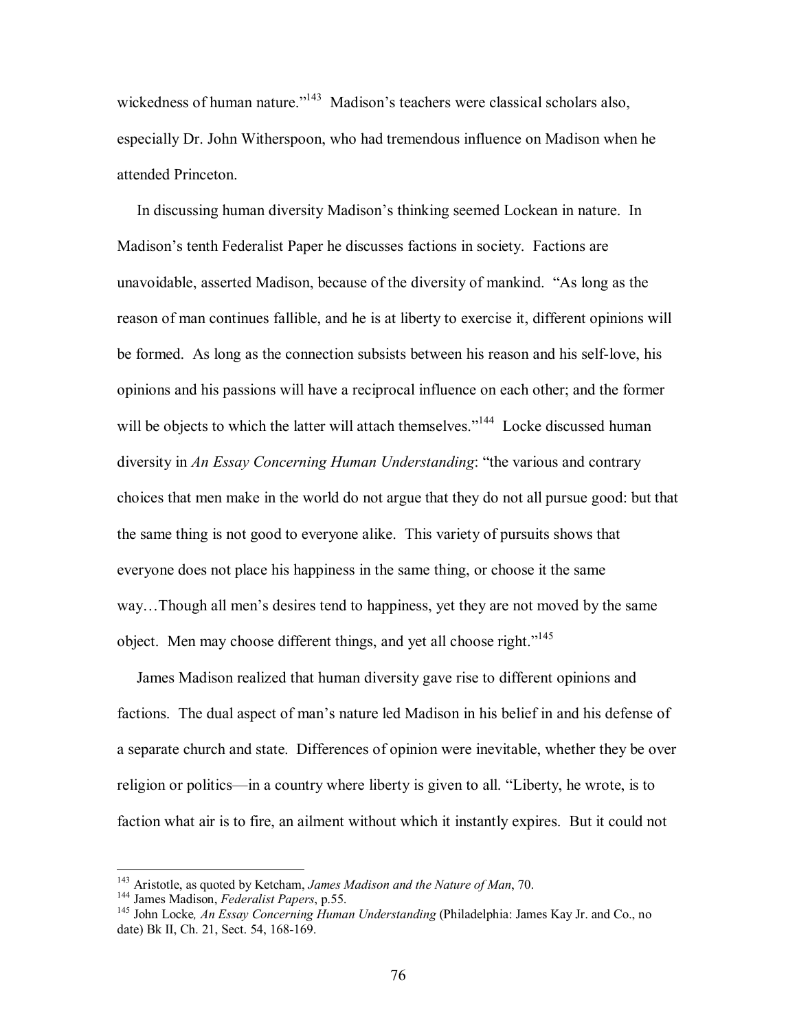wickedness of human nature."[143] Madison's teachers were classical scholars also, especially Dr. John Witherspoon, who had tremendous influence on Madison when he attended Princeton.

In discussing human diversity Madison's thinking seemed Lockean in nature. In Madison's tenth Federalist Paper he discusses factions in society. Factions are unavoidable, asserted Madison, because of the diversity of mankind. "As long as the reason of man continues fallible, and he is at liberty to exercise it, different opinions will be formed. As long as the connection subsists between his reason and his self-love, his opinions and his passions will have a reciprocal influence on each other; and the former will be objects to which the latter will attach themselves."[144] Locke discussed human diversity in *An Essay Concerning Human Understanding*: "the various and contrary choices that men make in the world do not argue that they do not all pursue good: but that the same thing is not good to everyone alike. This variety of pursuits shows that everyone does not place his happiness in the same thing, or choose it the same way…Though all men's desires tend to happiness, yet they are not moved by the same object. Men may choose different things, and yet all choose right."[145]

James Madison realized that human diversity gave rise to different opinions and factions. The dual aspect of man's nature led Madison in his belief in and his defense of a separate church and state. Differences of opinion were inevitable, whether they be over religion or politics—in a country where liberty is given to all. "Liberty, he wrote, is to faction what air is to fire, an ailment without which it instantly expires. But it could not

---

[143] Aristotle, as quoted by Ketcham, *James Madison and the Nature of Man*, 70.

[144] James Madison, *Federalist Papers*, p.55.

[145] John Locke*, An Essay Concerning Human Understanding* (Philadelphia: James Kay Jr. and Co., no date) Bk II, Ch. 21, Sect. 54, 168-169.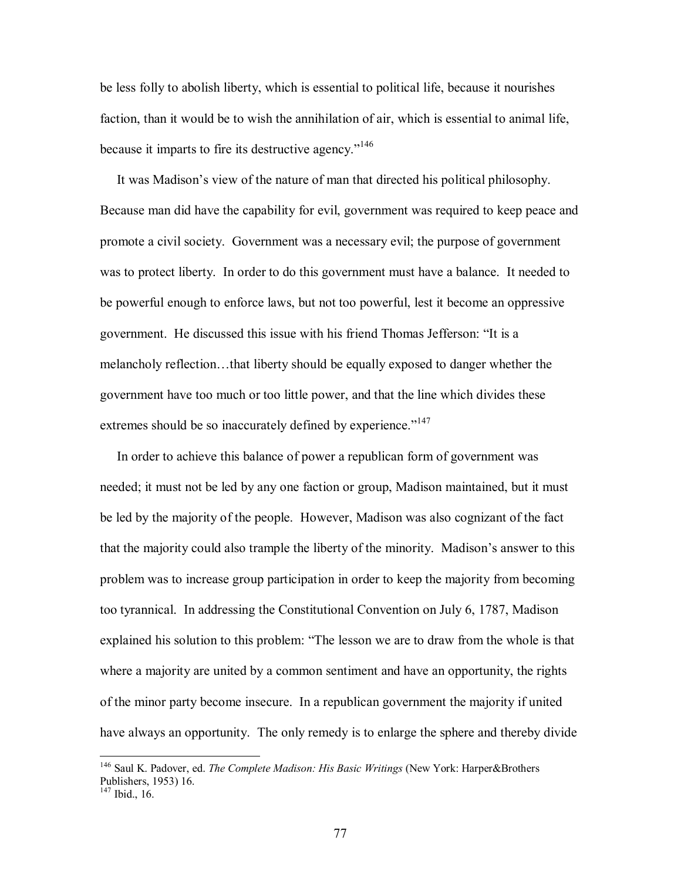be less folly to abolish liberty, which is essential to political life, because it nourishes faction, than it would be to wish the annihilation of air, which is essential to animal life, because it imparts to fire its destructive agency."[146]

It was Madison's view of the nature of man that directed his political philosophy. Because man did have the capability for evil, government was required to keep peace and promote a civil society. Government was a necessary evil; the purpose of government was to protect liberty. In order to do this government must have a balance. It needed to be powerful enough to enforce laws, but not too powerful, lest it become an oppressive government. He discussed this issue with his friend Thomas Jefferson: "It is a melancholy reflection…that liberty should be equally exposed to danger whether the government have too much or too little power, and that the line which divides these extremes should be so inaccurately defined by experience."[147]

In order to achieve this balance of power a republican form of government was needed; it must not be led by any one faction or group, Madison maintained, but it must be led by the majority of the people. However, Madison was also cognizant of the fact that the majority could also trample the liberty of the minority. Madison's answer to this problem was to increase group participation in order to keep the majority from becoming too tyrannical. In addressing the Constitutional Convention on July 6, 1787, Madison explained his solution to this problem: "The lesson we are to draw from the whole is that where a majority are united by a common sentiment and have an opportunity, the rights of the minor party become insecure. In a republican government the majority if united have always an opportunity. The only remedy is to enlarge the sphere and thereby divide

---

[146] Saul K. Padover, ed. *The Complete Madison: His Basic Writings* (New York: Harper&Brothers Publishers, 1953) 16.

[147] Ibid., 16.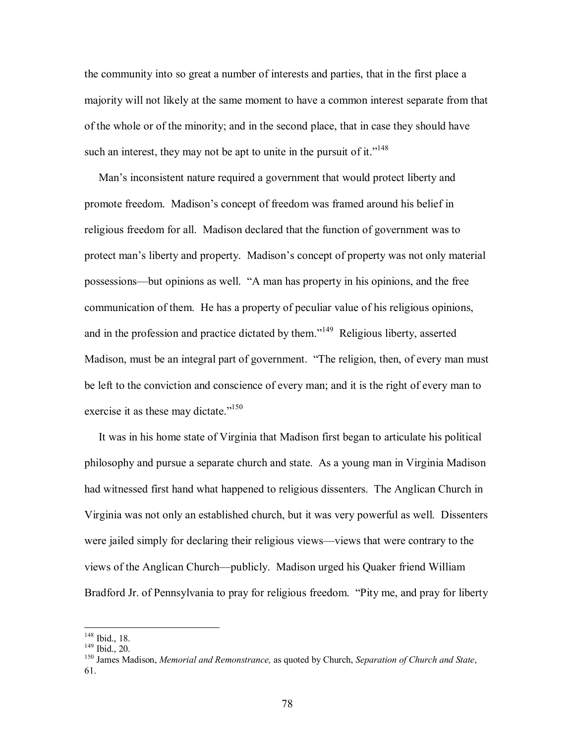the community into so great a number of interests and parties, that in the first place a majority will not likely at the same moment to have a common interest separate from that of the whole or of the minority; and in the second place, that in case they should have such an interest, they may not be apt to unite in the pursuit of it."[148]

Man's inconsistent nature required a government that would protect liberty and promote freedom. Madison's concept of freedom was framed around his belief in religious freedom for all. Madison declared that the function of government was to protect man's liberty and property. Madison's concept of property was not only material possessions—but opinions as well. "A man has property in his opinions, and the free communication of them. He has a property of peculiar value of his religious opinions, and in the profession and practice dictated by them."[149] Religious liberty, asserted Madison, must be an integral part of government. "The religion, then, of every man must be left to the conviction and conscience of every man; and it is the right of every man to exercise it as these may dictate."[150]

It was in his home state of Virginia that Madison first began to articulate his political philosophy and pursue a separate church and state. As a young man in Virginia Madison had witnessed first hand what happened to religious dissenters. The Anglican Church in Virginia was not only an established church, but it was very powerful as well. Dissenters were jailed simply for declaring their religious views—views that were contrary to the views of the Anglican Church—publicly. Madison urged his Quaker friend William Bradford Jr. of Pennsylvania to pray for religious freedom. "Pity me, and pray for liberty

---

[148] Ibid., 18.

[149] Ibid., 20.

[150] James Madison, *Memorial and Remonstrance,* as quoted by Church, *Separation of Church and State*, 61.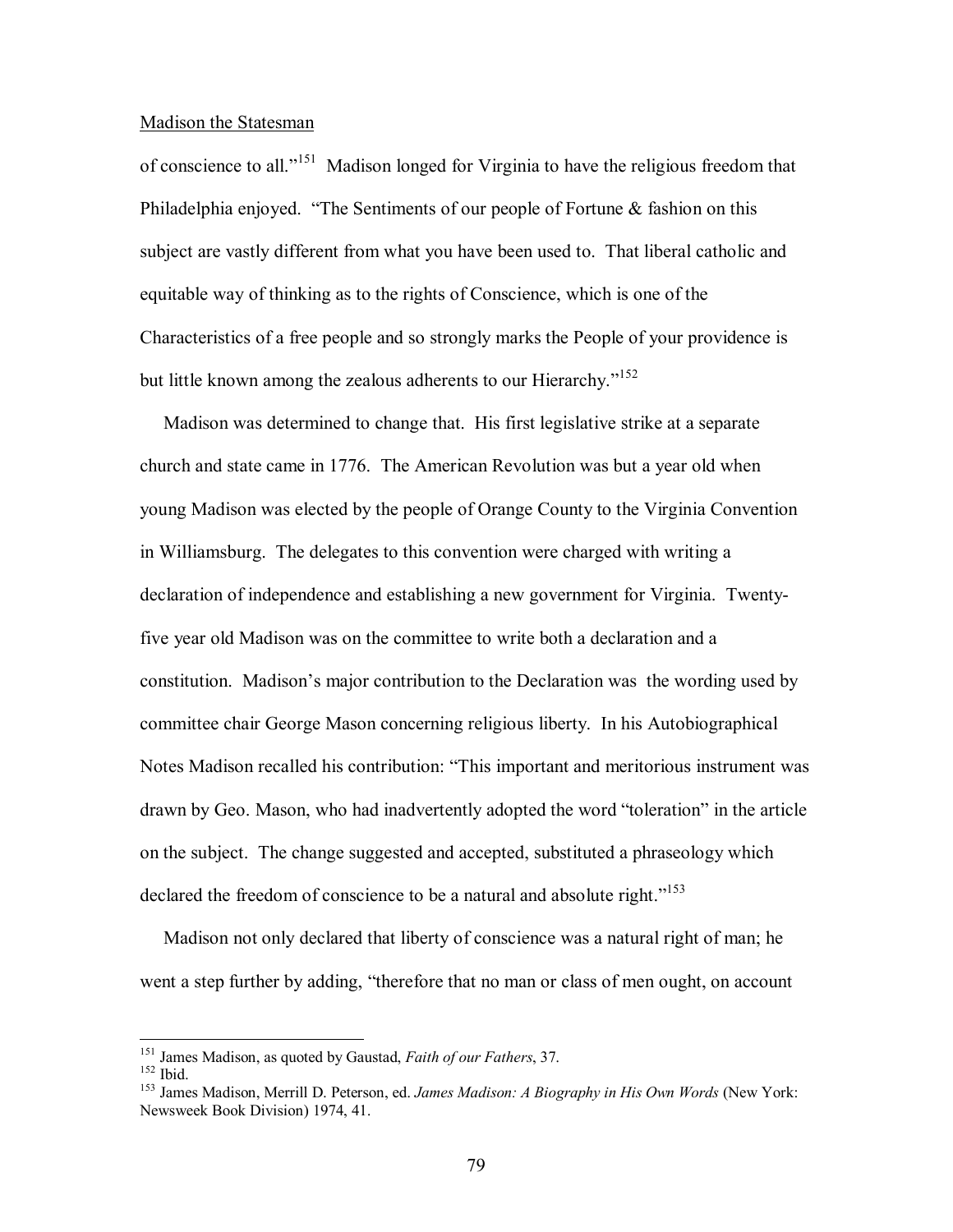of conscience to all."[151] Madison longed for Virginia to have the religious freedom that Philadelphia enjoyed. "The Sentiments of our people of Fortune & fashion on this subject are vastly different from what you have been used to. That liberal catholic and equitable way of thinking as to the rights of Conscience, which is one of the Characteristics of a free people and so strongly marks the People of your providence is but little known among the zealous adherents to our Hierarchy."[152]

Madison was determined to change that. His first legislative strike at a separate church and state came in 1776. The American Revolution was but a year old when young Madison was elected by the people of Orange County to the Virginia Convention in Williamsburg. The delegates to this convention were charged with writing a declaration of independence and establishing a new government for Virginia. Twenty-five year old Madison was on the committee to write both a declaration and a constitution. Madison's major contribution to the Declaration was the wording used by committee chair George Mason concerning religious liberty. In his Autobiographical Notes Madison recalled his contribution: "This important and meritorious instrument was drawn by Geo. Mason, who had inadvertently adopted the word "toleration" in the article on the subject. The change suggested and accepted, substituted a phraseology which declared the freedom of conscience to be a natural and absolute right."[153]

Madison not only declared that liberty of conscience was a natural right of man; he went a step further by adding, "therefore that no man or class of men ought, on account

---

[151] James Madison, as quoted by Gaustad, *Faith of our Fathers*, 37.

[152] Ibid.

[153] James Madison, Merrill D. Peterson, ed. *James Madison: A Biography in His Own Words* (New York: Newsweek Book Division) 1974, 41.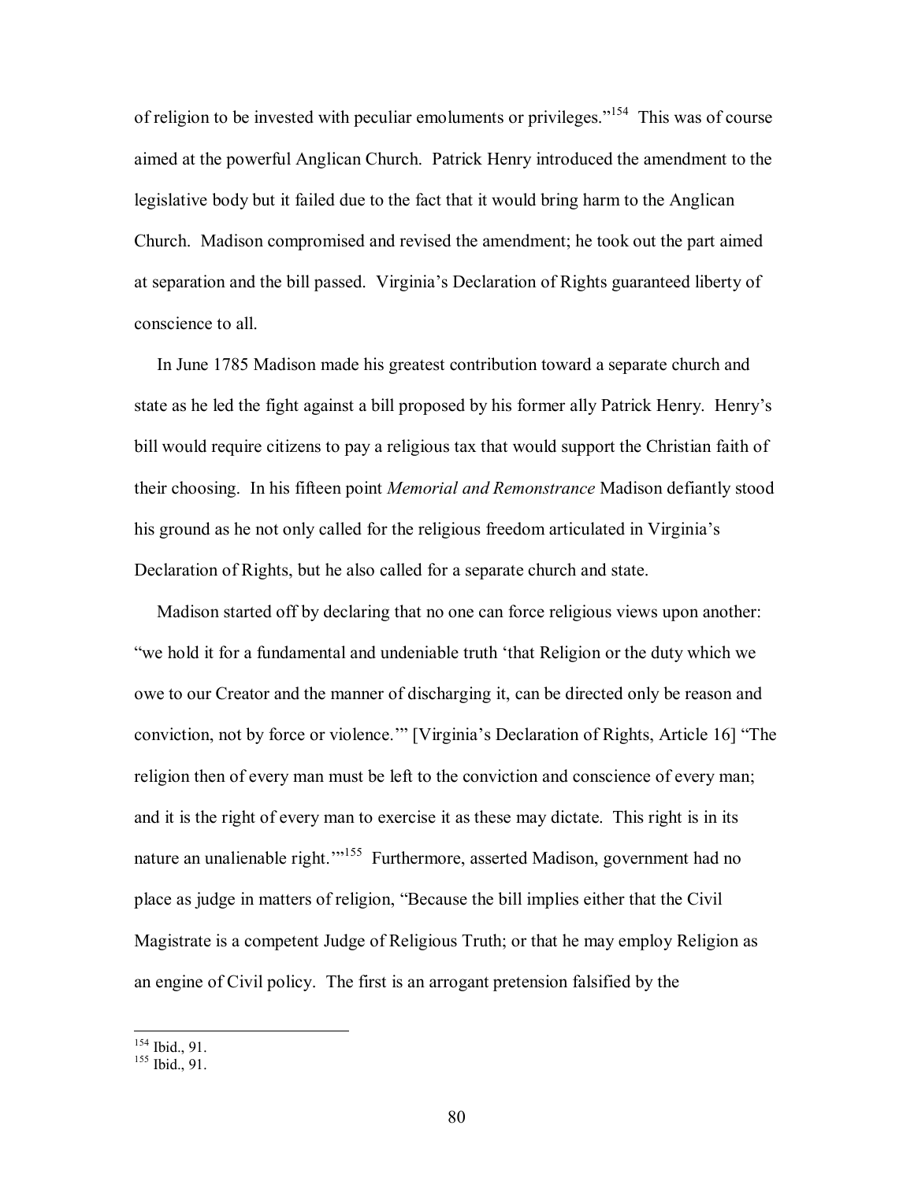of religion to be invested with peculiar emoluments or privileges."[154] This was of course aimed at the powerful Anglican Church. Patrick Henry introduced the amendment to the legislative body but it failed due to the fact that it would bring harm to the Anglican Church. Madison compromised and revised the amendment; he took out the part aimed at separation and the bill passed. Virginia's Declaration of Rights guaranteed liberty of conscience to all.

In June 1785 Madison made his greatest contribution toward a separate church and state as he led the fight against a bill proposed by his former ally Patrick Henry. Henry's bill would require citizens to pay a religious tax that would support the Christian faith of their choosing. In his fifteen point *Memorial and Remonstrance* Madison defiantly stood his ground as he not only called for the religious freedom articulated in Virginia's Declaration of Rights, but he also called for a separate church and state.

Madison started off by declaring that no one can force religious views upon another: "we hold it for a fundamental and undeniable truth 'that Religion or the duty which we owe to our Creator and the manner of discharging it, can be directed only be reason and conviction, not by force or violence.'" [Virginia's Declaration of Rights, Article 16] "The religion then of every man must be left to the conviction and conscience of every man; and it is the right of every man to exercise it as these may dictate. This right is in its nature an unalienable right.'"[155] Furthermore, asserted Madison, government had no place as judge in matters of religion, "Because the bill implies either that the Civil Magistrate is a competent Judge of Religious Truth; or that he may employ Religion as an engine of Civil policy. The first is an arrogant pretension falsified by the

---

[154] Ibid., 91.
[155] Ibid., 91.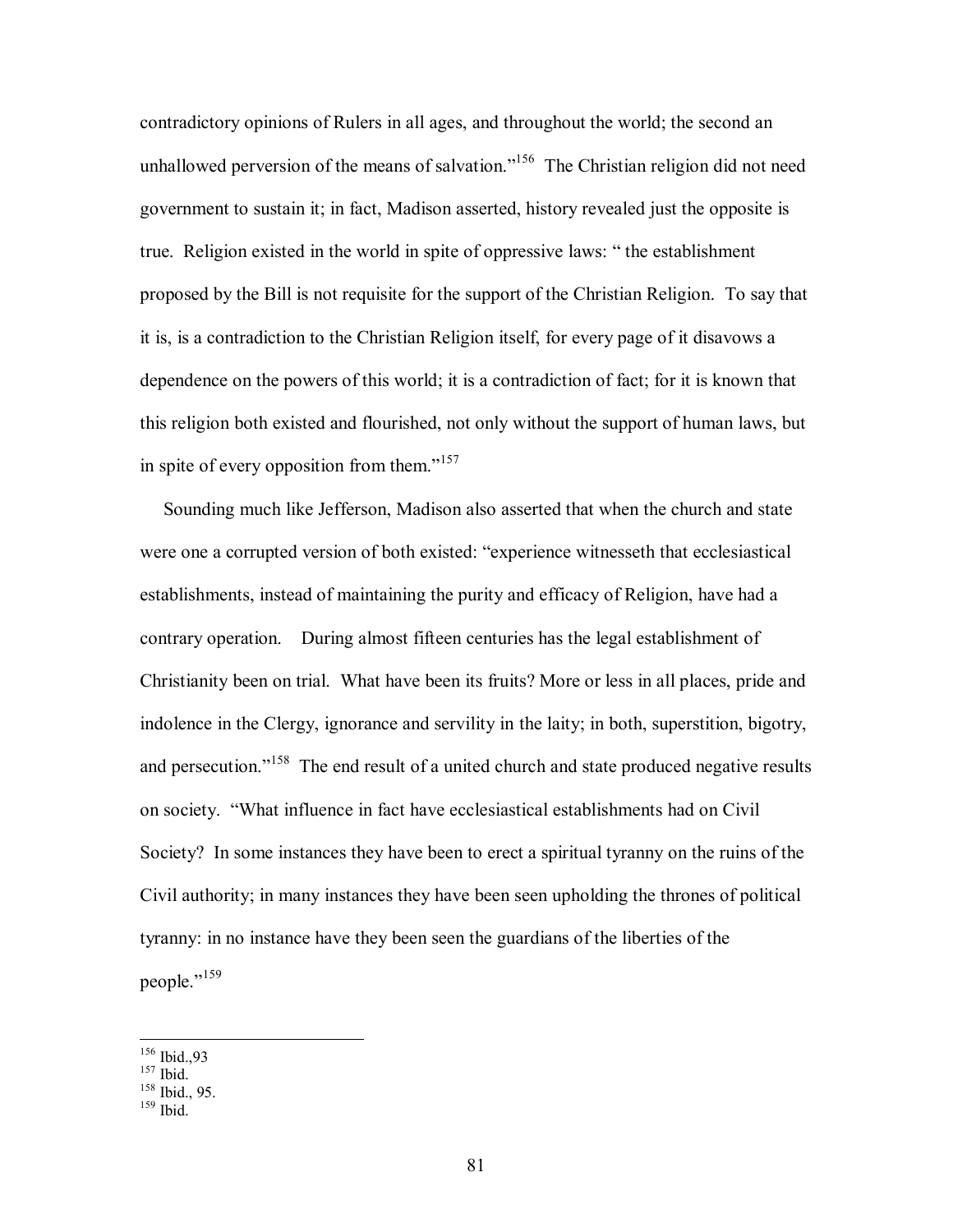contradictory opinions of Rulers in all ages, and throughout the world; the second an unhallowed perversion of the means of salvation."[156] The Christian religion did not need government to sustain it; in fact, Madison asserted, history revealed just the opposite is true. Religion existed in the world in spite of oppressive laws: " the establishment proposed by the Bill is not requisite for the support of the Christian Religion. To say that it is, is a contradiction to the Christian Religion itself, for every page of it disavows a dependence on the powers of this world; it is a contradiction of fact; for it is known that this religion both existed and flourished, not only without the support of human laws, but in spite of every opposition from them."[157]

Sounding much like Jefferson, Madison also asserted that when the church and state were one a corrupted version of both existed: "experience witnesseth that ecclesiastical establishments, instead of maintaining the purity and efficacy of Religion, have had a contrary operation. During almost fifteen centuries has the legal establishment of Christianity been on trial. What have been its fruits? More or less in all places, pride and indolence in the Clergy, ignorance and servility in the laity; in both, superstition, bigotry, and persecution."[158] The end result of a united church and state produced negative results on society. "What influence in fact have ecclesiastical establishments had on Civil Society? In some instances they have been to erect a spiritual tyranny on the ruins of the Civil authority; in many instances they have been seen upholding the thrones of political tyranny: in no instance have they been seen the guardians of the liberties of the people."[159]

---

[156] Ibid.,93
[157] Ibid.
[158] Ibid., 95.
[159] Ibid.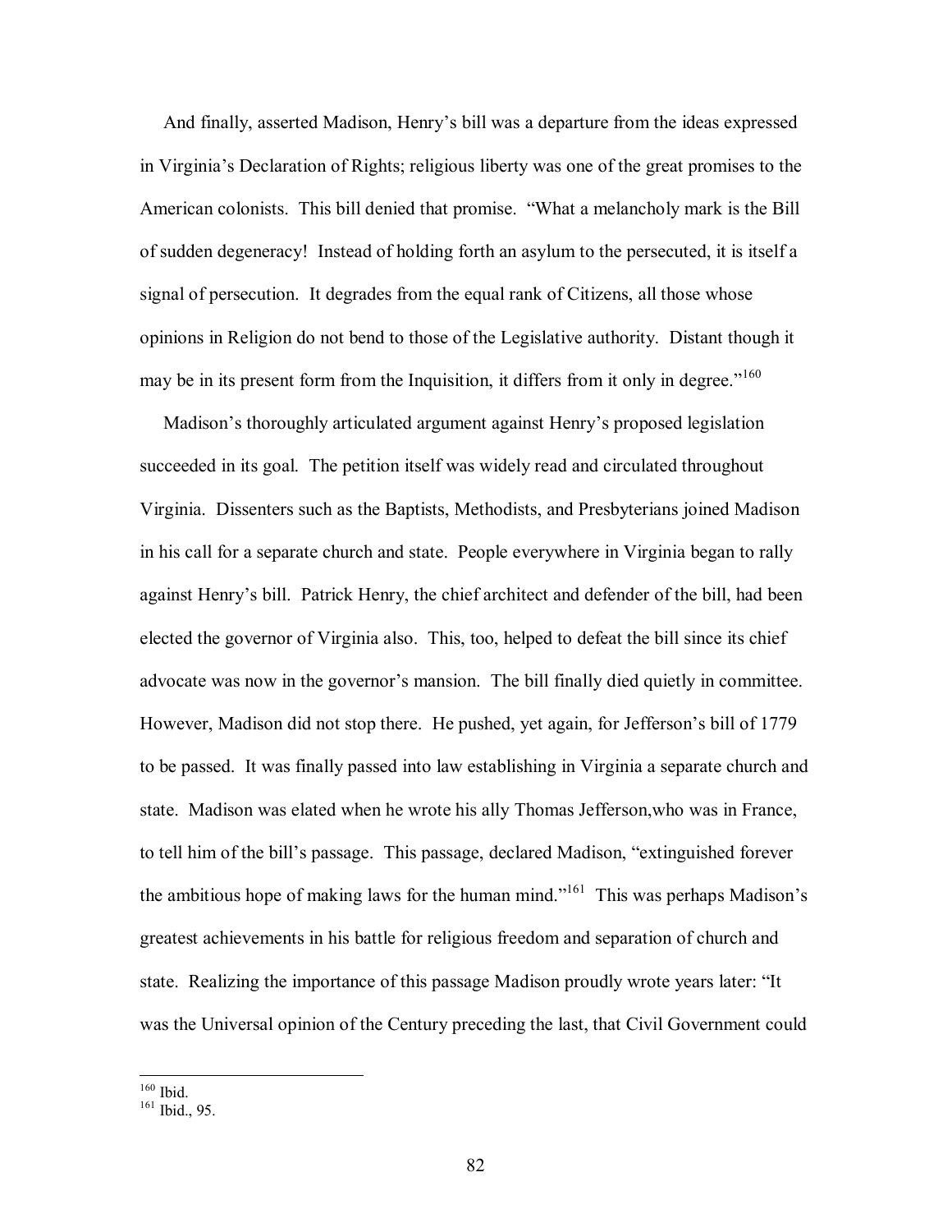And finally, asserted Madison, Henry's bill was a departure from the ideas expressed in Virginia's Declaration of Rights; religious liberty was one of the great promises to the American colonists. This bill denied that promise. "What a melancholy mark is the Bill of sudden degeneracy! Instead of holding forth an asylum to the persecuted, it is itself a signal of persecution. It degrades from the equal rank of Citizens, all those whose opinions in Religion do not bend to those of the Legislative authority. Distant though it may be in its present form from the Inquisition, it differs from it only in degree."[160]

Madison's thoroughly articulated argument against Henry's proposed legislation succeeded in its goal. The petition itself was widely read and circulated throughout Virginia. Dissenters such as the Baptists, Methodists, and Presbyterians joined Madison in his call for a separate church and state. People everywhere in Virginia began to rally against Henry's bill. Patrick Henry, the chief architect and defender of the bill, had been elected the governor of Virginia also. This, too, helped to defeat the bill since its chief advocate was now in the governor's mansion. The bill finally died quietly in committee. However, Madison did not stop there. He pushed, yet again, for Jefferson's bill of 1779 to be passed. It was finally passed into law establishing in Virginia a separate church and state. Madison was elated when he wrote his ally Thomas Jefferson,who was in France, to tell him of the bill's passage. This passage, declared Madison, "extinguished forever the ambitious hope of making laws for the human mind."[161] This was perhaps Madison's greatest achievements in his battle for religious freedom and separation of church and state. Realizing the importance of this passage Madison proudly wrote years later: "It was the Universal opinion of the Century preceding the last, that Civil Government could

---

[160] Ibid.

[161] Ibid., 95.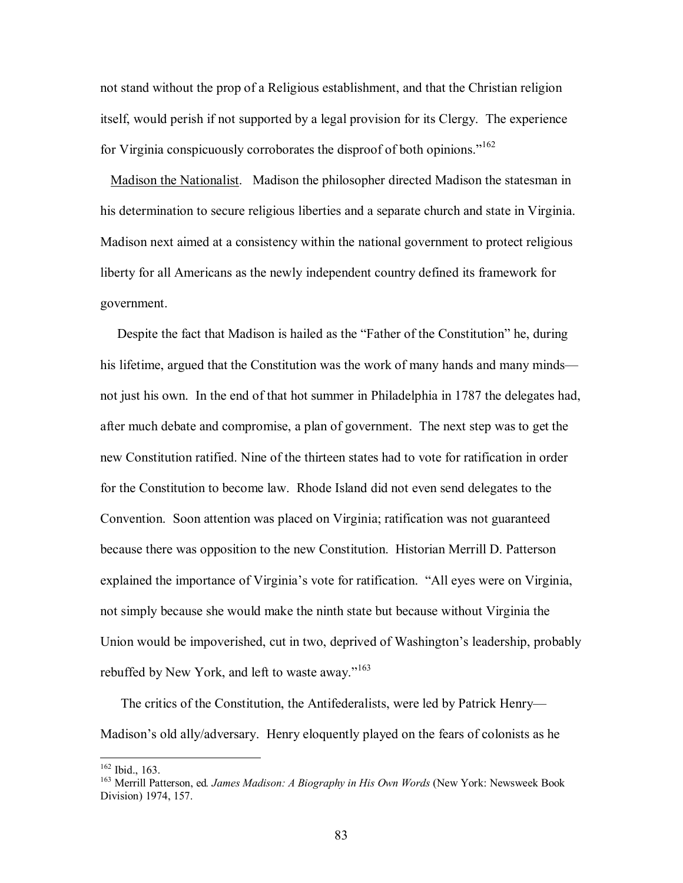not stand without the prop of a Religious establishment, and that the Christian religion itself, would perish if not supported by a legal provision for its Clergy. The experience for Virginia conspicuously corroborates the disproof of both opinions."[162]

Madison the Nationalist. Madison the philosopher directed Madison the statesman in his determination to secure religious liberties and a separate church and state in Virginia. Madison next aimed at a consistency within the national government to protect religious liberty for all Americans as the newly independent country defined its framework for government.

Despite the fact that Madison is hailed as the "Father of the Constitution" he, during his lifetime, argued that the Constitution was the work of many hands and many minds—not just his own. In the end of that hot summer in Philadelphia in 1787 the delegates had, after much debate and compromise, a plan of government. The next step was to get the new Constitution ratified. Nine of the thirteen states had to vote for ratification in order for the Constitution to become law. Rhode Island did not even send delegates to the Convention. Soon attention was placed on Virginia; ratification was not guaranteed because there was opposition to the new Constitution. Historian Merrill D. Patterson explained the importance of Virginia's vote for ratification. "All eyes were on Virginia, not simply because she would make the ninth state but because without Virginia the Union would be impoverished, cut in two, deprived of Washington's leadership, probably rebuffed by New York, and left to waste away."[163]

The critics of the Constitution, the Antifederalists, were led by Patrick Henry—Madison's old ally/adversary. Henry eloquently played on the fears of colonists as he

---

[162] Ibid., 163.

[163] Merrill Patterson, ed. *James Madison: A Biography in His Own Words* (New York: Newsweek Book Division) 1974, 157.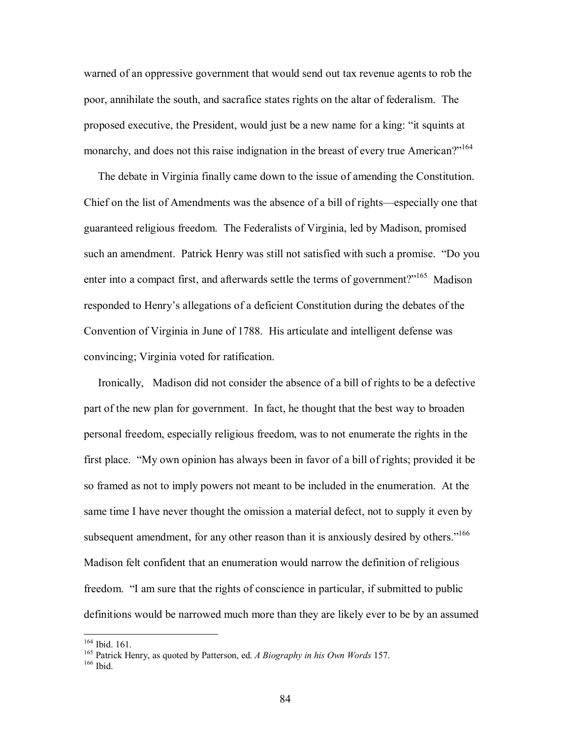warned of an oppressive government that would send out tax revenue agents to rob the poor, annihilate the south, and sacrafice states rights on the altar of federalism. The proposed executive, the President, would just be a new name for a king: "it squints at monarchy, and does not this raise indignation in the breast of every true American?"[164]

The debate in Virginia finally came down to the issue of amending the Constitution. Chief on the list of Amendments was the absence of a bill of rights—especially one that guaranteed religious freedom. The Federalists of Virginia, led by Madison, promised such an amendment. Patrick Henry was still not satisfied with such a promise. "Do you enter into a compact first, and afterwards settle the terms of government?"[165] Madison responded to Henry's allegations of a deficient Constitution during the debates of the Convention of Virginia in June of 1788. His articulate and intelligent defense was convincing; Virginia voted for ratification.

Ironically, Madison did not consider the absence of a bill of rights to be a defective part of the new plan for government. In fact, he thought that the best way to broaden personal freedom, especially religious freedom, was to not enumerate the rights in the first place. "My own opinion has always been in favor of a bill of rights; provided it be so framed as not to imply powers not meant to be included in the enumeration. At the same time I have never thought the omission a material defect, not to supply it even by subsequent amendment, for any other reason than it is anxiously desired by others."[166] Madison felt confident that an enumeration would narrow the definition of religious freedom. "I am sure that the rights of conscience in particular, if submitted to public definitions would be narrowed much more than they are likely ever to be by an assumed

---

[164] Ibid. 161.

[165] Patrick Henry, as quoted by Patterson, ed. *A Biography in his Own Words* 157.

[166] Ibid.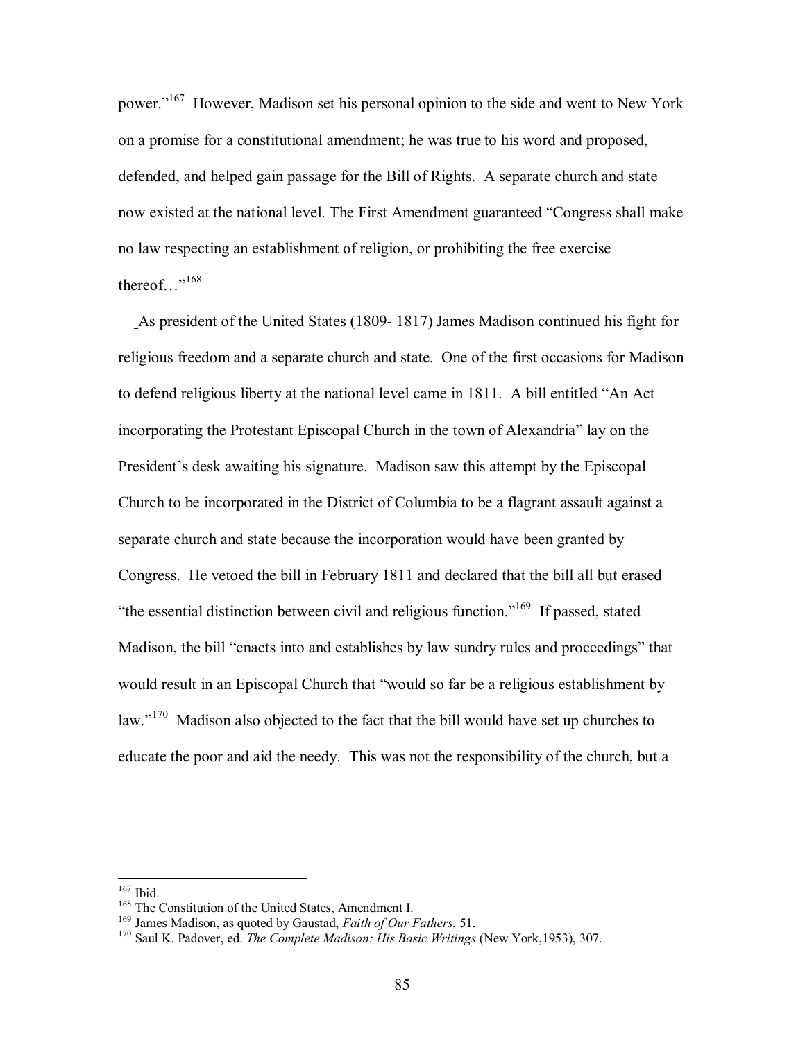power."[167] However, Madison set his personal opinion to the side and went to New York on a promise for a constitutional amendment; he was true to his word and proposed, defended, and helped gain passage for the Bill of Rights. A separate church and state now existed at the national level. The First Amendment guaranteed "Congress shall make no law respecting an establishment of religion, or prohibiting the free exercise thereof…"[168]

As president of the United States (1809- 1817) James Madison continued his fight for religious freedom and a separate church and state. One of the first occasions for Madison to defend religious liberty at the national level came in 1811. A bill entitled "An Act incorporating the Protestant Episcopal Church in the town of Alexandria" lay on the President's desk awaiting his signature. Madison saw this attempt by the Episcopal Church to be incorporated in the District of Columbia to be a flagrant assault against a separate church and state because the incorporation would have been granted by Congress. He vetoed the bill in February 1811 and declared that the bill all but erased "the essential distinction between civil and religious function."[169] If passed, stated Madison, the bill "enacts into and establishes by law sundry rules and proceedings" that would result in an Episcopal Church that "would so far be a religious establishment by law."[170] Madison also objected to the fact that the bill would have set up churches to educate the poor and aid the needy. This was not the responsibility of the church, but a

---

[167] Ibid.

[168] The Constitution of the United States, Amendment I.

[169] James Madison, as quoted by Gaustad, *Faith of Our Fathers*, 51.

[170] Saul K. Padover, ed. *The Complete Madison: His Basic Writings* (New York,1953), 307.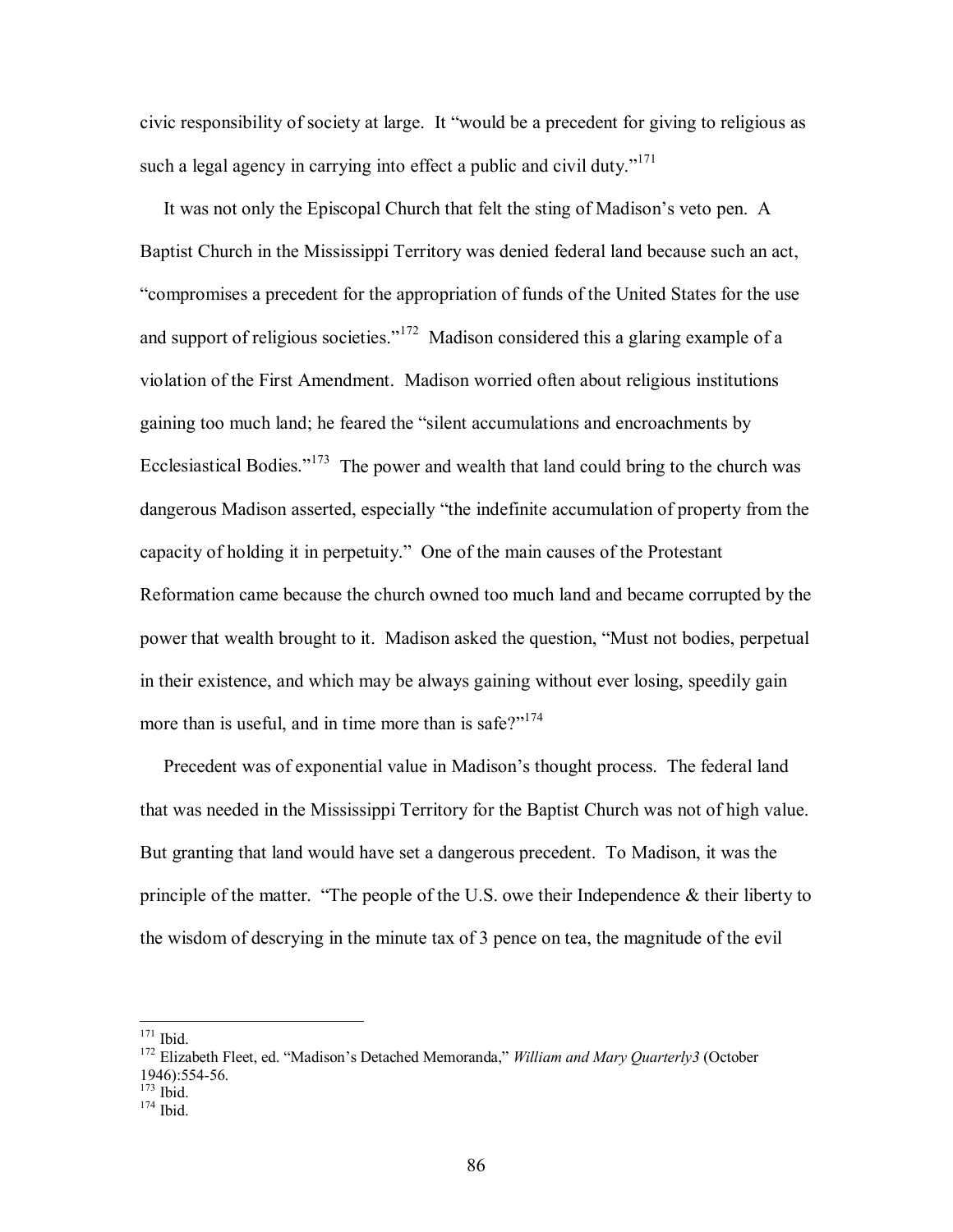civic responsibility of society at large. It "would be a precedent for giving to religious as such a legal agency in carrying into effect a public and civil duty."[171]

It was not only the Episcopal Church that felt the sting of Madison's veto pen. A Baptist Church in the Mississippi Territory was denied federal land because such an act, "compromises a precedent for the appropriation of funds of the United States for the use and support of religious societies."[172] Madison considered this a glaring example of a violation of the First Amendment. Madison worried often about religious institutions gaining too much land; he feared the "silent accumulations and encroachments by Ecclesiastical Bodies."[173] The power and wealth that land could bring to the church was dangerous Madison asserted, especially "the indefinite accumulation of property from the capacity of holding it in perpetuity." One of the main causes of the Protestant Reformation came because the church owned too much land and became corrupted by the power that wealth brought to it. Madison asked the question, "Must not bodies, perpetual in their existence, and which may be always gaining without ever losing, speedily gain more than is useful, and in time more than is safe?"[174]

Precedent was of exponential value in Madison's thought process. The federal land that was needed in the Mississippi Territory for the Baptist Church was not of high value. But granting that land would have set a dangerous precedent. To Madison, it was the principle of the matter. "The people of the U.S. owe their Independence & their liberty to the wisdom of descrying in the minute tax of 3 pence on tea, the magnitude of the evil

---

[171] Ibid.

[172] Elizabeth Fleet, ed. "Madison's Detached Memoranda," *William and Mary Quarterly3* (October 1946):554-56.

[173] Ibid.

[174] Ibid.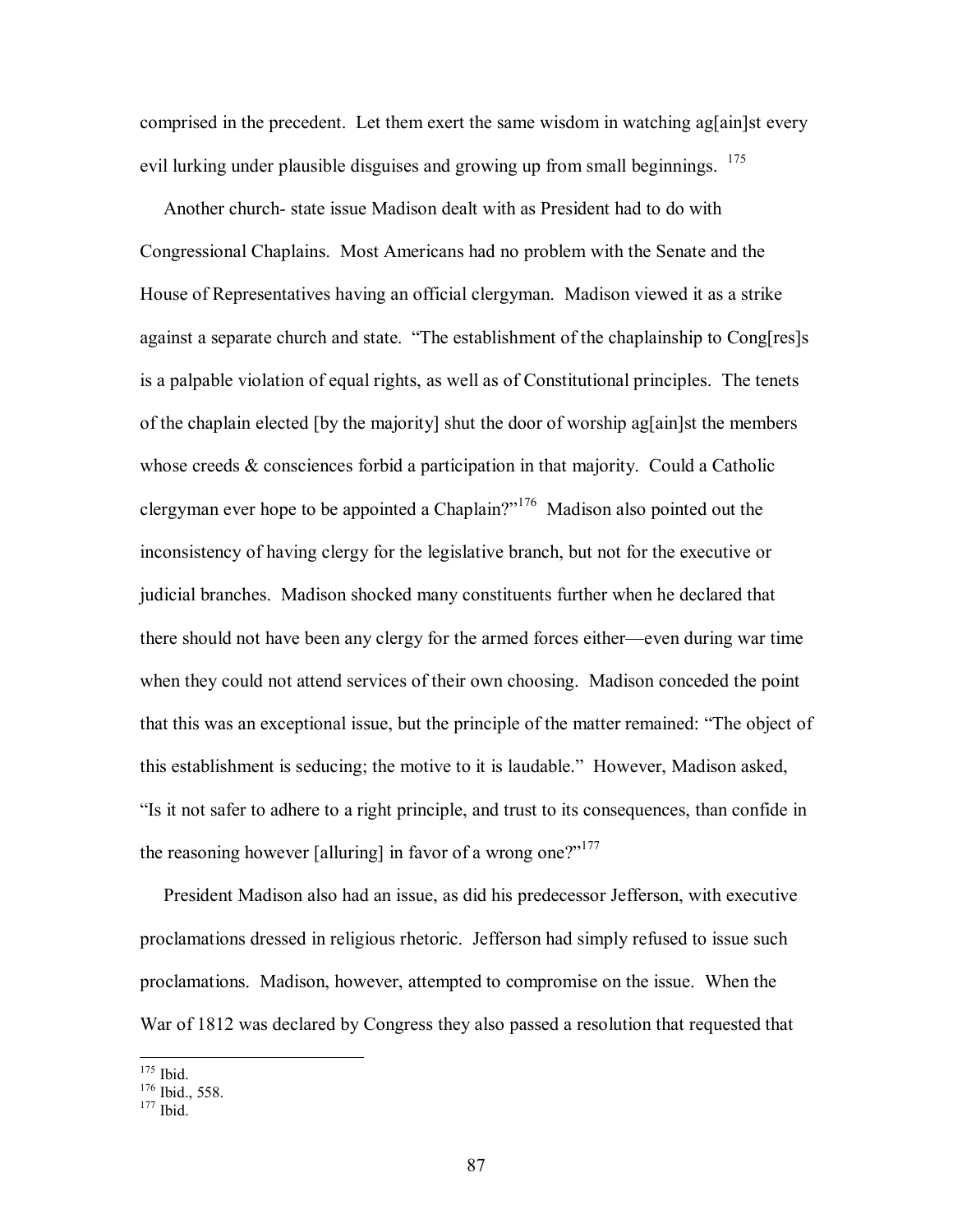comprised in the precedent. Let them exert the same wisdom in watching ag[ain]st every evil lurking under plausible disguises and growing up from small beginnings. [175]

Another church- state issue Madison dealt with as President had to do with Congressional Chaplains. Most Americans had no problem with the Senate and the House of Representatives having an official clergyman. Madison viewed it as a strike against a separate church and state. "The establishment of the chaplainship to Cong[res]s is a palpable violation of equal rights, as well as of Constitutional principles. The tenets of the chaplain elected [by the majority] shut the door of worship ag[ain]st the members whose creeds & consciences forbid a participation in that majority. Could a Catholic clergyman ever hope to be appointed a Chaplain?"[176] Madison also pointed out the inconsistency of having clergy for the legislative branch, but not for the executive or judicial branches. Madison shocked many constituents further when he declared that there should not have been any clergy for the armed forces either—even during war time when they could not attend services of their own choosing. Madison conceded the point that this was an exceptional issue, but the principle of the matter remained: "The object of this establishment is seducing; the motive to it is laudable." However, Madison asked, "Is it not safer to adhere to a right principle, and trust to its consequences, than confide in the reasoning however [alluring] in favor of a wrong one?"[177]

President Madison also had an issue, as did his predecessor Jefferson, with executive proclamations dressed in religious rhetoric. Jefferson had simply refused to issue such proclamations. Madison, however, attempted to compromise on the issue. When the War of 1812 was declared by Congress they also passed a resolution that requested that

---

[175] Ibid.
[176] Ibid., 558.
[177] Ibid.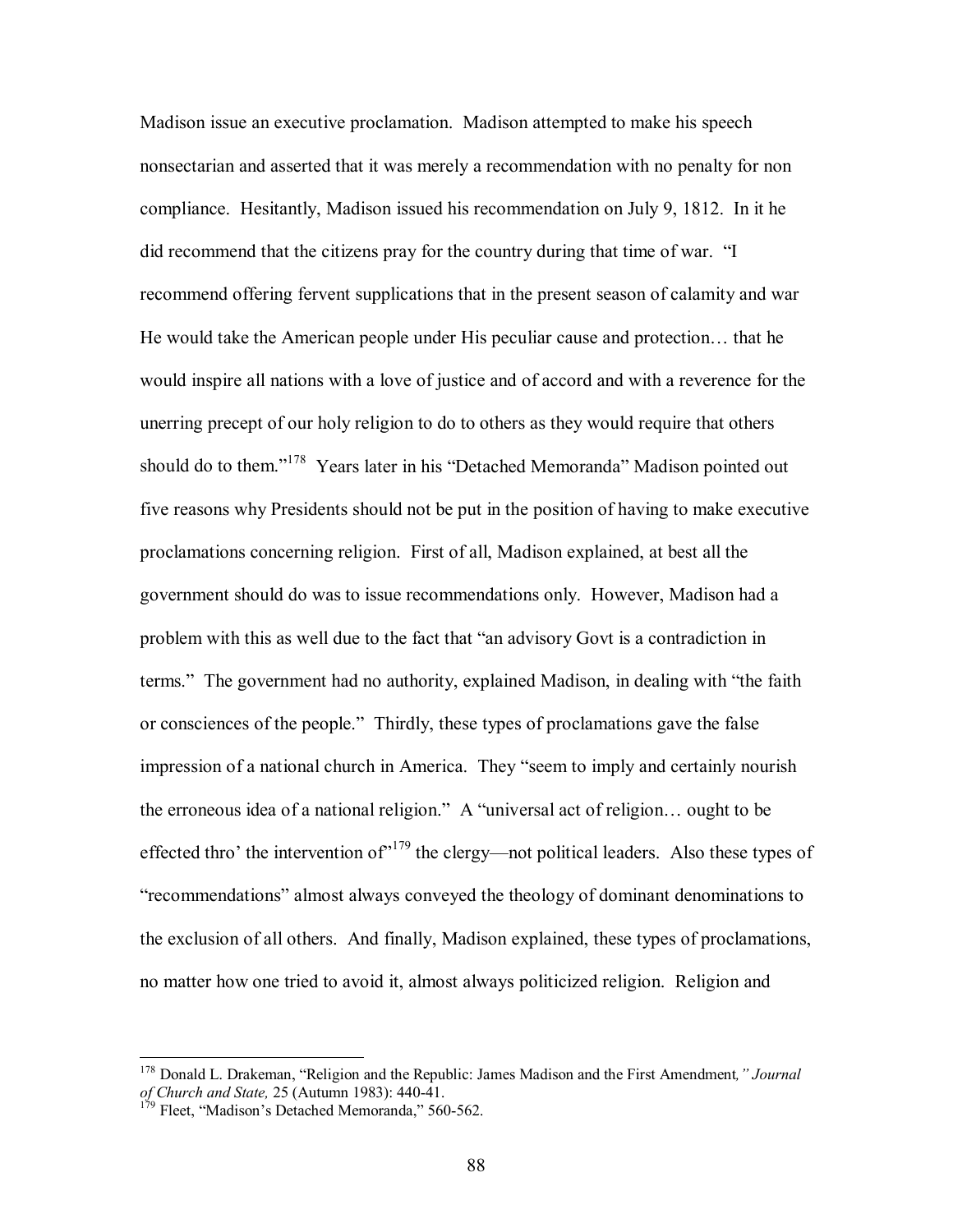Madison issue an executive proclamation. Madison attempted to make his speech nonsectarian and asserted that it was merely a recommendation with no penalty for non compliance. Hesitantly, Madison issued his recommendation on July 9, 1812. In it he did recommend that the citizens pray for the country during that time of war. "I recommend offering fervent supplications that in the present season of calamity and war He would take the American people under His peculiar cause and protection… that he would inspire all nations with a love of justice and of accord and with a reverence for the unerring precept of our holy religion to do to others as they would require that others should do to them."[178] Years later in his "Detached Memoranda" Madison pointed out five reasons why Presidents should not be put in the position of having to make executive proclamations concerning religion. First of all, Madison explained, at best all the government should do was to issue recommendations only. However, Madison had a problem with this as well due to the fact that "an advisory Govt is a contradiction in terms." The government had no authority, explained Madison, in dealing with "the faith or consciences of the people." Thirdly, these types of proclamations gave the false impression of a national church in America. They "seem to imply and certainly nourish the erroneous idea of a national religion." A "universal act of religion… ought to be effected thro' the intervention of"[179] the clergy—not political leaders. Also these types of "recommendations" almost always conveyed the theology of dominant denominations to the exclusion of all others. And finally, Madison explained, these types of proclamations, no matter how one tried to avoid it, almost always politicized religion. Religion and

---

[178] Donald L. Drakeman, "Religion and the Republic: James Madison and the First Amendment*," Journal of Church and State,* 25 (Autumn 1983): 440-41.

[179] Fleet, "Madison's Detached Memoranda," 560-562.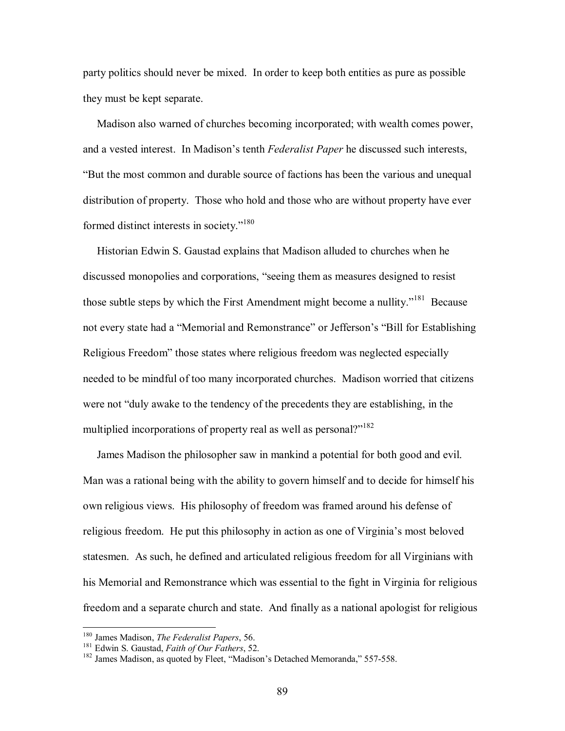party politics should never be mixed. In order to keep both entities as pure as possible they must be kept separate.

Madison also warned of churches becoming incorporated; with wealth comes power, and a vested interest. In Madison's tenth *Federalist Paper* he discussed such interests, "But the most common and durable source of factions has been the various and unequal distribution of property. Those who hold and those who are without property have ever formed distinct interests in society."[180]

Historian Edwin S. Gaustad explains that Madison alluded to churches when he discussed monopolies and corporations, "seeing them as measures designed to resist those subtle steps by which the First Amendment might become a nullity."[181] Because not every state had a "Memorial and Remonstrance" or Jefferson's "Bill for Establishing Religious Freedom" those states where religious freedom was neglected especially needed to be mindful of too many incorporated churches. Madison worried that citizens were not "duly awake to the tendency of the precedents they are establishing, in the multiplied incorporations of property real as well as personal?"[182]

James Madison the philosopher saw in mankind a potential for both good and evil. Man was a rational being with the ability to govern himself and to decide for himself his own religious views. His philosophy of freedom was framed around his defense of religious freedom. He put this philosophy in action as one of Virginia's most beloved statesmen. As such, he defined and articulated religious freedom for all Virginians with his Memorial and Remonstrance which was essential to the fight in Virginia for religious freedom and a separate church and state. And finally as a national apologist for religious

---

[180] James Madison, *The Federalist Papers*, 56.

[181] Edwin S. Gaustad, *Faith of Our Fathers*, 52.

[182] James Madison, as quoted by Fleet, "Madison's Detached Memoranda," 557-558.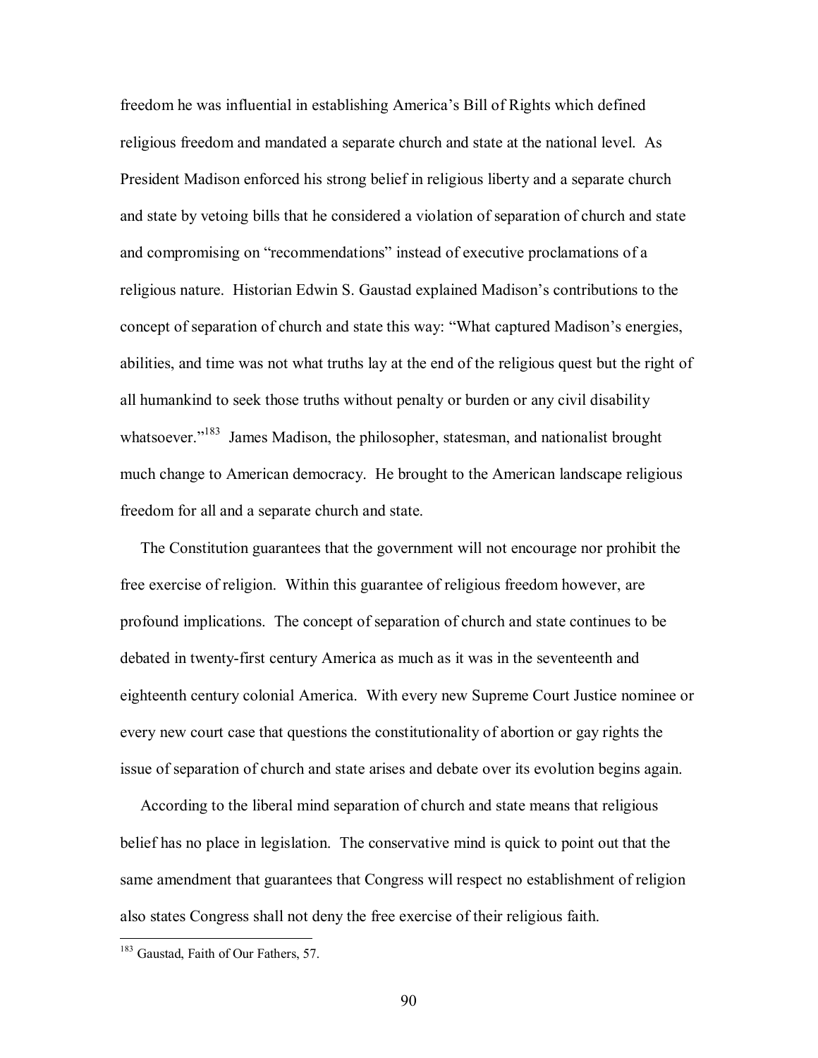freedom he was influential in establishing America's Bill of Rights which defined religious freedom and mandated a separate church and state at the national level. As President Madison enforced his strong belief in religious liberty and a separate church and state by vetoing bills that he considered a violation of separation of church and state and compromising on "recommendations" instead of executive proclamations of a religious nature. Historian Edwin S. Gaustad explained Madison's contributions to the concept of separation of church and state this way: "What captured Madison's energies, abilities, and time was not what truths lay at the end of the religious quest but the right of all humankind to seek those truths without penalty or burden or any civil disability whatsoever."[183] James Madison, the philosopher, statesman, and nationalist brought much change to American democracy. He brought to the American landscape religious freedom for all and a separate church and state.

The Constitution guarantees that the government will not encourage nor prohibit the free exercise of religion. Within this guarantee of religious freedom however, are profound implications. The concept of separation of church and state continues to be debated in twenty-first century America as much as it was in the seventeenth and eighteenth century colonial America. With every new Supreme Court Justice nominee or every new court case that questions the constitutionality of abortion or gay rights the issue of separation of church and state arises and debate over its evolution begins again.

According to the liberal mind separation of church and state means that religious belief has no place in legislation. The conservative mind is quick to point out that the same amendment that guarantees that Congress will respect no establishment of religion also states Congress shall not deny the free exercise of their religious faith.

[183] Gaustad, Faith of Our Fathers, 57.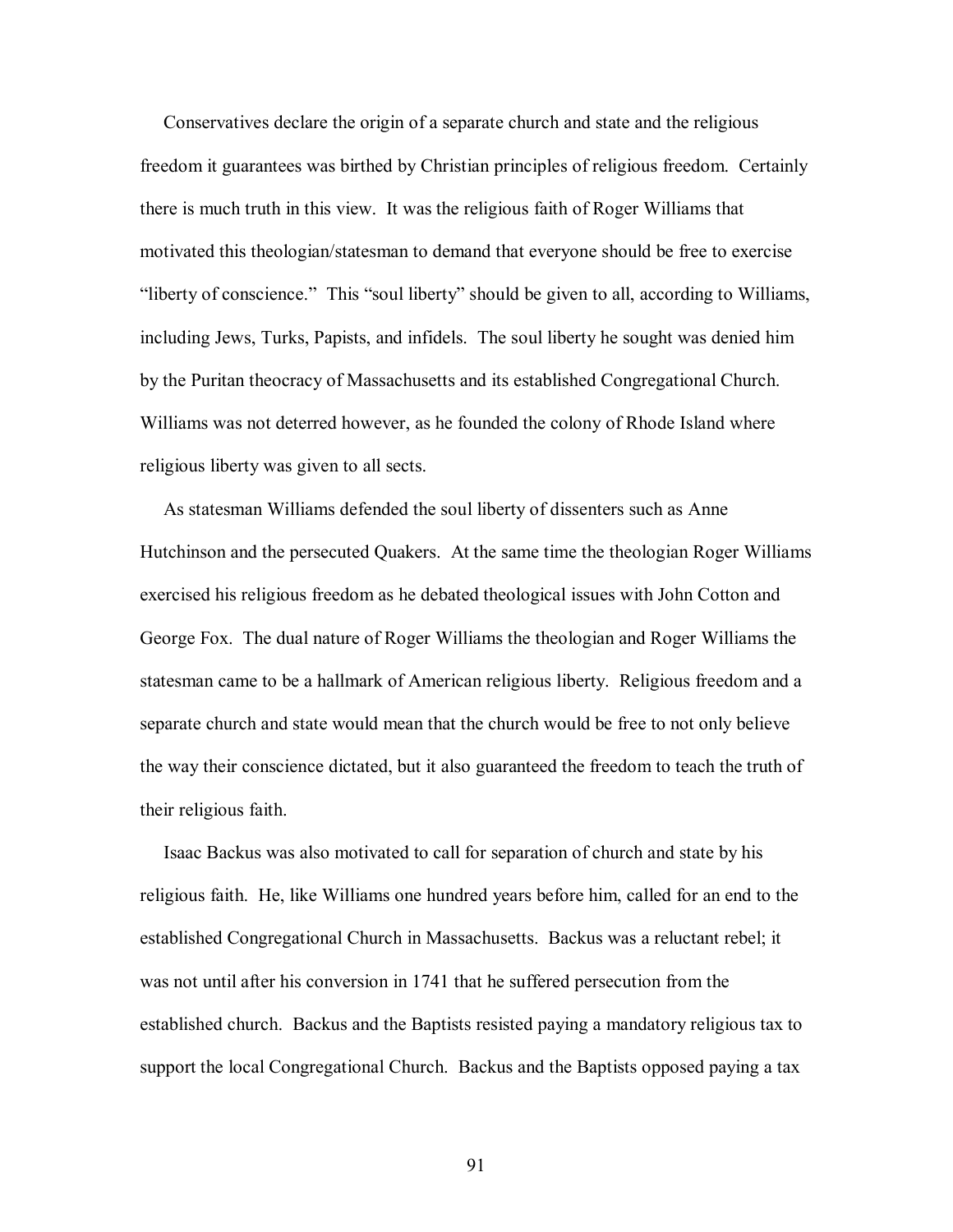Conservatives declare the origin of a separate church and state and the religious freedom it guarantees was birthed by Christian principles of religious freedom. Certainly there is much truth in this view. It was the religious faith of Roger Williams that motivated this theologian/statesman to demand that everyone should be free to exercise "liberty of conscience." This "soul liberty" should be given to all, according to Williams, including Jews, Turks, Papists, and infidels. The soul liberty he sought was denied him by the Puritan theocracy of Massachusetts and its established Congregational Church. Williams was not deterred however, as he founded the colony of Rhode Island where religious liberty was given to all sects.

As statesman Williams defended the soul liberty of dissenters such as Anne Hutchinson and the persecuted Quakers. At the same time the theologian Roger Williams exercised his religious freedom as he debated theological issues with John Cotton and George Fox. The dual nature of Roger Williams the theologian and Roger Williams the statesman came to be a hallmark of American religious liberty. Religious freedom and a separate church and state would mean that the church would be free to not only believe the way their conscience dictated, but it also guaranteed the freedom to teach the truth of their religious faith.

Isaac Backus was also motivated to call for separation of church and state by his religious faith. He, like Williams one hundred years before him, called for an end to the established Congregational Church in Massachusetts. Backus was a reluctant rebel; it was not until after his conversion in 1741 that he suffered persecution from the established church. Backus and the Baptists resisted paying a mandatory religious tax to support the local Congregational Church. Backus and the Baptists opposed paying a tax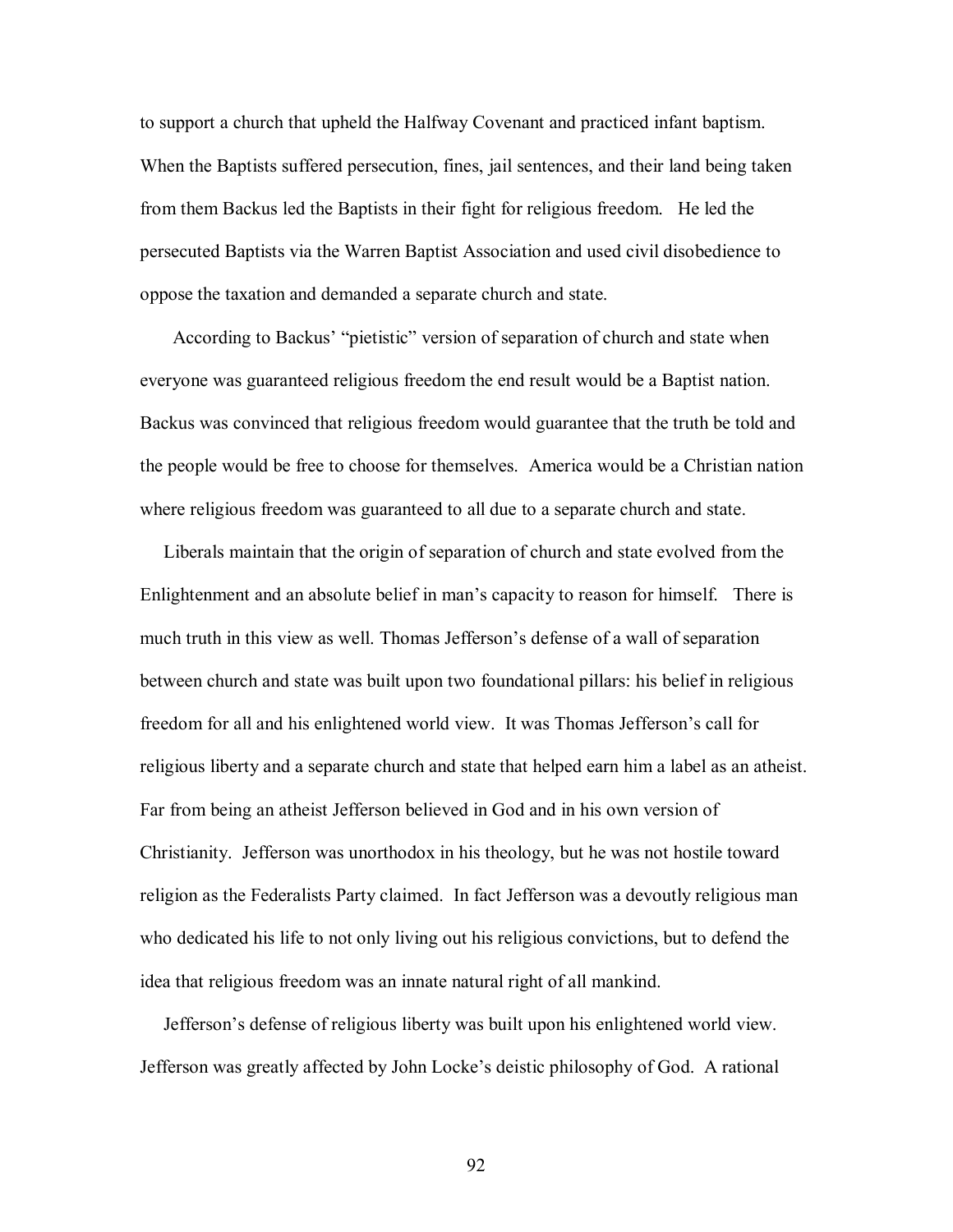to support a church that upheld the Halfway Covenant and practiced infant baptism. When the Baptists suffered persecution, fines, jail sentences, and their land being taken from them Backus led the Baptists in their fight for religious freedom. He led the persecuted Baptists via the Warren Baptist Association and used civil disobedience to oppose the taxation and demanded a separate church and state.

According to Backus' "pietistic" version of separation of church and state when everyone was guaranteed religious freedom the end result would be a Baptist nation. Backus was convinced that religious freedom would guarantee that the truth be told and the people would be free to choose for themselves. America would be a Christian nation where religious freedom was guaranteed to all due to a separate church and state.

Liberals maintain that the origin of separation of church and state evolved from the Enlightenment and an absolute belief in man's capacity to reason for himself. There is much truth in this view as well. Thomas Jefferson's defense of a wall of separation between church and state was built upon two foundational pillars: his belief in religious freedom for all and his enlightened world view. It was Thomas Jefferson's call for religious liberty and a separate church and state that helped earn him a label as an atheist. Far from being an atheist Jefferson believed in God and in his own version of Christianity. Jefferson was unorthodox in his theology, but he was not hostile toward religion as the Federalists Party claimed. In fact Jefferson was a devoutly religious man who dedicated his life to not only living out his religious convictions, but to defend the idea that religious freedom was an innate natural right of all mankind.

Jefferson's defense of religious liberty was built upon his enlightened world view. Jefferson was greatly affected by John Locke's deistic philosophy of God. A rational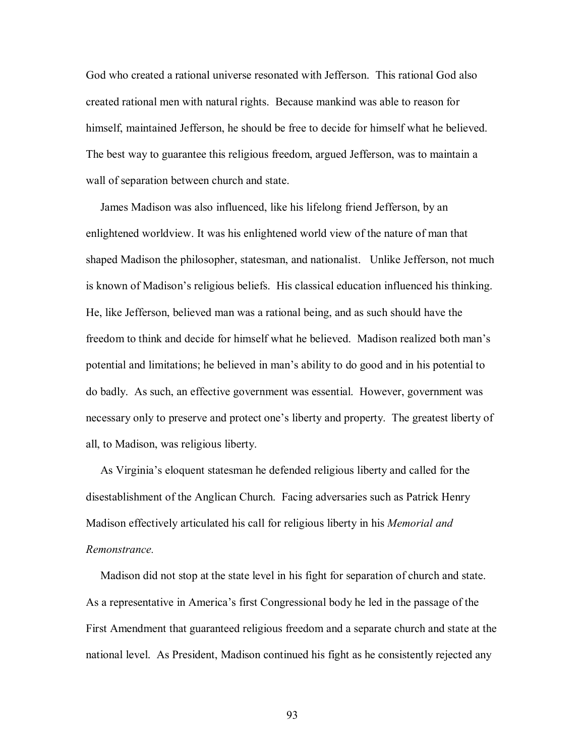God who created a rational universe resonated with Jefferson. This rational God also created rational men with natural rights. Because mankind was able to reason for himself, maintained Jefferson, he should be free to decide for himself what he believed. The best way to guarantee this religious freedom, argued Jefferson, was to maintain a wall of separation between church and state.

James Madison was also influenced, like his lifelong friend Jefferson, by an enlightened worldview. It was his enlightened world view of the nature of man that shaped Madison the philosopher, statesman, and nationalist. Unlike Jefferson, not much is known of Madison's religious beliefs. His classical education influenced his thinking. He, like Jefferson, believed man was a rational being, and as such should have the freedom to think and decide for himself what he believed. Madison realized both man's potential and limitations; he believed in man's ability to do good and in his potential to do badly. As such, an effective government was essential. However, government was necessary only to preserve and protect one's liberty and property. The greatest liberty of all, to Madison, was religious liberty.

As Virginia's eloquent statesman he defended religious liberty and called for the disestablishment of the Anglican Church. Facing adversaries such as Patrick Henry Madison effectively articulated his call for religious liberty in his *Memorial and Remonstrance.*

Madison did not stop at the state level in his fight for separation of church and state. As a representative in America's first Congressional body he led in the passage of the First Amendment that guaranteed religious freedom and a separate church and state at the national level. As President, Madison continued his fight as he consistently rejected any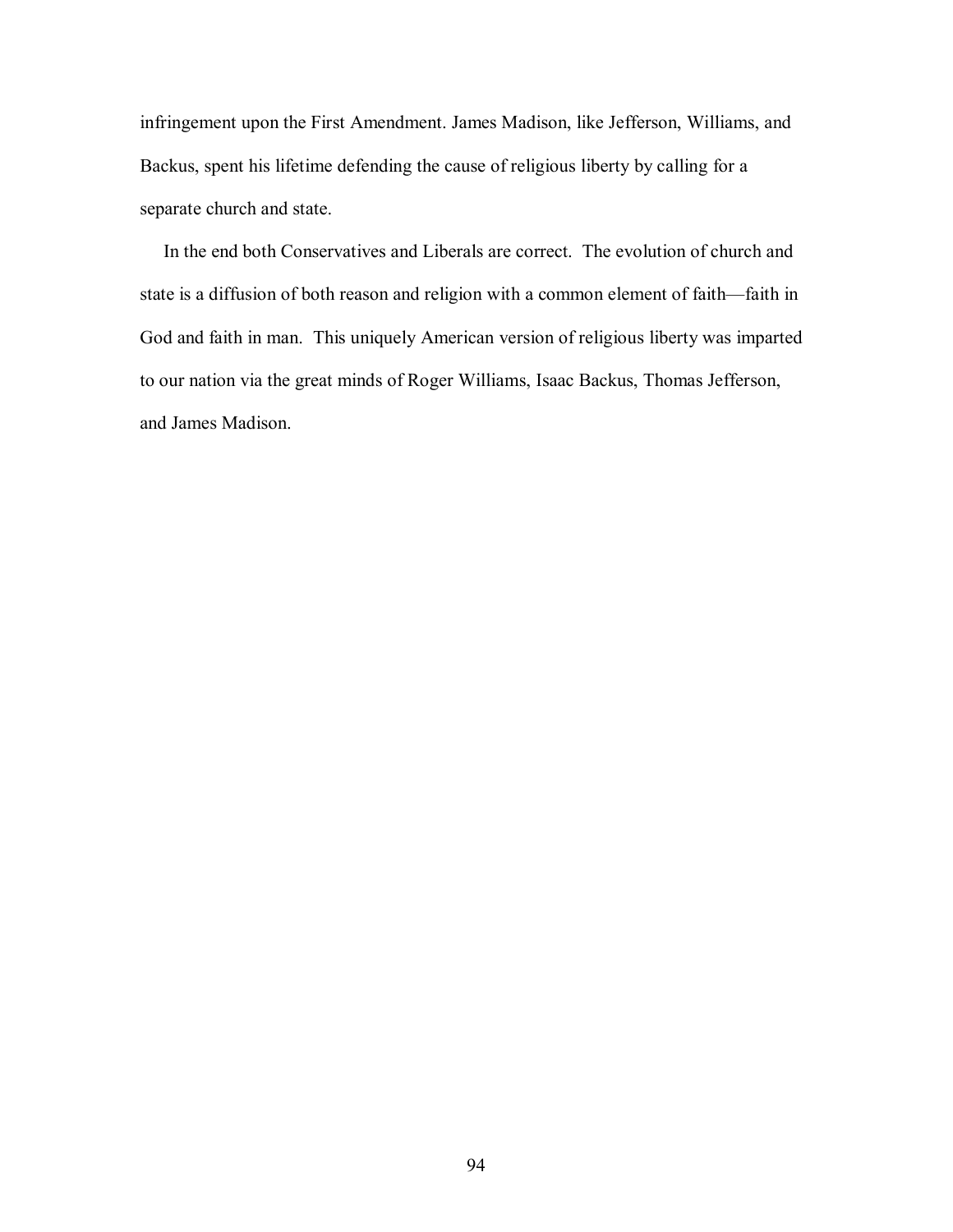infringement upon the First Amendment. James Madison, like Jefferson, Williams, and Backus, spent his lifetime defending the cause of religious liberty by calling for a separate church and state.

In the end both Conservatives and Liberals are correct. The evolution of church and state is a diffusion of both reason and religion with a common element of faith—faith in God and faith in man. This uniquely American version of religious liberty was imparted to our nation via the great minds of Roger Williams, Isaac Backus, Thomas Jefferson, and James Madison.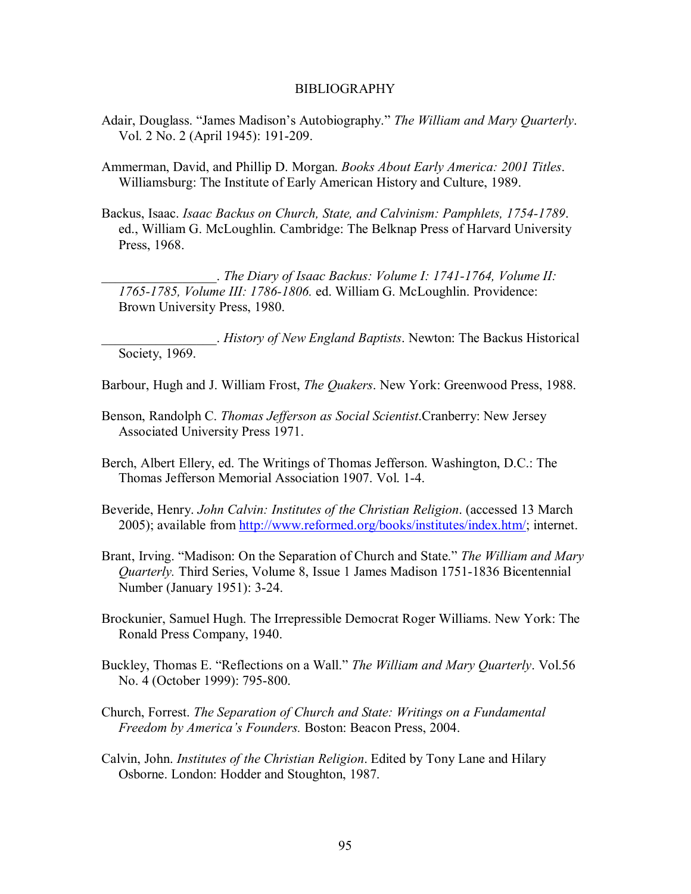# BIBLIOGRAPHY

Adair, Douglass. "James Madison's Autobiography." *The William and Mary Quarterly*. Vol. 2 No. 2 (April 1945): 191-209.

Ammerman, David, and Phillip D. Morgan. *Books About Early America: 2001 Titles*. Williamsburg: The Institute of Early American History and Culture, 1989.

Backus, Isaac. *Isaac Backus on Church, State, and Calvinism: Pamphlets, 1754-1789*. ed., William G. McLoughlin. Cambridge: The Belknap Press of Harvard University Press, 1968.

_________________. *The Diary of Isaac Backus: Volume I: 1741-1764, Volume II: 1765-1785, Volume III: 1786-1806.* ed. William G. McLoughlin. Providence: Brown University Press, 1980.

_________________. *History of New England Baptists*. Newton: The Backus Historical Society, 1969.

Barbour, Hugh and J. William Frost, *The Quakers*. New York: Greenwood Press, 1988.

Benson, Randolph C. *Thomas Jefferson as Social Scientist*.Cranberry: New Jersey Associated University Press 1971.

Berch, Albert Ellery, ed. The Writings of Thomas Jefferson. Washington, D.C.: The Thomas Jefferson Memorial Association 1907. Vol. 1-4.

Beveride, Henry. *John Calvin: Institutes of the Christian Religion*. (accessed 13 March 2005); available from http://www.reformed.org/books/institutes/index.htm/; internet.

Brant, Irving. "Madison: On the Separation of Church and State." *The William and Mary Quarterly.* Third Series, Volume 8, Issue 1 James Madison 1751-1836 Bicentennial Number (January 1951): 3-24.

Brockunier, Samuel Hugh. The Irrepressible Democrat Roger Williams. New York: The Ronald Press Company, 1940.

Buckley, Thomas E. "Reflections on a Wall." *The William and Mary Quarterly*. Vol.56 No. 4 (October 1999): 795-800.

Church, Forrest. *The Separation of Church and State: Writings on a Fundamental Freedom by America's Founders.* Boston: Beacon Press, 2004.

Calvin, John. *Institutes of the Christian Religion*. Edited by Tony Lane and Hilary Osborne. London: Hodder and Stoughton, 1987.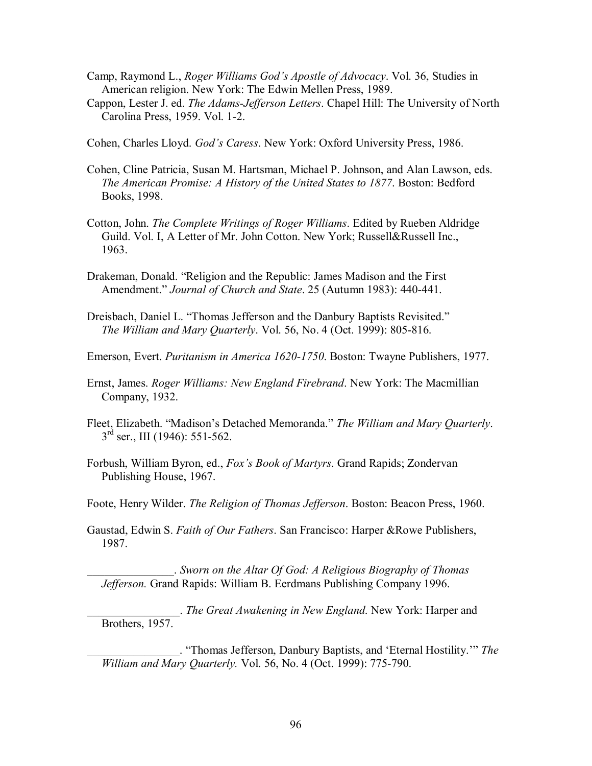Camp, Raymond L., *Roger Williams God's Apostle of Advocacy*. Vol. 36, Studies in American religion. New York: The Edwin Mellen Press, 1989.

Cappon, Lester J. ed. *The Adams-Jefferson Letters*. Chapel Hill: The University of North Carolina Press, 1959. Vol. 1-2.

Cohen, Charles Lloyd. *God's Caress*. New York: Oxford University Press, 1986.

Cohen, Cline Patricia, Susan M. Hartsman, Michael P. Johnson, and Alan Lawson, eds. *The American Promise: A History of the United States to 1877*. Boston: Bedford Books, 1998.

Cotton, John. *The Complete Writings of Roger Williams*. Edited by Rueben Aldridge Guild. Vol. I, A Letter of Mr. John Cotton. New York; Russell&Russell Inc., 1963.

Drakeman, Donald. "Religion and the Republic: James Madison and the First Amendment." *Journal of Church and State*. 25 (Autumn 1983): 440-441.

Dreisbach, Daniel L. "Thomas Jefferson and the Danbury Baptists Revisited." *The William and Mary Quarterly*. Vol. 56, No. 4 (Oct. 1999): 805-816.

Emerson, Evert. *Puritanism in America 1620-1750*. Boston: Twayne Publishers, 1977.

Ernst, James. *Roger Williams: New England Firebrand*. New York: The Macmillian Company, 1932.

Fleet, Elizabeth. "Madison's Detached Memoranda." *The William and Mary Quarterly*. 3rd ser., III (1946): 551-562.

Forbush, William Byron, ed., *Fox's Book of Martyrs*. Grand Rapids; Zondervan Publishing House, 1967.

Foote, Henry Wilder. *The Religion of Thomas Jefferson*. Boston: Beacon Press, 1960.

Gaustad, Edwin S. *Faith of Our Fathers*. San Francisco: Harper &Rowe Publishers, 1987.

_______________. *Sworn on the Altar Of God: A Religious Biography of Thomas Jefferson.* Grand Rapids: William B. Eerdmans Publishing Company 1996.

________________. *The Great Awakening in New England*. New York: Harper and Brothers, 1957.

________________. "Thomas Jefferson, Danbury Baptists, and 'Eternal Hostility.'" *The William and Mary Quarterly.* Vol. 56, No. 4 (Oct. 1999): 775-790.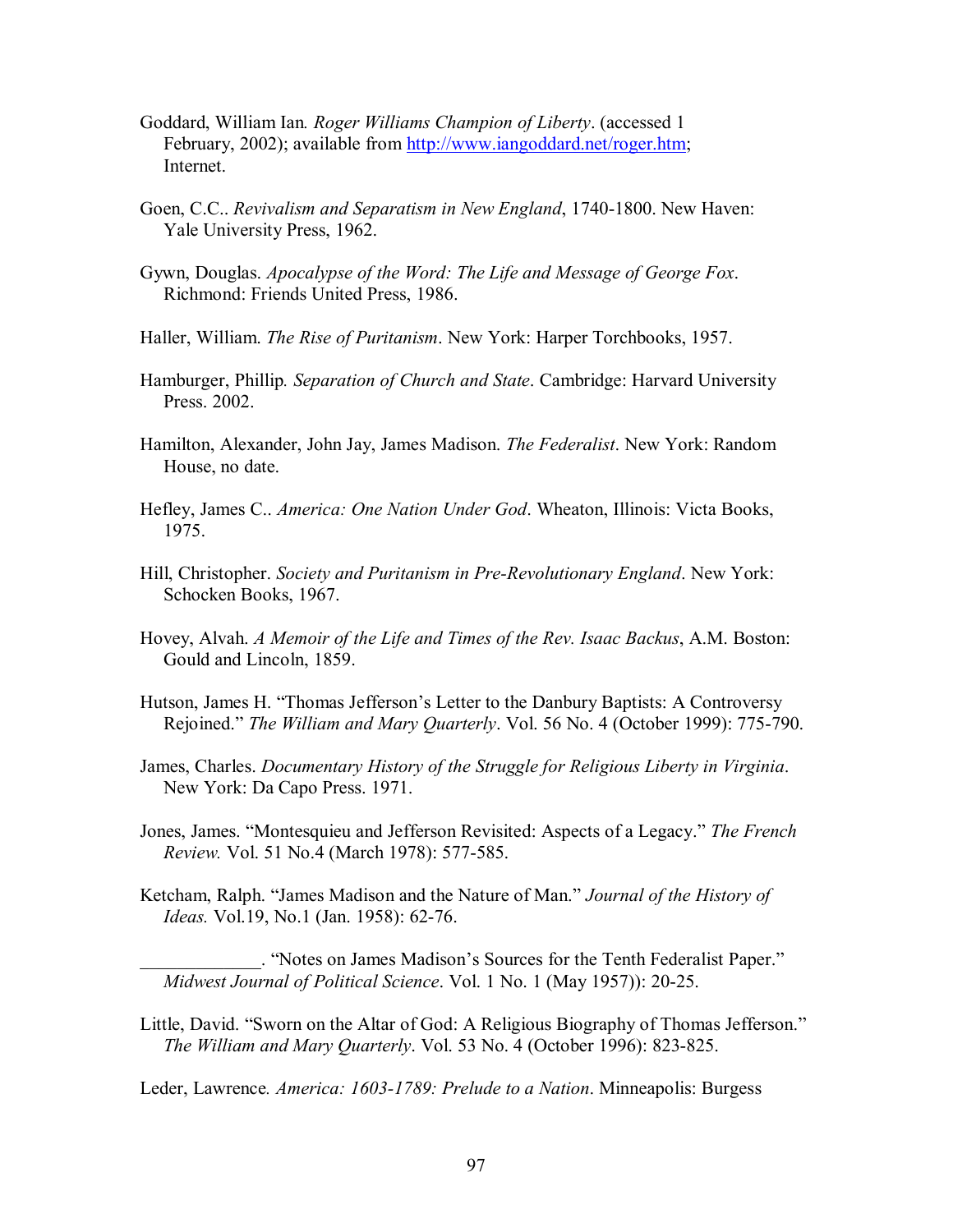Goddard, William Ian. *Roger Williams Champion of Liberty*. (accessed 1 February, 2002); available from http://www.iangoddard.net/roger.htm; Internet.

Goen, C.C.. *Revivalism and Separatism in New England*, 1740-1800. New Haven: Yale University Press, 1962.

Gywn, Douglas. *Apocalypse of the Word: The Life and Message of George Fox*. Richmond: Friends United Press, 1986.

Haller, William. *The Rise of Puritanism*. New York: Harper Torchbooks, 1957.

Hamburger, Phillip. *Separation of Church and State*. Cambridge: Harvard University Press. 2002.

Hamilton, Alexander, John Jay, James Madison. *The Federalist*. New York: Random House, no date.

Hefley, James C.. *America: One Nation Under God*. Wheaton, Illinois: Victa Books, 1975.

Hill, Christopher. *Society and Puritanism in Pre-Revolutionary England*. New York: Schocken Books, 1967.

Hovey, Alvah. *A Memoir of the Life and Times of the Rev. Isaac Backus*, A.M. Boston: Gould and Lincoln, 1859.

Hutson, James H. "Thomas Jefferson's Letter to the Danbury Baptists: A Controversy Rejoined." *The William and Mary Quarterly*. Vol. 56 No. 4 (October 1999): 775-790.

James, Charles. *Documentary History of the Struggle for Religious Liberty in Virginia*. New York: Da Capo Press. 1971.

Jones, James. "Montesquieu and Jefferson Revisited: Aspects of a Legacy." *The French Review.* Vol. 51 No.4 (March 1978): 577-585.

Ketcham, Ralph. "James Madison and the Nature of Man." *Journal of the History of Ideas.* Vol.19, No.1 (Jan. 1958): 62-76.

\_\_\_\_\_\_\_\_\_\_\_\_\_. "Notes on James Madison's Sources for the Tenth Federalist Paper." *Midwest Journal of Political Science*. Vol. 1 No. 1 (May 1957)): 20-25.

Little, David. "Sworn on the Altar of God: A Religious Biography of Thomas Jefferson." *The William and Mary Quarterly*. Vol. 53 No. 4 (October 1996): 823-825.

Leder, Lawrence. *America: 1603-1789: Prelude to a Nation*. Minneapolis: Burgess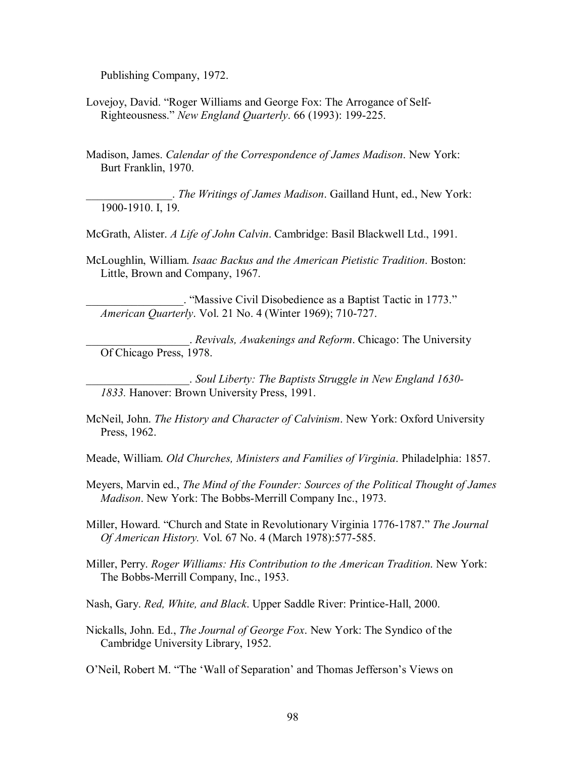Publishing Company, 1972.

Lovejoy, David. "Roger Williams and George Fox: The Arrogance of Self-Righteousness." *New England Quarterly*. 66 (1993): 199-225.

Madison, James. *Calendar of the Correspondence of James Madison*. New York: Burt Franklin, 1970.

_______________. *The Writings of James Madison*. Gailland Hunt, ed., New York: 1900-1910. I, 19.

McGrath, Alister. *A Life of John Calvin*. Cambridge: Basil Blackwell Ltd., 1991.

McLoughlin, William. *Isaac Backus and the American Pietistic Tradition*. Boston: Little, Brown and Company, 1967.

_________________. "Massive Civil Disobedience as a Baptist Tactic in 1773." *American Quarterly*. Vol. 21 No. 4 (Winter 1969); 710-727.

__________________. *Revivals, Awakenings and Reform*. Chicago: The University Of Chicago Press, 1978.

__________________. *Soul Liberty: The Baptists Struggle in New England 1630-1833.* Hanover: Brown University Press, 1991.

McNeil, John. *The History and Character of Calvinism*. New York: Oxford University Press, 1962.

Meade, William. *Old Churches, Ministers and Families of Virginia*. Philadelphia: 1857.

Meyers, Marvin ed., *The Mind of the Founder: Sources of the Political Thought of James Madison*. New York: The Bobbs-Merrill Company Inc., 1973.

Miller, Howard. "Church and State in Revolutionary Virginia 1776-1787." *The Journal Of American History.* Vol. 67 No. 4 (March 1978):577-585.

Miller, Perry. *Roger Williams: His Contribution to the American Tradition*. New York: The Bobbs-Merrill Company, Inc., 1953.

Nash, Gary. *Red, White, and Black*. Upper Saddle River: Printice-Hall, 2000.

Nickalls, John. Ed., *The Journal of George Fox*. New York: The Syndico of the Cambridge University Library, 1952.

O'Neil, Robert M. "The 'Wall of Separation' and Thomas Jefferson's Views on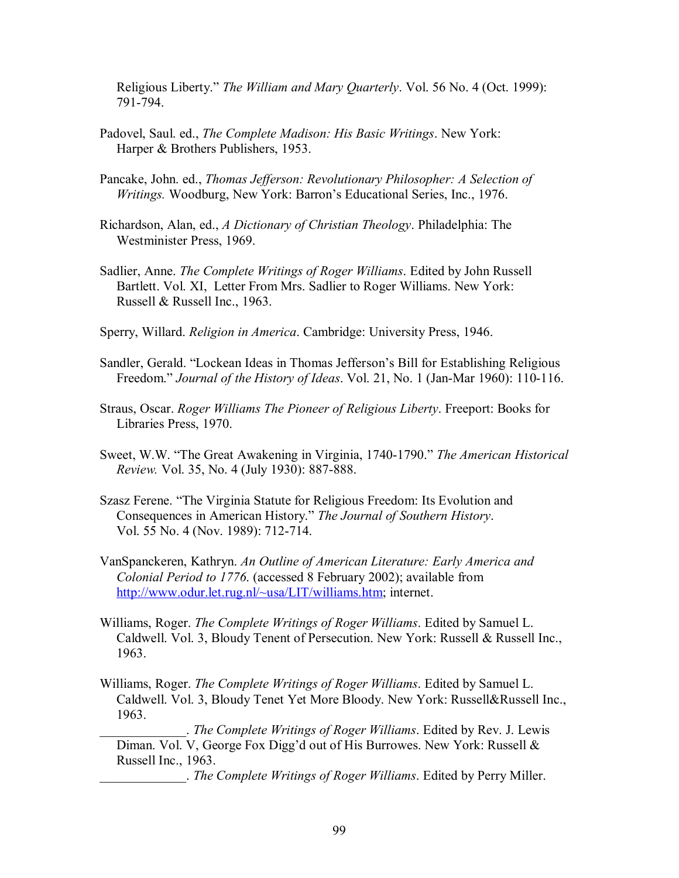Religious Liberty." *The William and Mary Quarterly*. Vol. 56 No. 4 (Oct. 1999): 791-794.

Padovel, Saul. ed., *The Complete Madison: His Basic Writings*. New York: Harper & Brothers Publishers, 1953.

Pancake, John. ed., *Thomas Jefferson: Revolutionary Philosopher: A Selection of Writings.* Woodburg, New York: Barron's Educational Series, Inc., 1976.

Richardson, Alan, ed., *A Dictionary of Christian Theology*. Philadelphia: The Westminister Press, 1969.

Sadlier, Anne. *The Complete Writings of Roger Williams*. Edited by John Russell Bartlett. Vol. XI, Letter From Mrs. Sadlier to Roger Williams. New York: Russell & Russell Inc., 1963.

Sperry, Willard. *Religion in America*. Cambridge: University Press, 1946.

Sandler, Gerald. "Lockean Ideas in Thomas Jefferson's Bill for Establishing Religious Freedom." *Journal of the History of Ideas*. Vol. 21, No. 1 (Jan-Mar 1960): 110-116.

Straus, Oscar. *Roger Williams The Pioneer of Religious Liberty*. Freeport: Books for Libraries Press, 1970.

Sweet, W.W. "The Great Awakening in Virginia, 1740-1790." *The American Historical Review.* Vol. 35, No. 4 (July 1930): 887-888.

Szasz Ferene. "The Virginia Statute for Religious Freedom: Its Evolution and Consequences in American History." *The Journal of Southern History*. Vol. 55 No. 4 (Nov. 1989): 712-714.

VanSpanckeren, Kathryn. *An Outline of American Literature: Early America and Colonial Period to 1776.* (accessed 8 February 2002); available from http://www.odur.let.rug.nl/~usa/LIT/williams.htm; internet.

Williams, Roger. *The Complete Writings of Roger Williams*. Edited by Samuel L. Caldwell. Vol. 3, Bloudy Tenent of Persecution. New York: Russell & Russell Inc., 1963.

Williams, Roger. *The Complete Writings of Roger Williams*. Edited by Samuel L. Caldwell. Vol. 3, Bloudy Tenet Yet More Bloody. New York: Russell&Russell Inc., 1963.

_____________. *The Complete Writings of Roger Williams*. Edited by Rev. J. Lewis Diman. Vol. V, George Fox Digg'd out of His Burrowes. New York: Russell & Russell Inc., 1963.

_____________. *The Complete Writings of Roger Williams*. Edited by Perry Miller.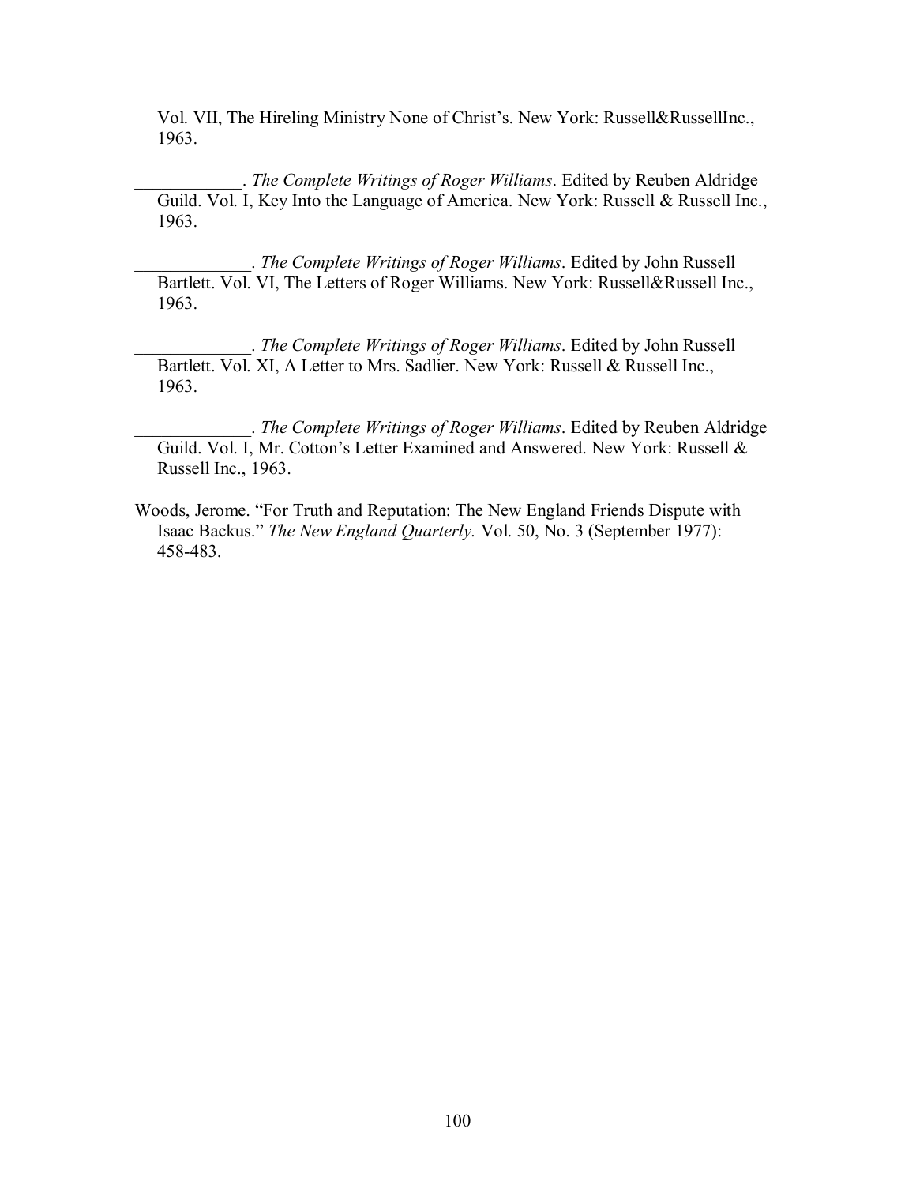Vol. VII, The Hireling Ministry None of Christ's. New York: Russell&RussellInc., 1963.

\_\_\_\_\_\_\_\_\_\_\_\_. *The Complete Writings of Roger Williams*. Edited by Reuben Aldridge Guild. Vol. I, Key Into the Language of America. New York: Russell & Russell Inc., 1963.

\_\_\_\_\_\_\_\_\_\_\_\_\_. *The Complete Writings of Roger Williams*. Edited by John Russell Bartlett. Vol. VI, The Letters of Roger Williams. New York: Russell&Russell Inc., 1963.

\_\_\_\_\_\_\_\_\_\_\_\_\_. *The Complete Writings of Roger Williams*. Edited by John Russell Bartlett. Vol. XI, A Letter to Mrs. Sadlier. New York: Russell & Russell Inc., 1963.

\_\_\_\_\_\_\_\_\_\_\_\_\_. *The Complete Writings of Roger Williams*. Edited by Reuben Aldridge Guild. Vol. I, Mr. Cotton's Letter Examined and Answered. New York: Russell & Russell Inc., 1963.

Woods, Jerome. "For Truth and Reputation: The New England Friends Dispute with Isaac Backus." *The New England Quarterly.* Vol. 50, No. 3 (September 1977): 458-483.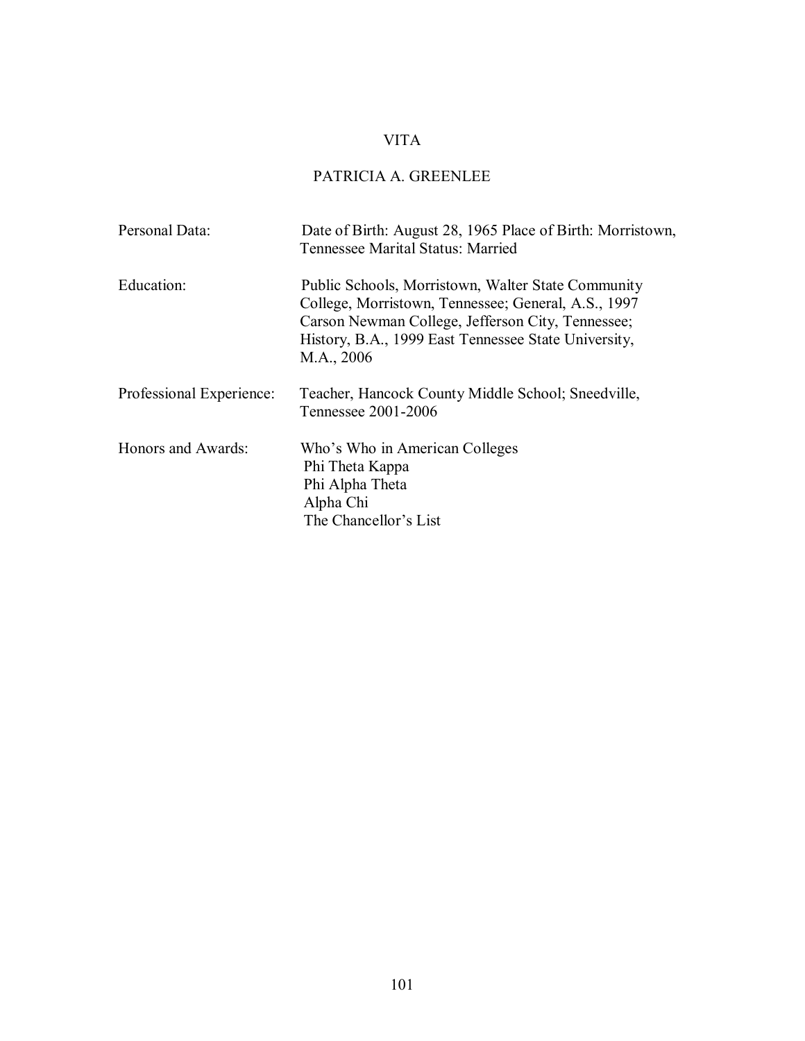# VITA

## PATRICIA A. GREENLEE

| | |
|---|---|
| Personal Data: | Date of Birth: August 28, 1965 Place of Birth: Morristown, Tennessee Marital Status: Married |
| Education: | Public Schools, Morristown, Walter State Community College, Morristown, Tennessee; General, A.S., 1997 Carson Newman College, Jefferson City, Tennessee; History, B.A., 1999 East Tennessee State University, M.A., 2006 |
| Professional Experience: | Teacher, Hancock County Middle School; Sneedville, Tennessee 2001-2006 |
| Honors and Awards: | Who's Who in American Colleges<br>Phi Theta Kappa<br>Phi Alpha Theta<br>Alpha Chi<br>The Chancellor's List |